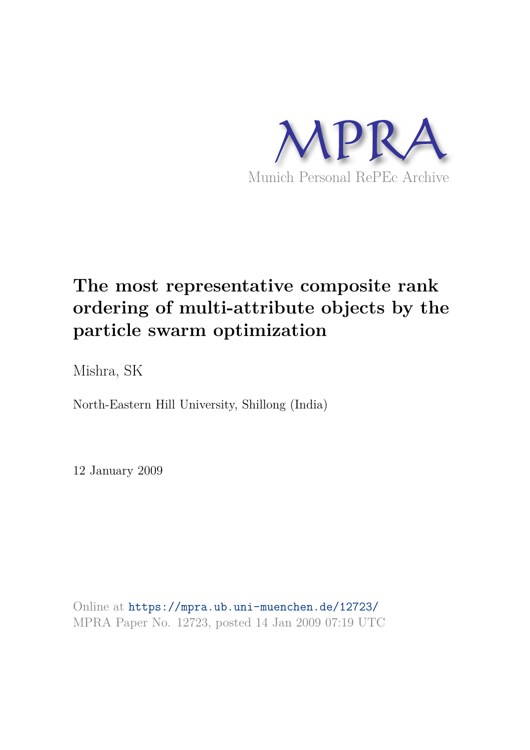MPRA

Munich Personal RePEc Archive

# The most representative composite rank ordering of multi-attribute objects by the particle swarm optimization

Mishra, SK

North-Eastern Hill University, Shillong (India)

12 January 2009

Online at https://mpra.ub.uni-muenchen.de/12723/
MPRA Paper No. 12723, posted 14 Jan 2009 07:19 UTC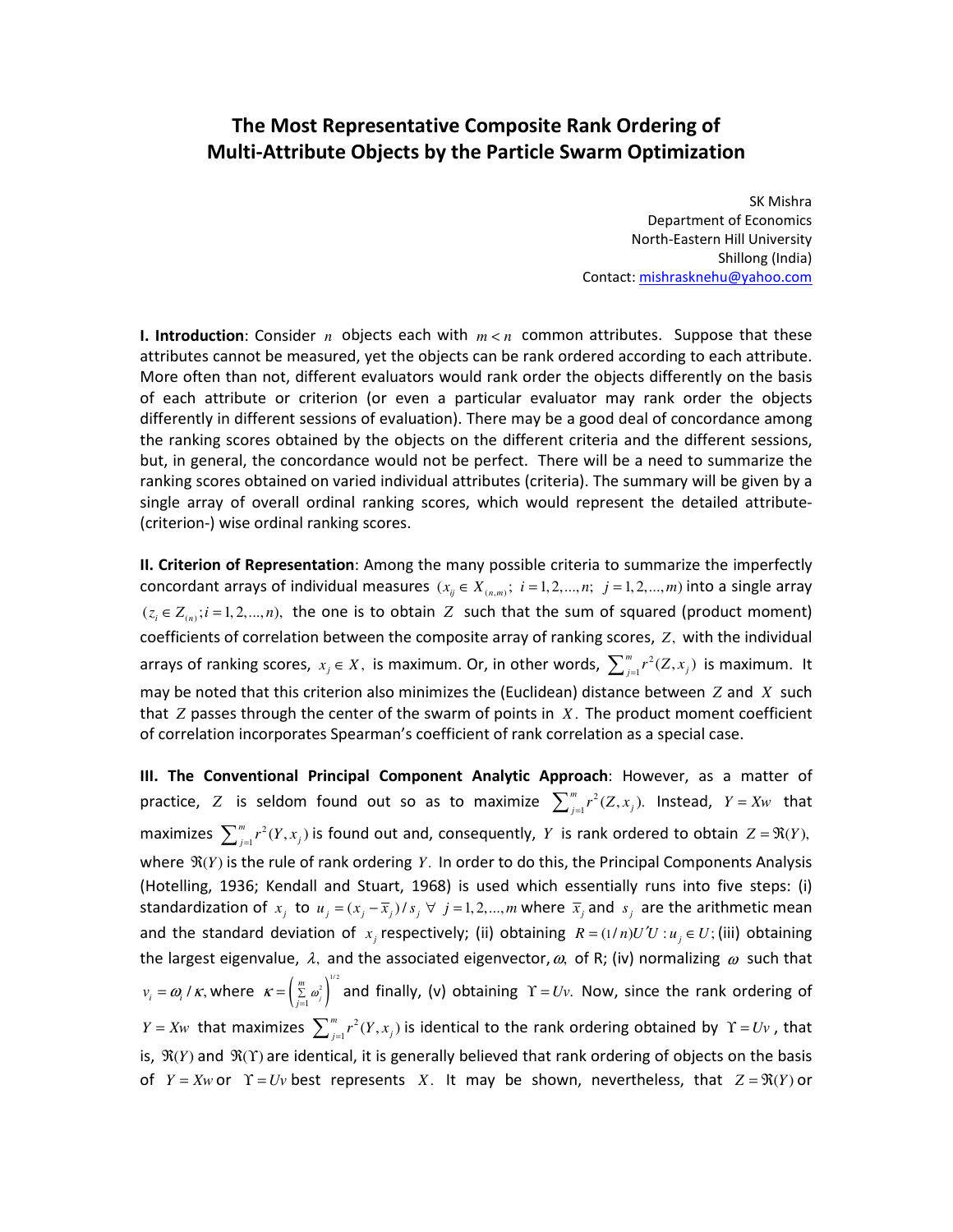# The Most Representative Composite Rank Ordering of Multi-Attribute Objects by the Particle Swarm Optimization

SK Mishra
Department of Economics
North-Eastern Hill University
Shillong (India)
Contact: mishrasknehu@yahoo.com

**I. Introduction**: Consider $n$ objects each with $m < n$ common attributes. Suppose that these attributes cannot be measured, yet the objects can be rank ordered according to each attribute. More often than not, different evaluators would rank order the objects differently on the basis of each attribute or criterion (or even a particular evaluator may rank order the objects differently in different sessions of evaluation). There may be a good deal of concordance among the ranking scores obtained by the objects on the different criteria and the different sessions, but, in general, the concordance would not be perfect. There will be a need to summarize the ranking scores obtained on varied individual attributes (criteria). The summary will be given by a single array of overall ordinal ranking scores, which would represent the detailed attribute- (criterion-) wise ordinal ranking scores.

**II. Criterion of Representation**: Among the many possible criteria to summarize the imperfectly concordant arrays of individual measures $(x_{ij} \in X_{(n,m)};\ i = 1, 2, ..., n;\ j = 1, 2, ..., m)$ into a single array $(z_i \in Z_{(n)}; i = 1, 2, ..., n)$, the one is to obtain $Z$ such that the sum of squared (product moment) coefficients of correlation between the composite array of ranking scores, $Z$, with the individual arrays of ranking scores, $x_j \in X$, is maximum. Or, in other words, $\sum_{j=1}^{m} r^2(Z, x_j)$ is maximum. It may be noted that this criterion also minimizes the (Euclidean) distance between $Z$ and $X$ such that $Z$ passes through the center of the swarm of points in $X$. The product moment coefficient of correlation incorporates Spearman's coefficient of rank correlation as a special case.

**III. The Conventional Principal Component Analytic Approach**: However, as a matter of practice, $Z$ is seldom found out so as to maximize $\sum_{j=1}^{m} r^2(Z, x_j)$. Instead, $Y = Xw$ that maximizes $\sum_{j=1}^{m} r^2(Y, x_j)$ is found out and, consequently, $Y$ is rank ordered to obtain $Z = \Re(Y)$, where $\Re(Y)$ is the rule of rank ordering $Y$. In order to do this, the Principal Components Analysis (Hotelling, 1936; Kendall and Stuart, 1968) is used which essentially runs into five steps: (i) standardization of $x_j$ to $u_j = (x_j - \bar{x}_j)/s_j \ \forall \ j = 1, 2, ..., m$ where $\bar{x}_j$ and $s_j$ are the arithmetic mean and the standard deviation of $x_j$ respectively; (ii) obtaining $R = (1/n)U'U : u_j \in U$; (iii) obtaining the largest eigenvalue, $\lambda$, and the associated eigenvector, $\omega$, of R; (iv) normalizing $\omega$ such that $v_i = \omega_i / \kappa$, where $\kappa = \left( \sum_{j=1}^{m} \omega_j^2 \right)^{1/2}$ and finally, (v) obtaining $\Upsilon = Uv$. Now, since the rank ordering of $Y = Xw$ that maximizes $\sum_{j=1}^{m} r^2(Y, x_j)$ is identical to the rank ordering obtained by $\Upsilon = Uv$, that is, $\Re(Y)$ and $\Re(\Upsilon)$ are identical, it is generally believed that rank ordering of objects on the basis of $Y = Xw$ or $\Upsilon = Uv$ best represents $X$. It may be shown, nevertheless, that $Z = \Re(Y)$ or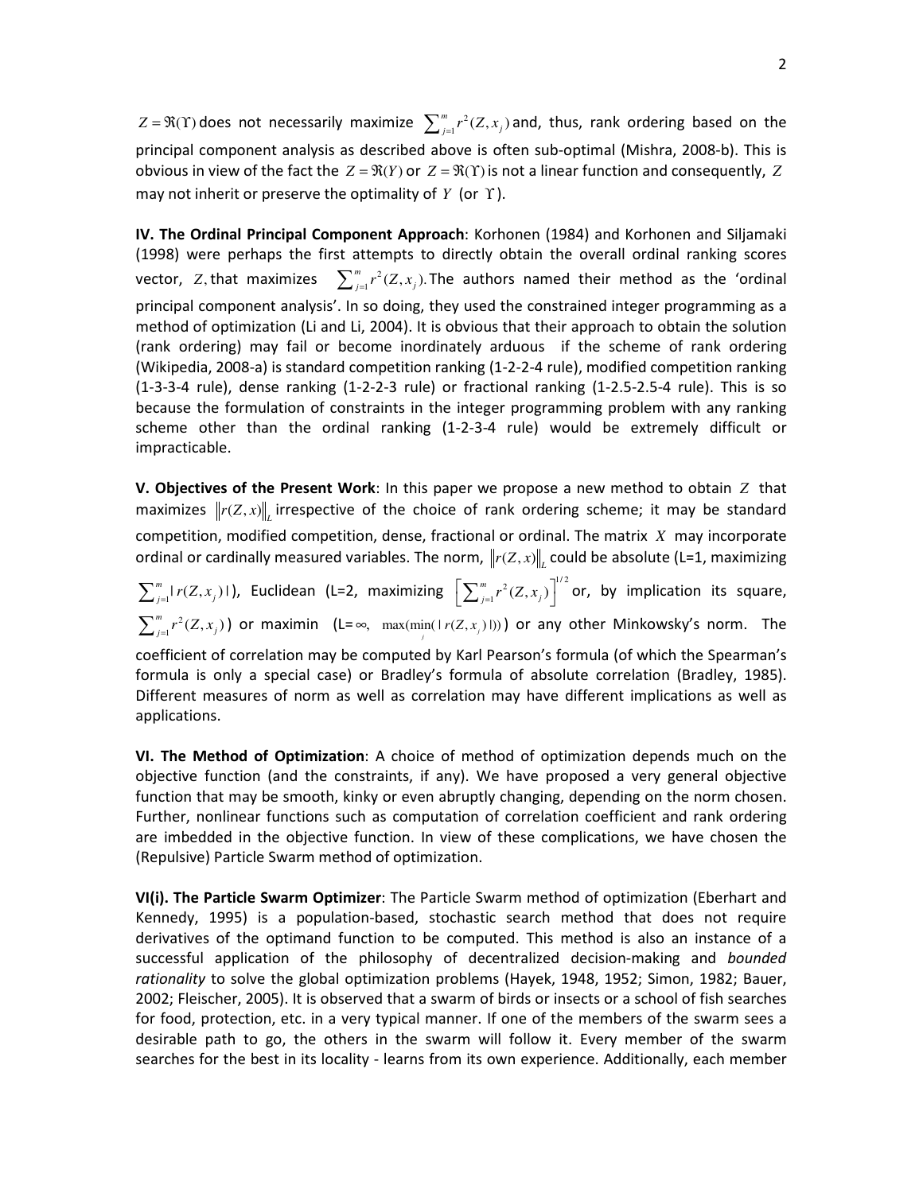$Z = \Re(\Upsilon)$ does not necessarily maximize $\sum_{j=1}^{m} r^2(Z, x_j)$ and, thus, rank ordering based on the principal component analysis as described above is often sub-optimal (Mishra, 2008-b). This is obvious in view of the fact the $Z = \Re(Y)$ or $Z = \Re(\Upsilon)$ is not a linear function and consequently, $Z$ may not inherit or preserve the optimality of $Y$ (or $\Upsilon$).

**IV. The Ordinal Principal Component Approach**: Korhonen (1984) and Korhonen and Siljamaki (1998) were perhaps the first attempts to directly obtain the overall ordinal ranking scores vector, $Z$, that maximizes $\sum_{j=1}^{m} r^2(Z, x_j)$. The authors named their method as the 'ordinal principal component analysis'. In so doing, they used the constrained integer programming as a method of optimization (Li and Li, 2004). It is obvious that their approach to obtain the solution (rank ordering) may fail or become inordinately arduous if the scheme of rank ordering (Wikipedia, 2008-a) is standard competition ranking (1-2-2-4 rule), modified competition ranking (1-3-3-4 rule), dense ranking (1-2-2-3 rule) or fractional ranking (1-2.5-2.5-4 rule). This is so because the formulation of constraints in the integer programming problem with any ranking scheme other than the ordinal ranking (1-2-3-4 rule) would be extremely difficult or impracticable.

**V. Objectives of the Present Work**: In this paper we propose a new method to obtain $Z$ that maximizes $\|r(Z, x)\|_L$ irrespective of the choice of rank ordering scheme; it may be standard competition, modified competition, dense, fractional or ordinal. The matrix $X$ may incorporate ordinal or cardinally measured variables. The norm, $\|r(Z, x)\|_L$ could be absolute (L=1, maximizing $\sum_{j=1}^{m} |r(Z, x_j)|$), Euclidean (L=2, maximizing $\left[\sum_{j=1}^{m} r^2(Z, x_j)\right]^{1/2}$ or, by implication its square, $\sum_{j=1}^{m} r^2(Z, x_j)$) or maximin (L=$\infty$, $\max(\min_j(|r(Z, x_j)|))$) or any other Minkowsky's norm. The coefficient of correlation may be computed by Karl Pearson's formula (of which the Spearman's formula is only a special case) or Bradley's formula of absolute correlation (Bradley, 1985). Different measures of norm as well as correlation may have different implications as well as applications.

**VI. The Method of Optimization**: A choice of method of optimization depends much on the objective function (and the constraints, if any). We have proposed a very general objective function that may be smooth, kinky or even abruptly changing, depending on the norm chosen. Further, nonlinear functions such as computation of correlation coefficient and rank ordering are imbedded in the objective function. In view of these complications, we have chosen the (Repulsive) Particle Swarm method of optimization.

**VI(i). The Particle Swarm Optimizer**: The Particle Swarm method of optimization (Eberhart and Kennedy, 1995) is a population-based, stochastic search method that does not require derivatives of the optimand function to be computed. This method is also an instance of a successful application of the philosophy of decentralized decision-making and *bounded rationality* to solve the global optimization problems (Hayek, 1948, 1952; Simon, 1982; Bauer, 2002; Fleischer, 2005). It is observed that a swarm of birds or insects or a school of fish searches for food, protection, etc. in a very typical manner. If one of the members of the swarm sees a desirable path to go, the others in the swarm will follow it. Every member of the swarm searches for the best in its locality - learns from its own experience. Additionally, each member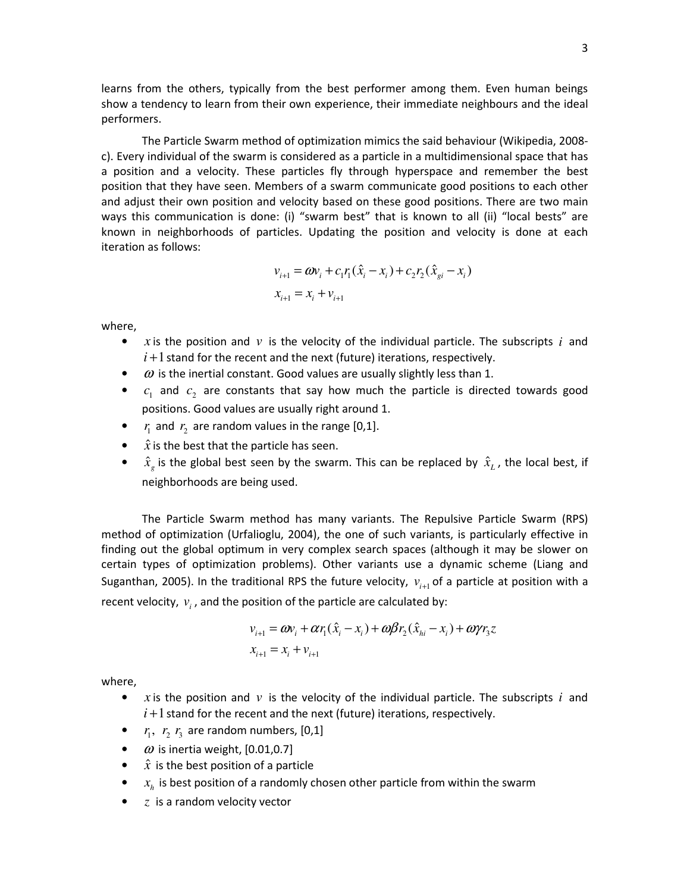learns from the others, typically from the best performer among them. Even human beings show a tendency to learn from their own experience, their immediate neighbours and the ideal performers.

The Particle Swarm method of optimization mimics the said behaviour (Wikipedia, 2008-c). Every individual of the swarm is considered as a particle in a multidimensional space that has a position and a velocity. These particles fly through hyperspace and remember the best position that they have seen. Members of a swarm communicate good positions to each other and adjust their own position and velocity based on these good positions. There are two main ways this communication is done: (i) "swarm best" that is known to all (ii) "local bests" are known in neighborhoods of particles. Updating the position and velocity is done at each iteration as follows:

$$v_{i+1} = \omega v_i + c_1 r_1 (\hat{x}_i - x_i) + c_2 r_2 (\hat{x}_{gi} - x_i)$$
$$x_{i+1} = x_i + v_{i+1}$$

where,

- $x$ is the position and $v$ is the velocity of the individual particle. The subscripts $i$ and $i+1$ stand for the recent and the next (future) iterations, respectively.
- $\omega$ is the inertial constant. Good values are usually slightly less than 1.
- $c_1$ and $c_2$ are constants that say how much the particle is directed towards good positions. Good values are usually right around 1.
- $r_1$ and $r_2$ are random values in the range [0,1].
- $\hat{x}$ is the best that the particle has seen.
- $\hat{x}_g$ is the global best seen by the swarm. This can be replaced by $\hat{x}_L$, the local best, if neighborhoods are being used.

The Particle Swarm method has many variants. The Repulsive Particle Swarm (RPS) method of optimization (Urfalioglu, 2004), the one of such variants, is particularly effective in finding out the global optimum in very complex search spaces (although it may be slower on certain types of optimization problems). Other variants use a dynamic scheme (Liang and Suganthan, 2005). In the traditional RPS the future velocity, $v_{i+1}$ of a particle at position with a recent velocity, $v_i$, and the position of the particle are calculated by:

$$v_{i+1} = \omega v_i + \alpha r_1 (\hat{x}_i - x_i) + \omega \beta r_2 (\hat{x}_{hi} - x_i) + \omega \gamma r_3 z$$
$$x_{i+1} = x_i + v_{i+1}$$

where,

- $x$ is the position and $v$ is the velocity of the individual particle. The subscripts $i$ and $i+1$ stand for the recent and the next (future) iterations, respectively.
- $r_1$, $r_2$ $r_3$ are random numbers, [0,1]
- $\omega$ is inertia weight, [0.01,0.7]
- $\hat{x}$ is the best position of a particle
- $x_h$ is best position of a randomly chosen other particle from within the swarm
- $z$ is a random velocity vector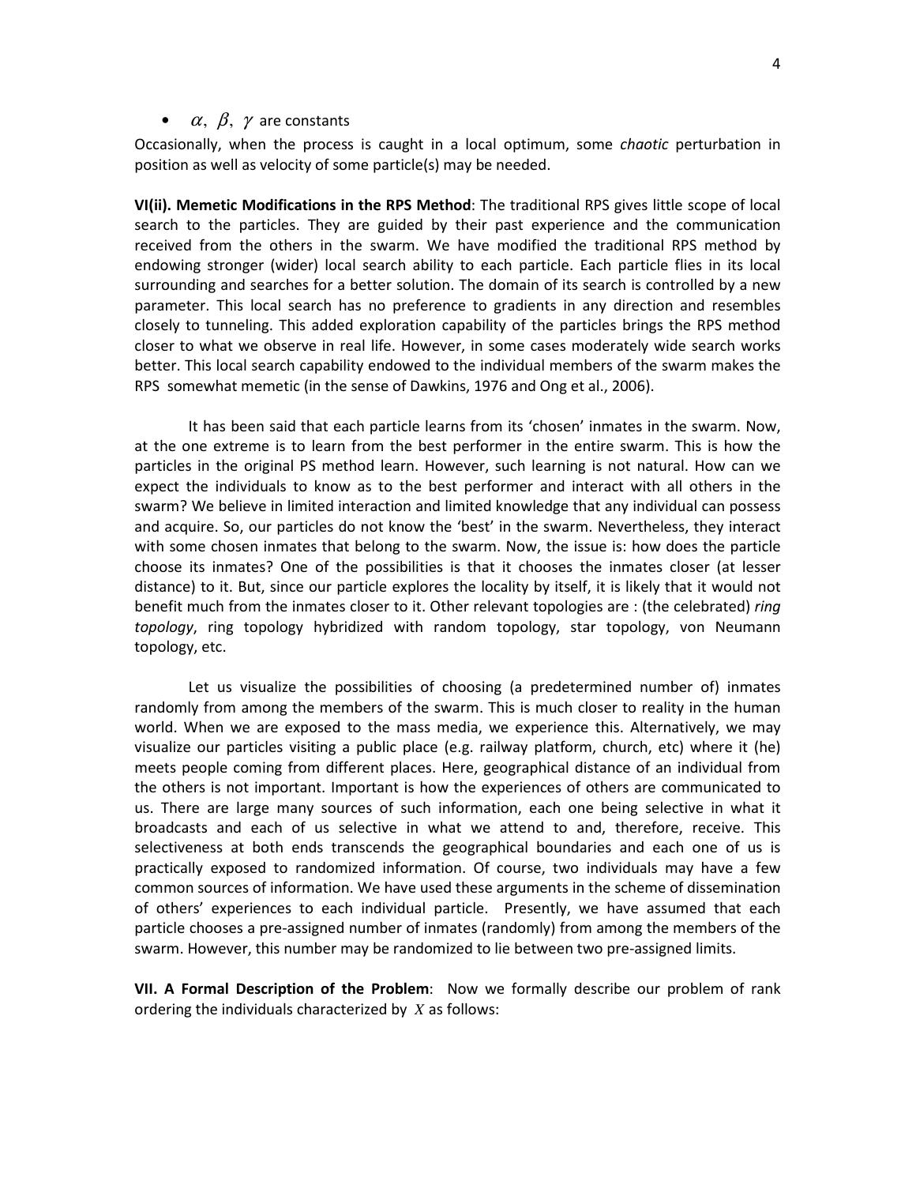- $\alpha, \beta, \gamma$ are constants

Occasionally, when the process is caught in a local optimum, some *chaotic* perturbation in position as well as velocity of some particle(s) may be needed.

**VI(ii). Memetic Modifications in the RPS Method**: The traditional RPS gives little scope of local search to the particles. They are guided by their past experience and the communication received from the others in the swarm. We have modified the traditional RPS method by endowing stronger (wider) local search ability to each particle. Each particle flies in its local surrounding and searches for a better solution. The domain of its search is controlled by a new parameter. This local search has no preference to gradients in any direction and resembles closely to tunneling. This added exploration capability of the particles brings the RPS method closer to what we observe in real life. However, in some cases moderately wide search works better. This local search capability endowed to the individual members of the swarm makes the RPS somewhat memetic (in the sense of Dawkins, 1976 and Ong et al., 2006).

It has been said that each particle learns from its 'chosen' inmates in the swarm. Now, at the one extreme is to learn from the best performer in the entire swarm. This is how the particles in the original PS method learn. However, such learning is not natural. How can we expect the individuals to know as to the best performer and interact with all others in the swarm? We believe in limited interaction and limited knowledge that any individual can possess and acquire. So, our particles do not know the 'best' in the swarm. Nevertheless, they interact with some chosen inmates that belong to the swarm. Now, the issue is: how does the particle choose its inmates? One of the possibilities is that it chooses the inmates closer (at lesser distance) to it. But, since our particle explores the locality by itself, it is likely that it would not benefit much from the inmates closer to it. Other relevant topologies are : (the celebrated) *ring topology*, ring topology hybridized with random topology, star topology, von Neumann topology, etc.

Let us visualize the possibilities of choosing (a predetermined number of) inmates randomly from among the members of the swarm. This is much closer to reality in the human world. When we are exposed to the mass media, we experience this. Alternatively, we may visualize our particles visiting a public place (e.g. railway platform, church, etc) where it (he) meets people coming from different places. Here, geographical distance of an individual from the others is not important. Important is how the experiences of others are communicated to us. There are large many sources of such information, each one being selective in what it broadcasts and each of us selective in what we attend to and, therefore, receive. This selectiveness at both ends transcends the geographical boundaries and each one of us is practically exposed to randomized information. Of course, two individuals may have a few common sources of information. We have used these arguments in the scheme of dissemination of others' experiences to each individual particle. Presently, we have assumed that each particle chooses a pre-assigned number of inmates (randomly) from among the members of the swarm. However, this number may be randomized to lie between two pre-assigned limits.

**VII. A Formal Description of the Problem**: Now we formally describe our problem of rank ordering the individuals characterized by $X$ as follows: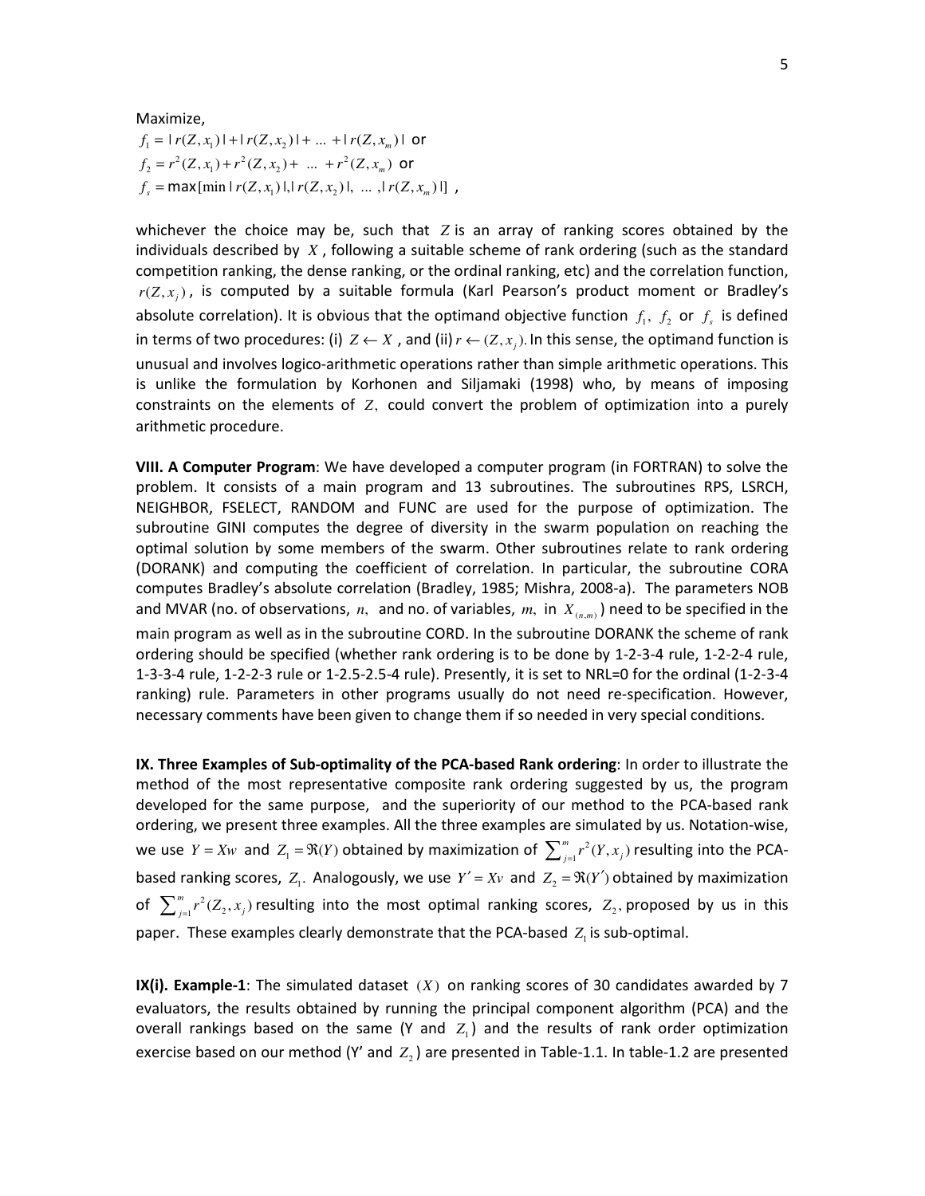Maximize,

$f_1 = |r(Z,x_1)| + |r(Z,x_2)| + \ldots + |r(Z,x_m)|$ or

$f_2 = r^2(Z,x_1) + r^2(Z,x_2) + \ldots + r^2(Z,x_m)$ or

$f_s = \max[\min |r(Z,x_1)|, |r(Z,x_2)|, \ldots, |r(Z,x_m)|]$ ,

whichever the choice may be, such that $Z$ is an array of ranking scores obtained by the individuals described by $X$, following a suitable scheme of rank ordering (such as the standard competition ranking, the dense ranking, or the ordinal ranking, etc) and the correlation function, $r(Z,x_j)$, is computed by a suitable formula (Karl Pearson's product moment or Bradley's absolute correlation). It is obvious that the optimand objective function $f_1$, $f_2$ or $f_s$ is defined in terms of two procedures: (i) $Z \leftarrow X$, and (ii) $r \leftarrow (Z, x_j)$. In this sense, the optimand function is unusual and involves logico-arithmetic operations rather than simple arithmetic operations. This is unlike the formulation by Korhonen and Siljamaki (1998) who, by means of imposing constraints on the elements of $Z$, could convert the problem of optimization into a purely arithmetic procedure.

**VIII. A Computer Program**: We have developed a computer program (in FORTRAN) to solve the problem. It consists of a main program and 13 subroutines. The subroutines RPS, LSRCH, NEIGHBOR, FSELECT, RANDOM and FUNC are used for the purpose of optimization. The subroutine GINI computes the degree of diversity in the swarm population on reaching the optimal solution by some members of the swarm. Other subroutines relate to rank ordering (DORANK) and computing the coefficient of correlation. In particular, the subroutine CORA computes Bradley's absolute correlation (Bradley, 1985; Mishra, 2008-a). The parameters NOB and MVAR (no. of observations, $n$, and no. of variables, $m$, in $X_{(n,m)}$) need to be specified in the main program as well as in the subroutine CORD. In the subroutine DORANK the scheme of rank ordering should be specified (whether rank ordering is to be done by 1-2-3-4 rule, 1-2-2-4 rule, 1-3-3-4 rule, 1-2-2-3 rule or 1-2.5-2.5-4 rule). Presently, it is set to NRL=0 for the ordinal (1-2-3-4 ranking) rule. Parameters in other programs usually do not need re-specification. However, necessary comments have been given to change them if so needed in very special conditions.

**IX. Three Examples of Sub-optimality of the PCA-based Rank ordering**: In order to illustrate the method of the most representative composite rank ordering suggested by us, the program developed for the same purpose, and the superiority of our method to the PCA-based rank ordering, we present three examples. All the three examples are simulated by us. Notation-wise, we use $Y = Xw$ and $Z_1 = \Re(Y)$ obtained by maximization of $\sum_{j=1}^{m} r^2(Y,x_j)$ resulting into the PCA-based ranking scores, $Z_1$. Analogously, we use $Y' = Xv$ and $Z_2 = \Re(Y')$ obtained by maximization of $\sum_{j=1}^{m} r^2(Z_2,x_j)$ resulting into the most optimal ranking scores, $Z_2$, proposed by us in this paper. These examples clearly demonstrate that the PCA-based $Z_1$ is sub-optimal.

**IX(i). Example-1**: The simulated dataset $(X)$ on ranking scores of 30 candidates awarded by 7 evaluators, the results obtained by running the principal component algorithm (PCA) and the overall rankings based on the same (Y and $Z_1$) and the results of rank order optimization exercise based on our method (Y' and $Z_2$) are presented in Table-1.1. In table-1.2 are presented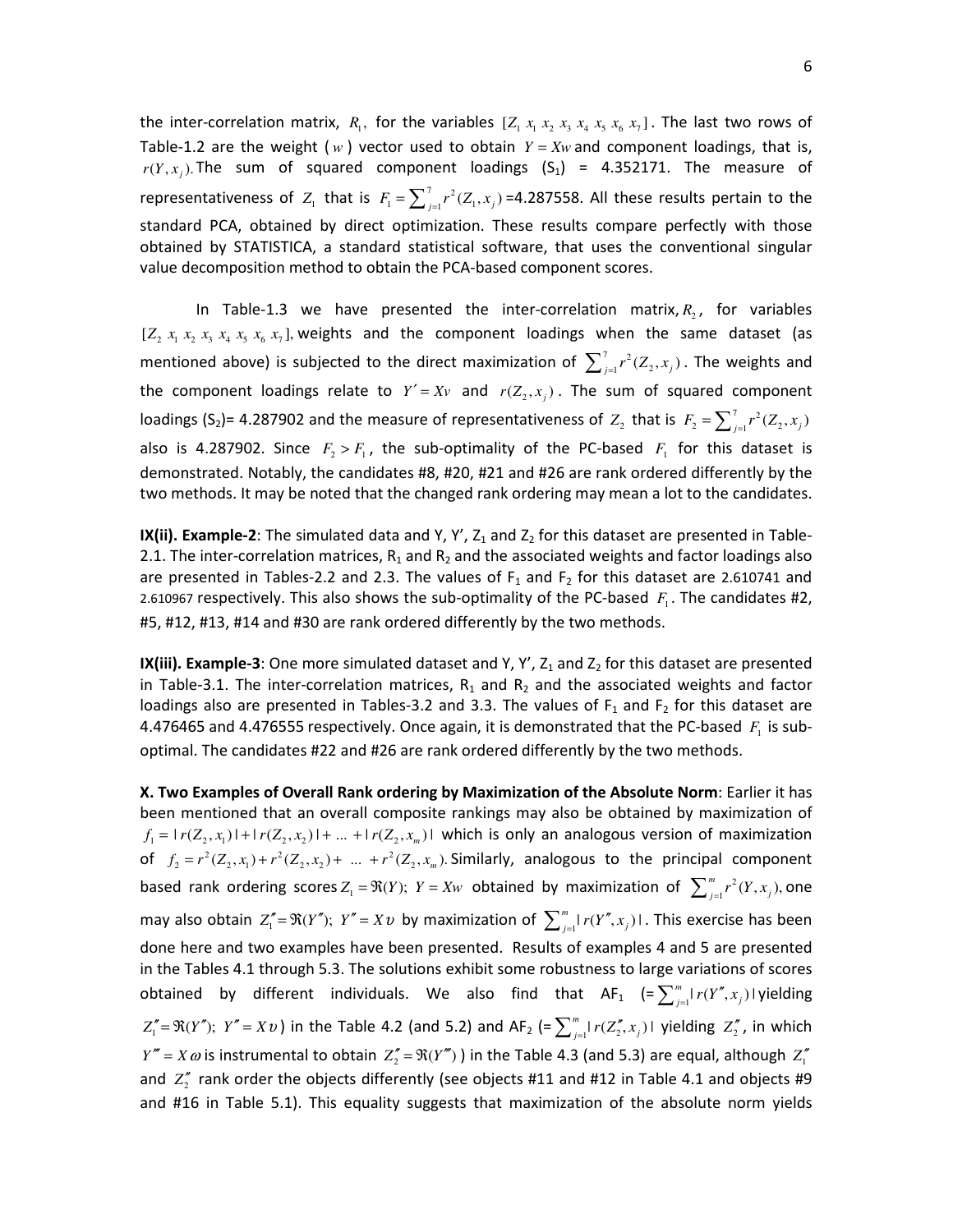the inter-correlation matrix, $R_1$, for the variables $[Z_1\ x_1\ x_2\ x_3\ x_4\ x_5\ x_6\ x_7]$. The last two rows of Table-1.2 are the weight ($w$) vector used to obtain $Y = Xw$ and component loadings, that is, $r(Y, x_j)$. The sum of squared component loadings ($S_1$) = 4.352171. The measure of representativeness of $Z_1$ that is $F_1 = \sum_{j=1}^{7} r^2(Z_1, x_j)$ =4.287558. All these results pertain to the standard PCA, obtained by direct optimization. These results compare perfectly with those obtained by STATISTICA, a standard statistical software, that uses the conventional singular value decomposition method to obtain the PCA-based component scores.

In Table-1.3 we have presented the inter-correlation matrix, $R_2$, for variables $[Z_2\ x_1\ x_2\ x_3\ x_4\ x_5\ x_6\ x_7]$, weights and the component loadings when the same dataset (as mentioned above) is subjected to the direct maximization of $\sum_{j=1}^{7} r^2(Z_2, x_j)$. The weights and the component loadings relate to $Y' = Xv$ and $r(Z_2, x_j)$. The sum of squared component loadings ($S_2$)= 4.287902 and the measure of representativeness of $Z_2$ that is $F_2 = \sum_{j=1}^{7} r^2(Z_2, x_j)$ also is 4.287902. Since $F_2 > F_1$, the sub-optimality of the PC-based $F_1$ for this dataset is demonstrated. Notably, the candidates #8, #20, #21 and #26 are rank ordered differently by the two methods. It may be noted that the changed rank ordering may mean a lot to the candidates.

**IX(ii). Example-2**: The simulated data and Y, Y', $Z_1$ and $Z_2$ for this dataset are presented in Table-2.1. The inter-correlation matrices, $R_1$ and $R_2$ and the associated weights and factor loadings also are presented in Tables-2.2 and 2.3. The values of $F_1$ and $F_2$ for this dataset are 2.610741 and 2.610967 respectively. This also shows the sub-optimality of the PC-based $F_1$. The candidates #2, #5, #12, #13, #14 and #30 are rank ordered differently by the two methods.

**IX(iii). Example-3**: One more simulated dataset and Y, Y', $Z_1$ and $Z_2$ for this dataset are presented in Table-3.1. The inter-correlation matrices, $R_1$ and $R_2$ and the associated weights and factor loadings also are presented in Tables-3.2 and 3.3. The values of $F_1$ and $F_2$ for this dataset are 4.476465 and 4.476555 respectively. Once again, it is demonstrated that the PC-based $F_1$ is sub-optimal. The candidates #22 and #26 are rank ordered differently by the two methods.

**X. Two Examples of Overall Rank ordering by Maximization of the Absolute Norm**: Earlier it has been mentioned that an overall composite rankings may also be obtained by maximization of $f_1 = |r(Z_2, x_1)| + |r(Z_2, x_2)| + \ldots + |r(Z_2, x_m)|$ which is only an analogous version of maximization of $f_2 = r^2(Z_2, x_1) + r^2(Z_2, x_2) + \ldots + r^2(Z_2, x_m)$. Similarly, analogous to the principal component based rank ordering scores $Z_1 = \Re(Y);\ Y = Xw$ obtained by maximization of $\sum_{j=1}^{m} r^2(Y, x_j)$, one may also obtain $Z_1'' = \Re(Y'');\ Y'' = X\upsilon$ by maximization of $\sum_{j=1}^{m} |r(Y'', x_j)|$. This exercise has been done here and two examples have been presented. Results of examples 4 and 5 are presented in the Tables 4.1 through 5.3. The solutions exhibit some robustness to large variations of scores obtained by different individuals. We also find that $AF_1$ (= $\sum_{j=1}^{m} |r(Y'', x_j)|$ yielding $Z_1'' = \Re(Y'');\ Y'' = X\upsilon$) in the Table 4.2 (and 5.2) and $AF_2$ (= $\sum_{j=1}^{m} |r(Z_2'', x_j)|$ yielding $Z_2''$, in which $Y''' = X\omega$ is instrumental to obtain $Z_2'' = \Re(Y''')$) in the Table 4.3 (and 5.3) are equal, although $Z_1''$ and $Z_2''$ rank order the objects differently (see objects #11 and #12 in Table 4.1 and objects #9 and #16 in Table 5.1). This equality suggests that maximization of the absolute norm yields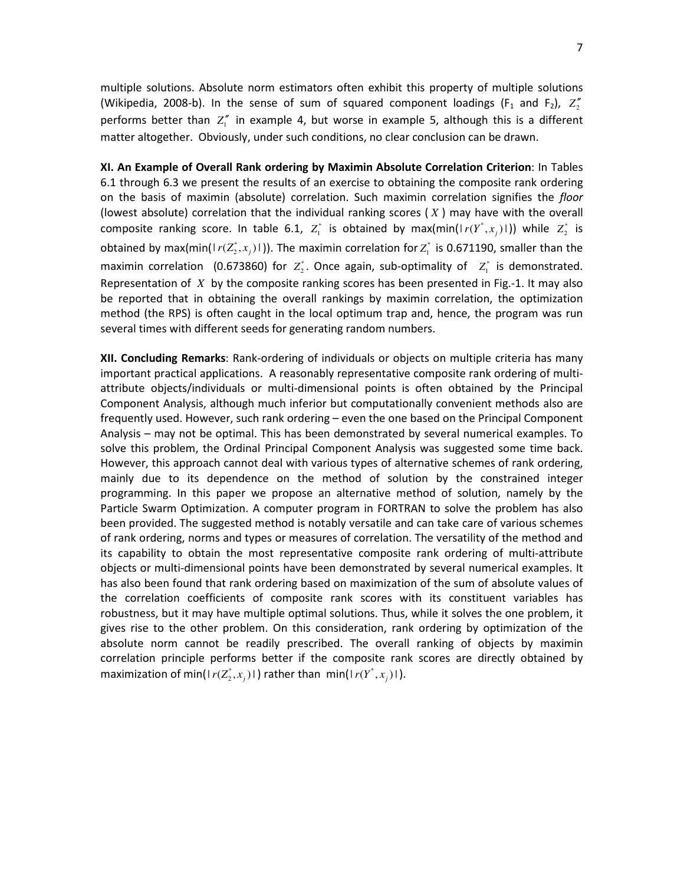multiple solutions. Absolute norm estimators often exhibit this property of multiple solutions (Wikipedia, 2008-b). In the sense of sum of squared component loadings ($F_1$ and $F_2$), $Z_2''$ performs better than $Z_1''$ in example 4, but worse in example 5, although this is a different matter altogether. Obviously, under such conditions, no clear conclusion can be drawn.

**XI. An Example of Overall Rank ordering by Maximin Absolute Correlation Criterion**: In Tables 6.1 through 6.3 we present the results of an exercise to obtaining the composite rank ordering on the basis of maximin (absolute) correlation. Such maximin correlation signifies the *floor* (lowest absolute) correlation that the individual ranking scores ( $X$ ) may have with the overall composite ranking score. In table 6.1, $Z_1^*$ is obtained by max(min($|r(Y^*, x_j)|$)) while $Z_2^*$ is obtained by max(min($|r(Z_2^*, x_j)|$)). The maximin correlation for $Z_1^*$ is 0.671190, smaller than the maximin correlation (0.673860) for $Z_2^*$. Once again, sub-optimality of $Z_1^*$ is demonstrated. Representation of $X$ by the composite ranking scores has been presented in Fig.-1. It may also be reported that in obtaining the overall rankings by maximin correlation, the optimization method (the RPS) is often caught in the local optimum trap and, hence, the program was run several times with different seeds for generating random numbers.

**XII. Concluding Remarks**: Rank-ordering of individuals or objects on multiple criteria has many important practical applications. A reasonably representative composite rank ordering of multi-attribute objects/individuals or multi-dimensional points is often obtained by the Principal Component Analysis, although much inferior but computationally convenient methods also are frequently used. However, such rank ordering – even the one based on the Principal Component Analysis – may not be optimal. This has been demonstrated by several numerical examples. To solve this problem, the Ordinal Principal Component Analysis was suggested some time back. However, this approach cannot deal with various types of alternative schemes of rank ordering, mainly due to its dependence on the method of solution by the constrained integer programming. In this paper we propose an alternative method of solution, namely by the Particle Swarm Optimization. A computer program in FORTRAN to solve the problem has also been provided. The suggested method is notably versatile and can take care of various schemes of rank ordering, norms and types or measures of correlation. The versatility of the method and its capability to obtain the most representative composite rank ordering of multi-attribute objects or multi-dimensional points have been demonstrated by several numerical examples. It has also been found that rank ordering based on maximization of the sum of absolute values of the correlation coefficients of composite rank scores with its constituent variables has robustness, but it may have multiple optimal solutions. Thus, while it solves the one problem, it gives rise to the other problem. On this consideration, rank ordering by optimization of the absolute norm cannot be readily prescribed. The overall ranking of objects by maximin correlation principle performs better if the composite rank scores are directly obtained by maximization of min($|r(Z_2^*, x_j)|$) rather than min($|r(Y^*, x_j)|$).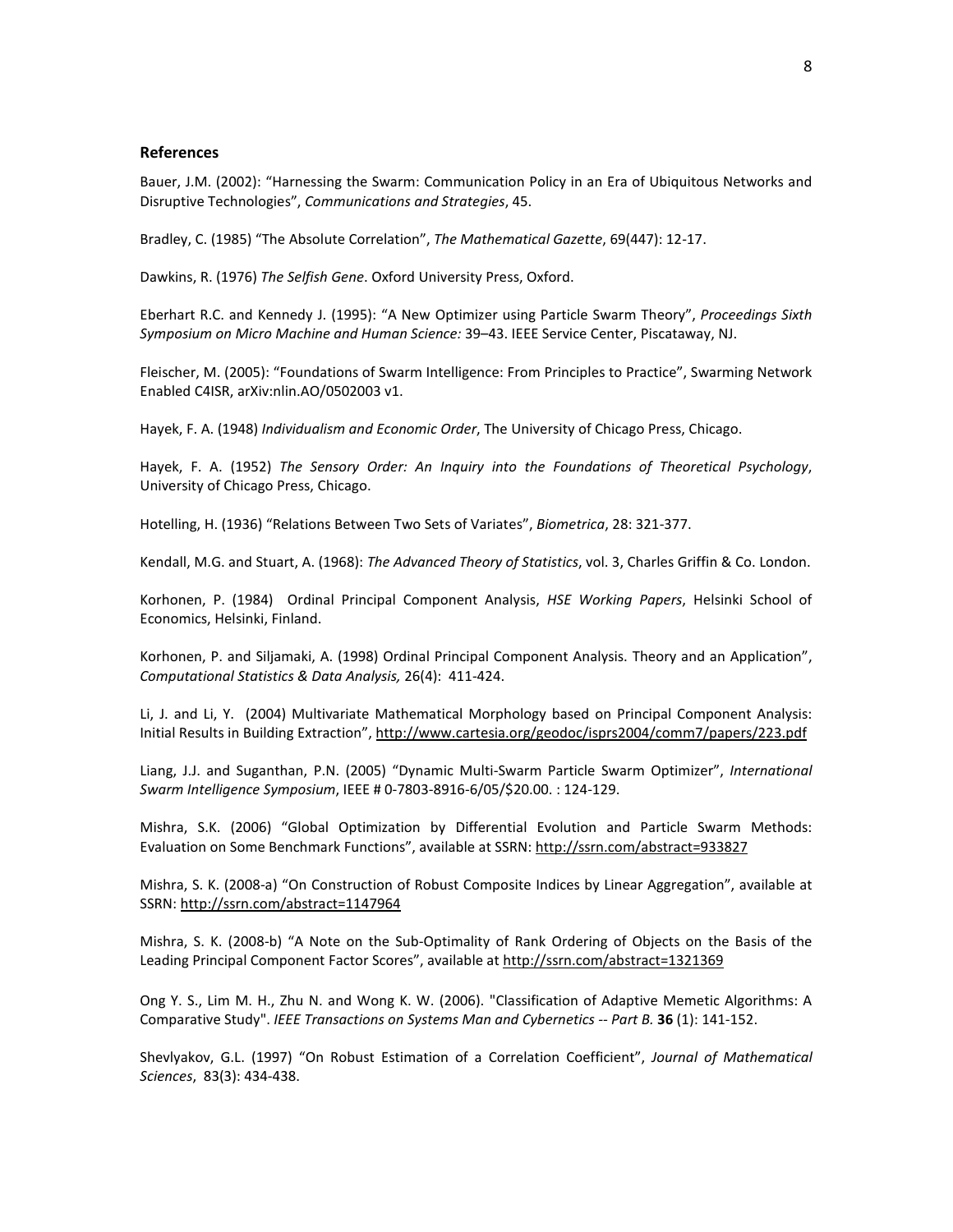### References

Bauer, J.M. (2002): "Harnessing the Swarm: Communication Policy in an Era of Ubiquitous Networks and Disruptive Technologies", *Communications and Strategies*, 45.

Bradley, C. (1985) "The Absolute Correlation", *The Mathematical Gazette*, 69(447): 12-17.

Dawkins, R. (1976) *The Selfish Gene*. Oxford University Press, Oxford.

Eberhart R.C. and Kennedy J. (1995): "A New Optimizer using Particle Swarm Theory", *Proceedings Sixth Symposium on Micro Machine and Human Science:* 39–43. IEEE Service Center, Piscataway, NJ.

Fleischer, M. (2005): "Foundations of Swarm Intelligence: From Principles to Practice", Swarming Network Enabled C4ISR, arXiv:nlin.AO/0502003 v1.

Hayek, F. A. (1948) *Individualism and Economic Order*, The University of Chicago Press, Chicago.

Hayek, F. A. (1952) *The Sensory Order: An Inquiry into the Foundations of Theoretical Psychology*, University of Chicago Press, Chicago.

Hotelling, H. (1936) "Relations Between Two Sets of Variates", *Biometrica*, 28: 321-377.

Kendall, M.G. and Stuart, A. (1968): *The Advanced Theory of Statistics*, vol. 3, Charles Griffin & Co. London.

Korhonen, P. (1984) Ordinal Principal Component Analysis, *HSE Working Papers*, Helsinki School of Economics, Helsinki, Finland.

Korhonen, P. and Siljamaki, A. (1998) Ordinal Principal Component Analysis. Theory and an Application", *Computational Statistics & Data Analysis,* 26(4): 411-424.

Li, J. and Li, Y. (2004) Multivariate Mathematical Morphology based on Principal Component Analysis: Initial Results in Building Extraction", http://www.cartesia.org/geodoc/isprs2004/comm7/papers/223.pdf

Liang, J.J. and Suganthan, P.N. (2005) "Dynamic Multi-Swarm Particle Swarm Optimizer", *International Swarm Intelligence Symposium*, IEEE # 0-7803-8916-6/05/$20.00. : 124-129.

Mishra, S.K. (2006) "Global Optimization by Differential Evolution and Particle Swarm Methods: Evaluation on Some Benchmark Functions", available at SSRN: http://ssrn.com/abstract=933827

Mishra, S. K. (2008-a) "On Construction of Robust Composite Indices by Linear Aggregation", available at SSRN: http://ssrn.com/abstract=1147964

Mishra, S. K. (2008-b) "A Note on the Sub-Optimality of Rank Ordering of Objects on the Basis of the Leading Principal Component Factor Scores", available at http://ssrn.com/abstract=1321369

Ong Y. S., Lim M. H., Zhu N. and Wong K. W. (2006). "Classification of Adaptive Memetic Algorithms: A Comparative Study". *IEEE Transactions on Systems Man and Cybernetics -- Part B.* **36** (1): 141-152.

Shevlyakov, G.L. (1997) "On Robust Estimation of a Correlation Coefficient", *Journal of Mathematical Sciences*, 83(3): 434-438.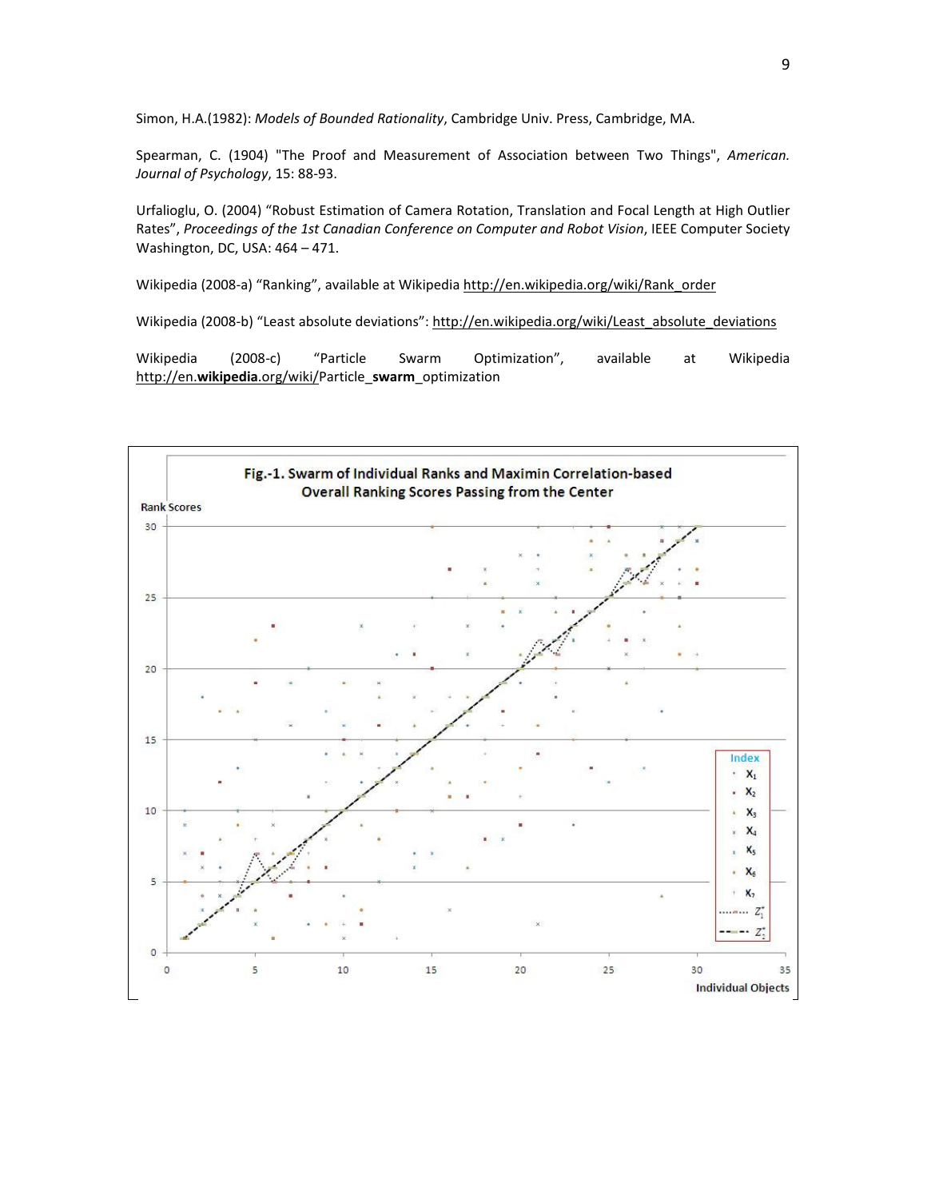Simon, H.A.(1982): *Models of Bounded Rationality*, Cambridge Univ. Press, Cambridge, MA.

Spearman, C. (1904) "The Proof and Measurement of Association between Two Things", *American. Journal of Psychology*, 15: 88-93.

Urfalioglu, O. (2004) "Robust Estimation of Camera Rotation, Translation and Focal Length at High Outlier Rates", *Proceedings of the 1st Canadian Conference on Computer and Robot Vision*, IEEE Computer Society Washington, DC, USA: 464 – 471.

Wikipedia (2008-a) "Ranking", available at Wikipedia http://en.wikipedia.org/wiki/Rank_order

Wikipedia (2008-b) "Least absolute deviations": http://en.wikipedia.org/wiki/Least_absolute_deviations

Wikipedia (2008-c) "Particle Swarm Optimization", available at Wikipedia http://en.**wikipedia**.org/wiki/Particle_**swarm**_optimization

Fig.-1. Swarm of Individual Ranks and Maximin Correlation-based Overall Ranking Scores Passing from the Center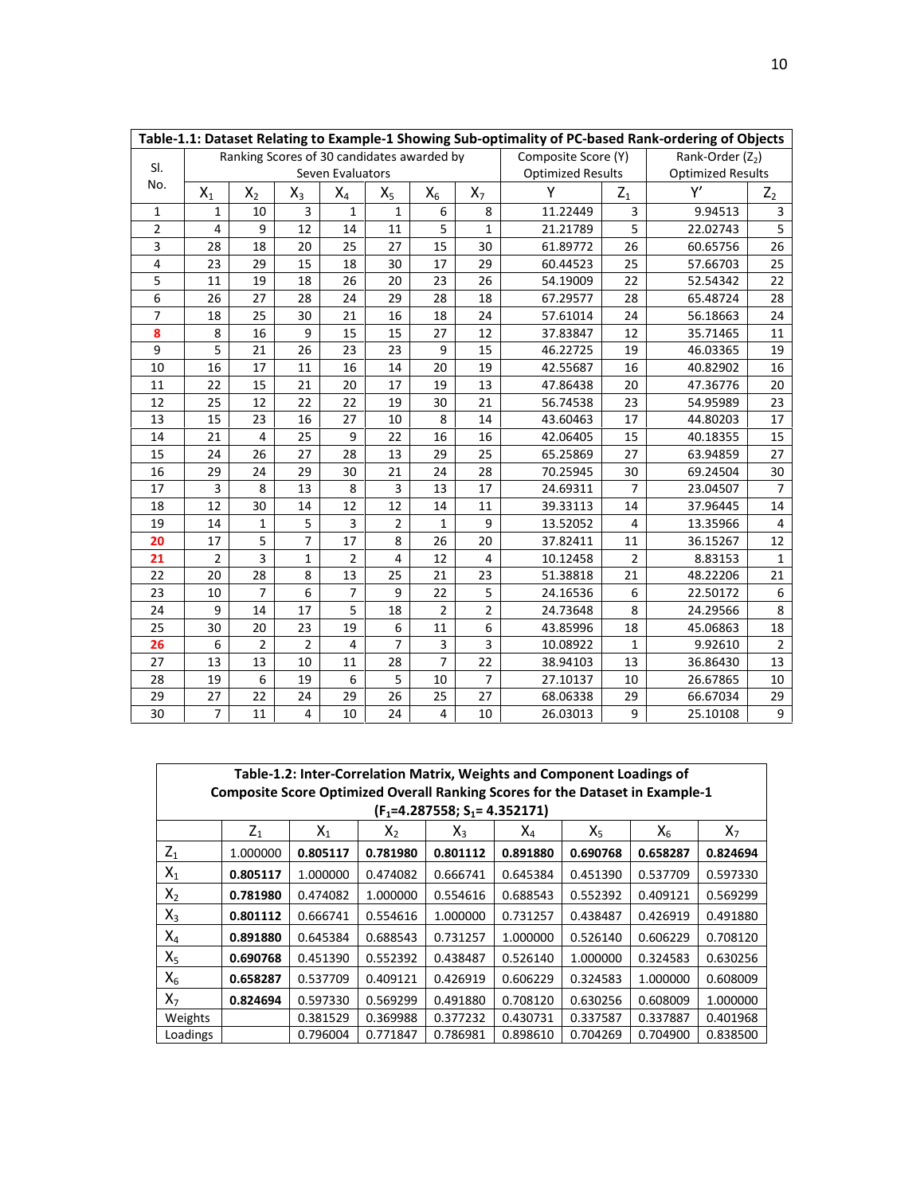| Table-1.1: Dataset Relating to Example-1 Showing Sub-optimality of PC-based Rank-ordering of Objects | | | | | | | | | | | |
|---|---|---|---|---|---|---|---|---|---|---|---|
| Sl. No. | Ranking Scores of 30 candidates awarded by Seven Evaluators | | | | | | | Composite Score (Y) Optimized Results | | Rank-Order ($Z_2$) Optimized Results | |
| | $X_1$ | $X_2$ | $X_3$ | $X_4$ | $X_5$ | $X_6$ | $X_7$ | Y | $Z_1$ | Y' | $Z_2$ |
| 1 | 1 | 10 | 3 | 1 | 1 | 6 | 8 | 11.22449 | 3 | 9.94513 | 3 |
| 2 | 4 | 9 | 12 | 14 | 11 | 5 | 1 | 21.21789 | 5 | 22.02743 | 5 |
| 3 | 28 | 18 | 20 | 25 | 27 | 15 | 30 | 61.89772 | 26 | 60.65756 | 26 |
| 4 | 23 | 29 | 15 | 18 | 30 | 17 | 29 | 60.44523 | 25 | 57.66703 | 25 |
| 5 | 11 | 19 | 18 | 26 | 20 | 23 | 26 | 54.19009 | 22 | 52.54342 | 22 |
| 6 | 26 | 27 | 28 | 24 | 29 | 28 | 18 | 67.29577 | 28 | 65.48724 | 28 |
| 7 | 18 | 25 | 30 | 21 | 16 | 18 | 24 | 57.61014 | 24 | 56.18663 | 24 |
| 8 | 8 | 16 | 9 | 15 | 15 | 27 | 12 | 37.83847 | 12 | 35.71465 | 11 |
| 9 | 5 | 21 | 26 | 23 | 23 | 9 | 15 | 46.22725 | 19 | 46.03365 | 19 |
| 10 | 16 | 17 | 11 | 16 | 14 | 20 | 19 | 42.55687 | 16 | 40.82902 | 16 |
| 11 | 22 | 15 | 21 | 20 | 17 | 19 | 13 | 47.86438 | 20 | 47.36776 | 20 |
| 12 | 25 | 12 | 22 | 22 | 19 | 30 | 21 | 56.74538 | 23 | 54.95989 | 23 |
| 13 | 15 | 23 | 16 | 27 | 10 | 8 | 14 | 43.60463 | 17 | 44.80203 | 17 |
| 14 | 21 | 4 | 25 | 9 | 22 | 16 | 16 | 42.06405 | 15 | 40.18355 | 15 |
| 15 | 24 | 26 | 27 | 28 | 13 | 29 | 25 | 65.25869 | 27 | 63.94859 | 27 |
| 16 | 29 | 24 | 29 | 30 | 21 | 24 | 28 | 70.25945 | 30 | 69.24504 | 30 |
| 17 | 3 | 8 | 13 | 8 | 3 | 13 | 17 | 24.69311 | 7 | 23.04507 | 7 |
| 18 | 12 | 30 | 14 | 12 | 12 | 14 | 11 | 39.33113 | 14 | 37.96445 | 14 |
| 19 | 14 | 1 | 5 | 3 | 2 | 1 | 9 | 13.52052 | 4 | 13.35966 | 4 |
| 20 | 17 | 5 | 7 | 17 | 8 | 26 | 20 | 37.82411 | 11 | 36.15267 | 12 |
| 21 | 2 | 3 | 1 | 2 | 4 | 12 | 4 | 10.12458 | 2 | 8.83153 | 1 |
| 22 | 20 | 28 | 8 | 13 | 25 | 21 | 23 | 51.38818 | 21 | 48.22206 | 21 |
| 23 | 10 | 7 | 6 | 7 | 9 | 22 | 5 | 24.16536 | 6 | 22.50172 | 6 |
| 24 | 9 | 14 | 17 | 5 | 18 | 2 | 2 | 24.73648 | 8 | 24.29566 | 8 |
| 25 | 30 | 20 | 23 | 19 | 6 | 11 | 6 | 43.85996 | 18 | 45.06863 | 18 |
| 26 | 6 | 2 | 2 | 4 | 7 | 3 | 3 | 10.08922 | 1 | 9.92610 | 2 |
| 27 | 13 | 13 | 10 | 11 | 28 | 7 | 22 | 38.94103 | 13 | 36.86430 | 13 |
| 28 | 19 | 6 | 19 | 6 | 5 | 10 | 7 | 27.10137 | 10 | 26.67865 | 10 |
| 29 | 27 | 22 | 24 | 29 | 26 | 25 | 27 | 68.06338 | 29 | 66.67034 | 29 |
| 30 | 7 | 11 | 4 | 10 | 24 | 4 | 10 | 26.03013 | 9 | 25.10108 | 9 |

| Table-1.2: Inter-Correlation Matrix, Weights and Component Loadings of Composite Score Optimized Overall Ranking Scores for the Dataset in Example-1 ($F_1$=4.287558; $S_1$= 4.352171) | | | | | | | | |
|---|---|---|---|---|---|---|---|---|
| | $Z_1$ | $X_1$ | $X_2$ | $X_3$ | $X_4$ | $X_5$ | $X_6$ | $X_7$ |
| $Z_1$ | 1.000000 | **0.805117** | **0.781980** | **0.801112** | **0.891880** | **0.690768** | **0.658287** | **0.824694** |
| $X_1$ | **0.805117** | 1.000000 | 0.474082 | 0.666741 | 0.645384 | 0.451390 | 0.537709 | 0.597330 |
| $X_2$ | **0.781980** | 0.474082 | 1.000000 | 0.554616 | 0.688543 | 0.552392 | 0.409121 | 0.569299 |
| $X_3$ | **0.801112** | 0.666741 | 0.554616 | 1.000000 | 0.731257 | 0.438487 | 0.426919 | 0.491880 |
| $X_4$ | **0.891880** | 0.645384 | 0.688543 | 0.731257 | 1.000000 | 0.526140 | 0.606229 | 0.708120 |
| $X_5$ | **0.690768** | 0.451390 | 0.552392 | 0.438487 | 0.526140 | 1.000000 | 0.324583 | 0.630256 |
| $X_6$ | **0.658287** | 0.537709 | 0.409121 | 0.426919 | 0.606229 | 0.324583 | 1.000000 | 0.608009 |
| $X_7$ | **0.824694** | 0.597330 | 0.569299 | 0.491880 | 0.708120 | 0.630256 | 0.608009 | 1.000000 |
| Weights | | 0.381529 | 0.369988 | 0.377232 | 0.430731 | 0.337587 | 0.337887 | 0.401968 |
| Loadings | | 0.796004 | 0.771847 | 0.786981 | 0.898610 | 0.704269 | 0.704900 | 0.838500 |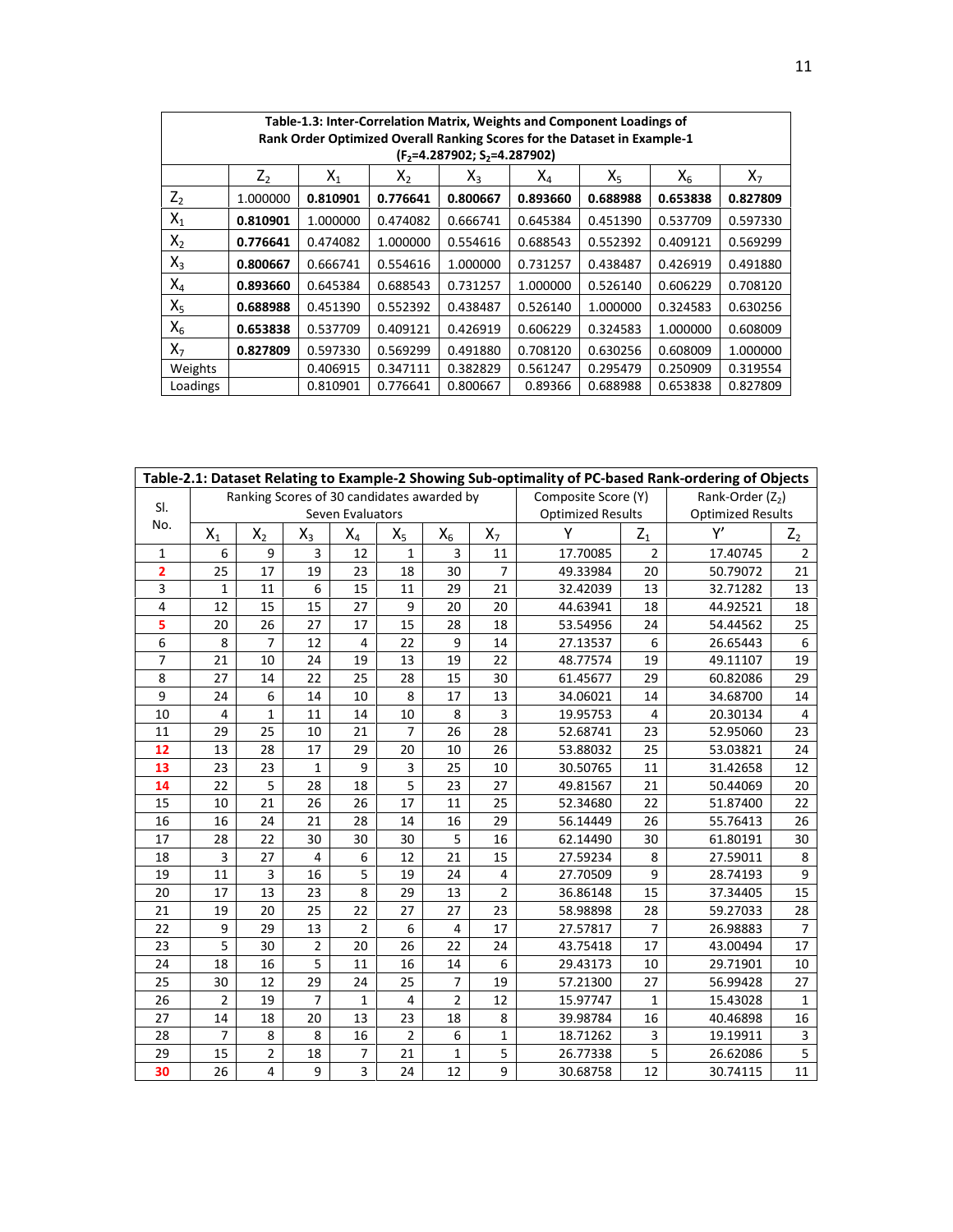**Table-1.3: Inter-Correlation Matrix, Weights and Component Loadings of Rank Order Optimized Overall Ranking Scores for the Dataset in Example-1 ($F_2$=4.287902; $S_2$=4.287902)**

| | $Z_2$ | $X_1$ | $X_2$ | $X_3$ | $X_4$ | $X_5$ | $X_6$ | $X_7$ |
|---|---|---|---|---|---|---|---|---|
| $Z_2$ | 1.000000 | **0.810901** | **0.776641** | **0.800667** | **0.893660** | **0.688988** | **0.653838** | **0.827809** |
| $X_1$ | **0.810901** | 1.000000 | 0.474082 | 0.666741 | 0.645384 | 0.451390 | 0.537709 | 0.597330 |
| $X_2$ | **0.776641** | 0.474082 | 1.000000 | 0.554616 | 0.688543 | 0.552392 | 0.409121 | 0.569299 |
| $X_3$ | **0.800667** | 0.666741 | 0.554616 | 1.000000 | 0.731257 | 0.438487 | 0.426919 | 0.491880 |
| $X_4$ | **0.893660** | 0.645384 | 0.688543 | 0.731257 | 1.000000 | 0.526140 | 0.606229 | 0.708120 |
| $X_5$ | **0.688988** | 0.451390 | 0.552392 | 0.438487 | 0.526140 | 1.000000 | 0.324583 | 0.630256 |
| $X_6$ | **0.653838** | 0.537709 | 0.409121 | 0.426919 | 0.606229 | 0.324583 | 1.000000 | 0.608009 |
| $X_7$ | **0.827809** | 0.597330 | 0.569299 | 0.491880 | 0.708120 | 0.630256 | 0.608009 | 1.000000 |
| Weights | | 0.406915 | 0.347111 | 0.382829 | 0.561247 | 0.295479 | 0.250909 | 0.319554 |
| Loadings | | 0.810901 | 0.776641 | 0.800667 | 0.89366 | 0.688988 | 0.653838 | 0.827809 |

**Table-2.1: Dataset Relating to Example-2 Showing Sub-optimality of PC-based Rank-ordering of Objects**

| Sl. No. | Ranking Scores of 30 candidates awarded by Seven Evaluators | | | | | | | Composite Score (Y) Optimized Results | | Rank-Order ($Z_2$) Optimized Results | |
|---|---|---|---|---|---|---|---|---|---|---|---|
| | $X_1$ | $X_2$ | $X_3$ | $X_4$ | $X_5$ | $X_6$ | $X_7$ | Y | $Z_1$ | Y′ | $Z_2$ |
| 1 | 6 | 9 | 3 | 12 | 1 | 3 | 11 | 17.70085 | 2 | 17.40745 | 2 |
| 2 | 25 | 17 | 19 | 23 | 18 | 30 | 7 | 49.33984 | 20 | 50.79072 | 21 |
| 3 | 1 | 11 | 6 | 15 | 11 | 29 | 21 | 32.42039 | 13 | 32.71282 | 13 |
| 4 | 12 | 15 | 15 | 27 | 9 | 20 | 20 | 44.63941 | 18 | 44.92521 | 18 |
| 5 | 20 | 26 | 27 | 17 | 15 | 28 | 18 | 53.54956 | 24 | 54.44562 | 25 |
| 6 | 8 | 7 | 12 | 4 | 22 | 9 | 14 | 27.13537 | 6 | 26.65443 | 6 |
| 7 | 21 | 10 | 24 | 19 | 13 | 19 | 22 | 48.77574 | 19 | 49.11107 | 19 |
| 8 | 27 | 14 | 22 | 25 | 28 | 15 | 30 | 61.45677 | 29 | 60.82086 | 29 |
| 9 | 24 | 6 | 14 | 10 | 8 | 17 | 13 | 34.06021 | 14 | 34.68700 | 14 |
| 10 | 4 | 1 | 11 | 14 | 10 | 8 | 3 | 19.95753 | 4 | 20.30134 | 4 |
| 11 | 29 | 25 | 10 | 21 | 7 | 26 | 28 | 52.68741 | 23 | 52.95060 | 23 |
| 12 | 13 | 28 | 17 | 29 | 20 | 10 | 26 | 53.88032 | 25 | 53.03821 | 24 |
| 13 | 23 | 23 | 1 | 9 | 3 | 25 | 10 | 30.50765 | 11 | 31.42658 | 12 |
| 14 | 22 | 5 | 28 | 18 | 5 | 23 | 27 | 49.81567 | 21 | 50.44069 | 20 |
| 15 | 10 | 21 | 26 | 26 | 17 | 11 | 25 | 52.34680 | 22 | 51.87400 | 22 |
| 16 | 16 | 24 | 21 | 28 | 14 | 16 | 29 | 56.14449 | 26 | 55.76413 | 26 |
| 17 | 28 | 22 | 30 | 30 | 30 | 5 | 16 | 62.14490 | 30 | 61.80191 | 30 |
| 18 | 3 | 27 | 4 | 6 | 12 | 21 | 15 | 27.59234 | 8 | 27.59011 | 8 |
| 19 | 11 | 3 | 16 | 5 | 19 | 24 | 4 | 27.70509 | 9 | 28.74193 | 9 |
| 20 | 17 | 13 | 23 | 8 | 29 | 13 | 2 | 36.86148 | 15 | 37.34405 | 15 |
| 21 | 19 | 20 | 25 | 22 | 27 | 27 | 23 | 58.98898 | 28 | 59.27033 | 28 |
| 22 | 9 | 29 | 13 | 2 | 6 | 4 | 17 | 27.57817 | 7 | 26.98883 | 7 |
| 23 | 5 | 30 | 2 | 20 | 26 | 22 | 24 | 43.75418 | 17 | 43.00494 | 17 |
| 24 | 18 | 16 | 5 | 11 | 16 | 14 | 6 | 29.43173 | 10 | 29.71901 | 10 |
| 25 | 30 | 12 | 29 | 24 | 25 | 7 | 19 | 57.21300 | 27 | 56.99428 | 27 |
| 26 | 2 | 19 | 7 | 1 | 4 | 2 | 12 | 15.97747 | 1 | 15.43028 | 1 |
| 27 | 14 | 18 | 20 | 13 | 23 | 18 | 8 | 39.98784 | 16 | 40.46898 | 16 |
| 28 | 7 | 8 | 8 | 16 | 2 | 6 | 1 | 18.71262 | 3 | 19.19911 | 3 |
| 29 | 15 | 2 | 18 | 7 | 21 | 1 | 5 | 26.77338 | 5 | 26.62086 | 5 |
| 30 | 26 | 4 | 9 | 3 | 24 | 12 | 9 | 30.68758 | 12 | 30.74115 | 11 |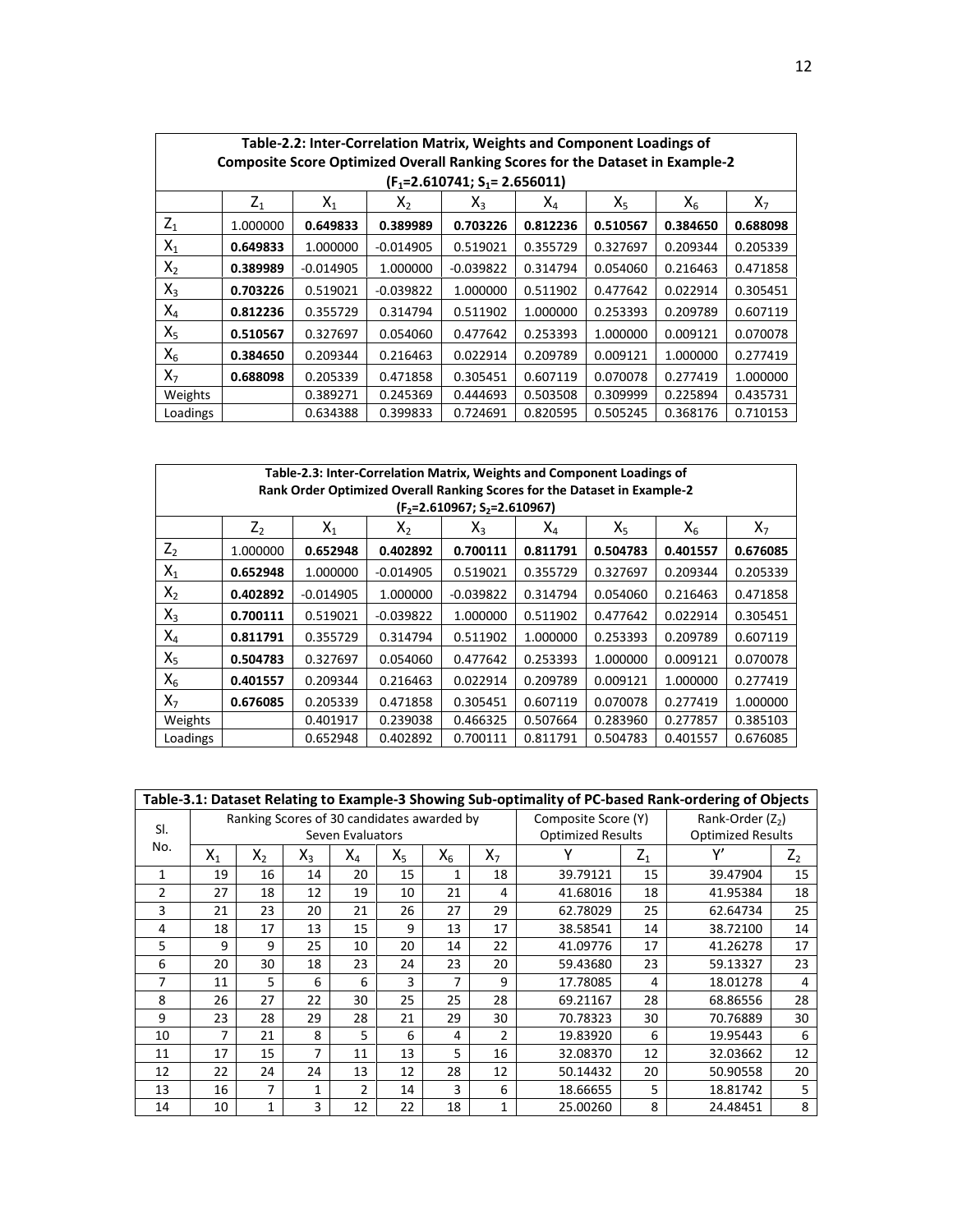| Table-2.2: Inter-Correlation Matrix, Weights and Component Loadings of Composite Score Optimized Overall Ranking Scores for the Dataset in Example-2 ($F_1$=2.610741; $S_1$= 2.656011) | | | | | | | | |
|---|---|---|---|---|---|---|---|---|
| | $Z_1$ | $X_1$ | $X_2$ | $X_3$ | $X_4$ | $X_5$ | $X_6$ | $X_7$ |
| $Z_1$ | 1.000000 | **0.649833** | **0.389989** | **0.703226** | **0.812236** | **0.510567** | **0.384650** | **0.688098** |
| $X_1$ | **0.649833** | 1.000000 | -0.014905 | 0.519021 | 0.355729 | 0.327697 | 0.209344 | 0.205339 |
| $X_2$ | **0.389989** | -0.014905 | 1.000000 | -0.039822 | 0.314794 | 0.054060 | 0.216463 | 0.471858 |
| $X_3$ | **0.703226** | 0.519021 | -0.039822 | 1.000000 | 0.511902 | 0.477642 | 0.022914 | 0.305451 |
| $X_4$ | **0.812236** | 0.355729 | 0.314794 | 0.511902 | 1.000000 | 0.253393 | 0.209789 | 0.607119 |
| $X_5$ | **0.510567** | 0.327697 | 0.054060 | 0.477642 | 0.253393 | 1.000000 | 0.009121 | 0.070078 |
| $X_6$ | **0.384650** | 0.209344 | 0.216463 | 0.022914 | 0.209789 | 0.009121 | 1.000000 | 0.277419 |
| $X_7$ | **0.688098** | 0.205339 | 0.471858 | 0.305451 | 0.607119 | 0.070078 | 0.277419 | 1.000000 |
| Weights | | 0.389271 | 0.245369 | 0.444693 | 0.503508 | 0.309999 | 0.225894 | 0.435731 |
| Loadings | | 0.634388 | 0.399833 | 0.724691 | 0.820595 | 0.505245 | 0.368176 | 0.710153 |

| Table-2.3: Inter-Correlation Matrix, Weights and Component Loadings of Rank Order Optimized Overall Ranking Scores for the Dataset in Example-2 ($F_2$=2.610967; $S_2$=2.610967) | | | | | | | | |
|---|---|---|---|---|---|---|---|---|
| | $Z_2$ | $X_1$ | $X_2$ | $X_3$ | $X_4$ | $X_5$ | $X_6$ | $X_7$ |
| $Z_2$ | 1.000000 | **0.652948** | **0.402892** | **0.700111** | **0.811791** | **0.504783** | **0.401557** | **0.676085** |
| $X_1$ | **0.652948** | 1.000000 | -0.014905 | 0.519021 | 0.355729 | 0.327697 | 0.209344 | 0.205339 |
| $X_2$ | **0.402892** | -0.014905 | 1.000000 | -0.039822 | 0.314794 | 0.054060 | 0.216463 | 0.471858 |
| $X_3$ | **0.700111** | 0.519021 | -0.039822 | 1.000000 | 0.511902 | 0.477642 | 0.022914 | 0.305451 |
| $X_4$ | **0.811791** | 0.355729 | 0.314794 | 0.511902 | 1.000000 | 0.253393 | 0.209789 | 0.607119 |
| $X_5$ | **0.504783** | 0.327697 | 0.054060 | 0.477642 | 0.253393 | 1.000000 | 0.009121 | 0.070078 |
| $X_6$ | **0.401557** | 0.209344 | 0.216463 | 0.022914 | 0.209789 | 0.009121 | 1.000000 | 0.277419 |
| $X_7$ | **0.676085** | 0.205339 | 0.471858 | 0.305451 | 0.607119 | 0.070078 | 0.277419 | 1.000000 |
| Weights | | 0.401917 | 0.239038 | 0.466325 | 0.507664 | 0.283960 | 0.277857 | 0.385103 |
| Loadings | | 0.652948 | 0.402892 | 0.700111 | 0.811791 | 0.504783 | 0.401557 | 0.676085 |

| Table-3.1: Dataset Relating to Example-3 Showing Sub-optimality of PC-based Rank-ordering of Objects | | | | | | | | | | | |
|---|---|---|---|---|---|---|---|---|---|---|---|
| Sl. No. | Ranking Scores of 30 candidates awarded by Seven Evaluators | | | | | | | Composite Score (Y) Optimized Results | | Rank-Order ($Z_2$) Optimized Results | |
| | $X_1$ | $X_2$ | $X_3$ | $X_4$ | $X_5$ | $X_6$ | $X_7$ | Y | $Z_1$ | Y' | $Z_2$ |
| 1 | 19 | 16 | 14 | 20 | 15 | 1 | 18 | 39.79121 | 15 | 39.47904 | 15 |
| 2 | 27 | 18 | 12 | 19 | 10 | 21 | 4 | 41.68016 | 18 | 41.95384 | 18 |
| 3 | 21 | 23 | 20 | 21 | 26 | 27 | 29 | 62.78029 | 25 | 62.64734 | 25 |
| 4 | 18 | 17 | 13 | 15 | 9 | 13 | 17 | 38.58541 | 14 | 38.72100 | 14 |
| 5 | 9 | 9 | 25 | 10 | 20 | 14 | 22 | 41.09776 | 17 | 41.26278 | 17 |
| 6 | 20 | 30 | 18 | 23 | 24 | 23 | 20 | 59.43680 | 23 | 59.13327 | 23 |
| 7 | 11 | 5 | 6 | 6 | 3 | 7 | 9 | 17.78085 | 4 | 18.01278 | 4 |
| 8 | 26 | 27 | 22 | 30 | 25 | 25 | 28 | 69.21167 | 28 | 68.86556 | 28 |
| 9 | 23 | 28 | 29 | 28 | 21 | 29 | 30 | 70.78323 | 30 | 70.76889 | 30 |
| 10 | 7 | 21 | 8 | 5 | 6 | 4 | 2 | 19.83920 | 6 | 19.95443 | 6 |
| 11 | 17 | 15 | 7 | 11 | 13 | 5 | 16 | 32.08370 | 12 | 32.03662 | 12 |
| 12 | 22 | 24 | 24 | 13 | 12 | 28 | 12 | 50.14432 | 20 | 50.90558 | 20 |
| 13 | 16 | 7 | 1 | 2 | 14 | 3 | 6 | 18.66655 | 5 | 18.81742 | 5 |
| 14 | 10 | 1 | 3 | 12 | 22 | 18 | 1 | 25.00260 | 8 | 24.48451 | 8 |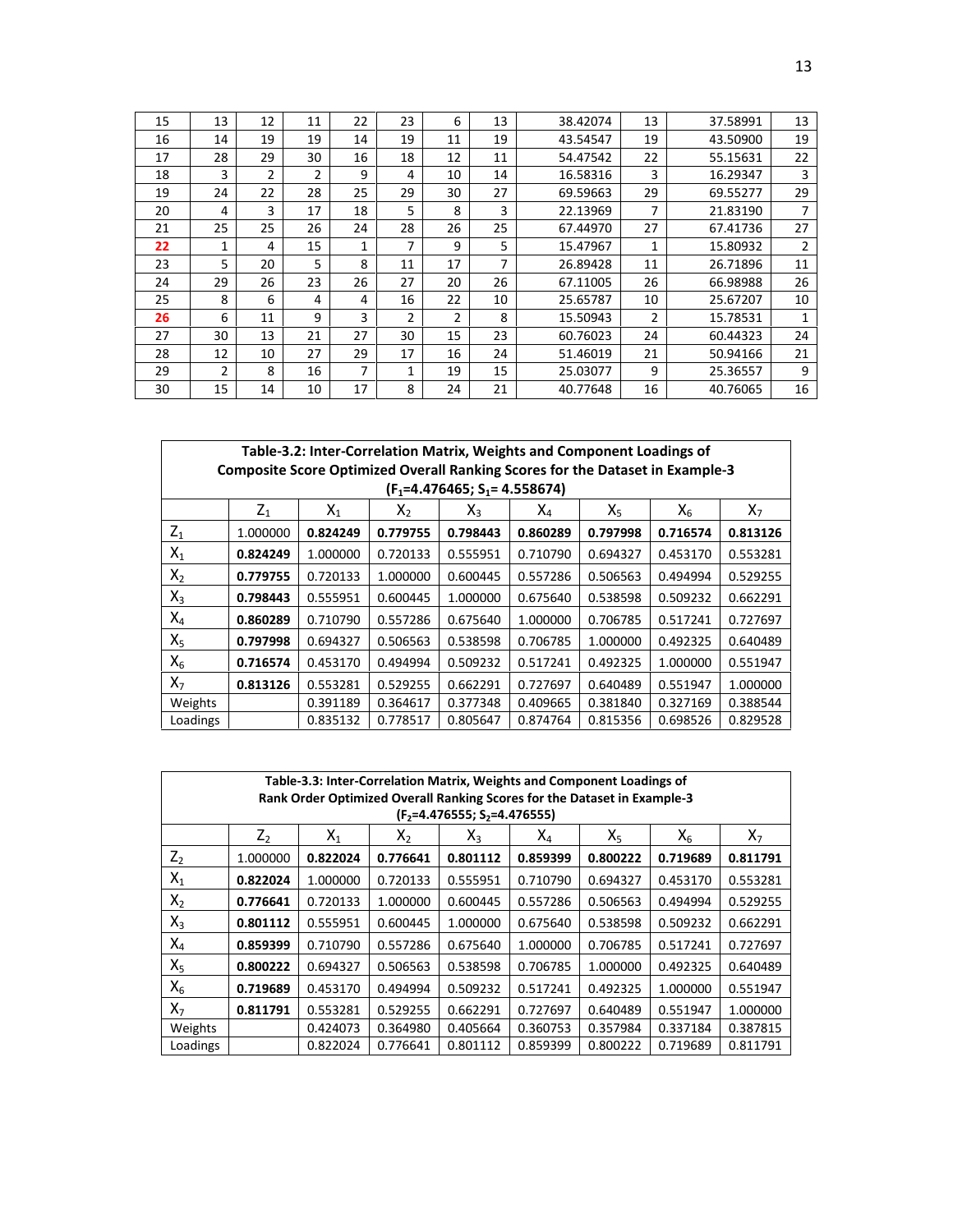| 15 | 13 | 12 | 11 | 22 | 23 | 6 | 13 | 38.42074 | 13 | 37.58991 | 13 |
|---|---|---|---|---|---|---|---|---|---|---|---|
| 16 | 14 | 19 | 19 | 14 | 19 | 11 | 19 | 43.54547 | 19 | 43.50900 | 19 |
| 17 | 28 | 29 | 30 | 16 | 18 | 12 | 11 | 54.47542 | 22 | 55.15631 | 22 |
| 18 | 3 | 2 | 2 | 9 | 4 | 10 | 14 | 16.58316 | 3 | 16.29347 | 3 |
| 19 | 24 | 22 | 28 | 25 | 29 | 30 | 27 | 69.59663 | 29 | 69.55277 | 29 |
| 20 | 4 | 3 | 17 | 18 | 5 | 8 | 3 | 22.13969 | 7 | 21.83190 | 7 |
| 21 | 25 | 25 | 26 | 24 | 28 | 26 | 25 | 67.44970 | 27 | 67.41736 | 27 |
| **22** | 1 | 4 | 15 | 1 | 7 | 9 | 5 | 15.47967 | 1 | 15.80932 | 2 |
| 23 | 5 | 20 | 5 | 8 | 11 | 17 | 7 | 26.89428 | 11 | 26.71896 | 11 |
| 24 | 29 | 26 | 23 | 26 | 27 | 20 | 26 | 67.11005 | 26 | 66.98988 | 26 |
| 25 | 8 | 6 | 4 | 4 | 16 | 22 | 10 | 25.65787 | 10 | 25.67207 | 10 |
| **26** | 6 | 11 | 9 | 3 | 2 | 2 | 8 | 15.50943 | 2 | 15.78531 | 1 |
| 27 | 30 | 13 | 21 | 27 | 30 | 15 | 23 | 60.76023 | 24 | 60.44323 | 24 |
| 28 | 12 | 10 | 27 | 29 | 17 | 16 | 24 | 51.46019 | 21 | 50.94166 | 21 |
| 29 | 2 | 8 | 16 | 7 | 1 | 19 | 15 | 25.03077 | 9 | 25.36557 | 9 |
| 30 | 15 | 14 | 10 | 17 | 8 | 24 | 21 | 40.77648 | 16 | 40.76065 | 16 |

**Table-3.2: Inter-Correlation Matrix, Weights and Component Loadings of Composite Score Optimized Overall Ranking Scores for the Dataset in Example-3 ($F_1$=4.476465; $S_1$= 4.558674)**

| | $Z_1$ | $X_1$ | $X_2$ | $X_3$ | $X_4$ | $X_5$ | $X_6$ | $X_7$ |
|---|---|---|---|---|---|---|---|---|
| $Z_1$ | 1.000000 | **0.824249** | **0.779755** | **0.798443** | **0.860289** | **0.797998** | **0.716574** | **0.813126** |
| $X_1$ | **0.824249** | 1.000000 | 0.720133 | 0.555951 | 0.710790 | 0.694327 | 0.453170 | 0.553281 |
| $X_2$ | **0.779755** | 0.720133 | 1.000000 | 0.600445 | 0.557286 | 0.506563 | 0.494994 | 0.529255 |
| $X_3$ | **0.798443** | 0.555951 | 0.600445 | 1.000000 | 0.675640 | 0.538598 | 0.509232 | 0.662291 |
| $X_4$ | **0.860289** | 0.710790 | 0.557286 | 0.675640 | 1.000000 | 0.706785 | 0.517241 | 0.727697 |
| $X_5$ | **0.797998** | 0.694327 | 0.506563 | 0.538598 | 0.706785 | 1.000000 | 0.492325 | 0.640489 |
| $X_6$ | **0.716574** | 0.453170 | 0.494994 | 0.509232 | 0.517241 | 0.492325 | 1.000000 | 0.551947 |
| $X_7$ | **0.813126** | 0.553281 | 0.529255 | 0.662291 | 0.727697 | 0.640489 | 0.551947 | 1.000000 |
| Weights | | 0.391189 | 0.364617 | 0.377348 | 0.409665 | 0.381840 | 0.327169 | 0.388544 |
| Loadings | | 0.835132 | 0.778517 | 0.805647 | 0.874764 | 0.815356 | 0.698526 | 0.829528 |

**Table-3.3: Inter-Correlation Matrix, Weights and Component Loadings of Rank Order Optimized Overall Ranking Scores for the Dataset in Example-3 ($F_2$=4.476555; $S_2$=4.476555)**

| | $Z_2$ | $X_1$ | $X_2$ | $X_3$ | $X_4$ | $X_5$ | $X_6$ | $X_7$ |
|---|---|---|---|---|---|---|---|---|
| $Z_2$ | 1.000000 | **0.822024** | **0.776641** | **0.801112** | **0.859399** | **0.800222** | **0.719689** | **0.811791** |
| $X_1$ | **0.822024** | 1.000000 | 0.720133 | 0.555951 | 0.710790 | 0.694327 | 0.453170 | 0.553281 |
| $X_2$ | **0.776641** | 0.720133 | 1.000000 | 0.600445 | 0.557286 | 0.506563 | 0.494994 | 0.529255 |
| $X_3$ | **0.801112** | 0.555951 | 0.600445 | 1.000000 | 0.675640 | 0.538598 | 0.509232 | 0.662291 |
| $X_4$ | **0.859399** | 0.710790 | 0.557286 | 0.675640 | 1.000000 | 0.706785 | 0.517241 | 0.727697 |
| $X_5$ | **0.800222** | 0.694327 | 0.506563 | 0.538598 | 0.706785 | 1.000000 | 0.492325 | 0.640489 |
| $X_6$ | **0.719689** | 0.453170 | 0.494994 | 0.509232 | 0.517241 | 0.492325 | 1.000000 | 0.551947 |
| $X_7$ | **0.811791** | 0.553281 | 0.529255 | 0.662291 | 0.727697 | 0.640489 | 0.551947 | 1.000000 |
| Weights | | 0.424073 | 0.364980 | 0.405664 | 0.360753 | 0.357984 | 0.337184 | 0.387815 |
| Loadings | | 0.822024 | 0.776641 | 0.801112 | 0.859399 | 0.800222 | 0.719689 | 0.811791 |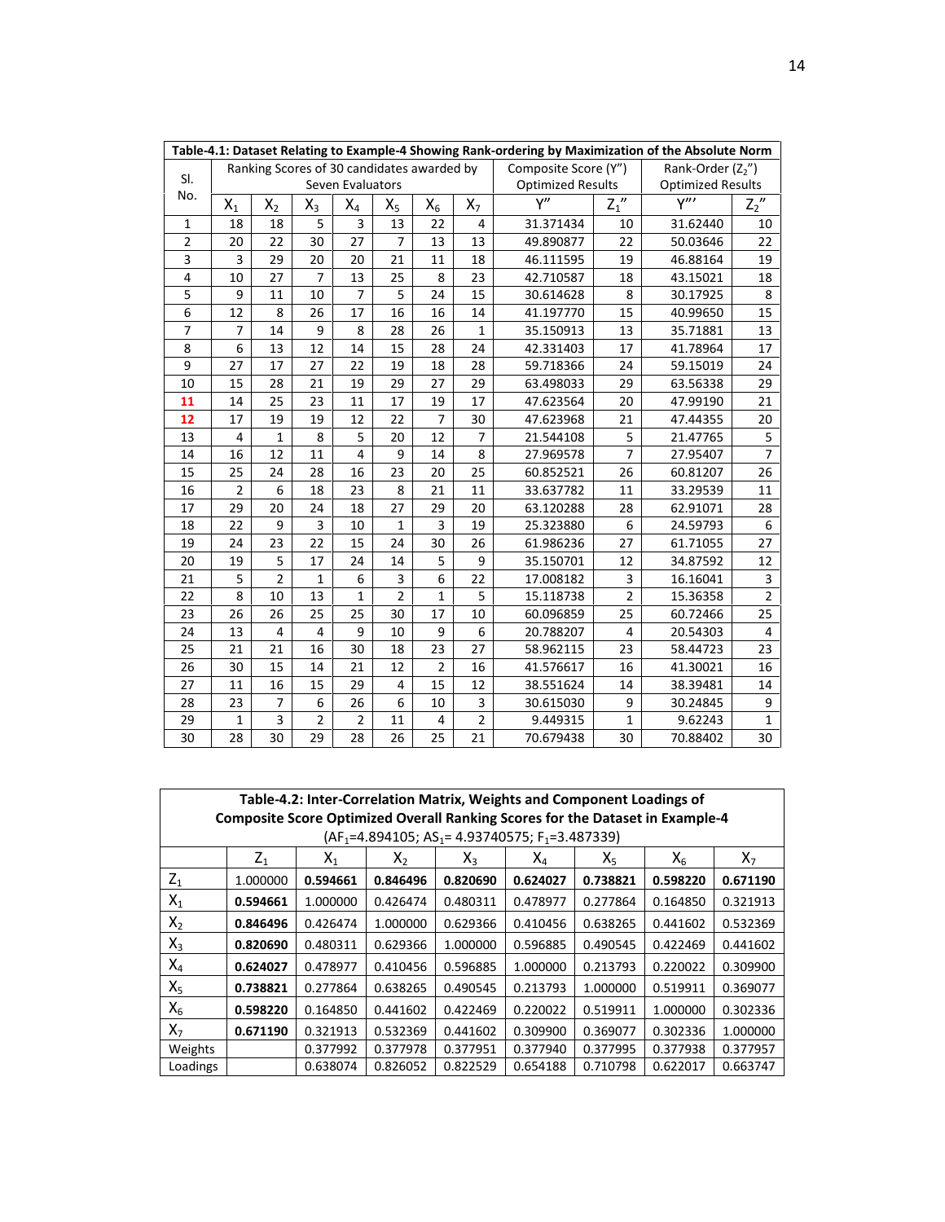| Table-4.1: Dataset Relating to Example-4 Showing Rank-ordering by Maximization of the Absolute Norm | | | | | | | | | | | |
|---|---|---|---|---|---|---|---|---|---|---|---|
| Sl. No. | Ranking Scores of 30 candidates awarded by Seven Evaluators | | | | | | | Composite Score (Y″) Optimized Results | | Rank-Order ($Z_2$″) Optimized Results | |
| | $X_1$ | $X_2$ | $X_3$ | $X_4$ | $X_5$ | $X_6$ | $X_7$ | Y″ | $Z_1$″ | Y″′ | $Z_2$″ |
| 1 | 18 | 18 | 5 | 3 | 13 | 22 | 4 | 31.371434 | 10 | 31.62440 | 10 |
| 2 | 20 | 22 | 30 | 27 | 7 | 13 | 13 | 49.890877 | 22 | 50.03646 | 22 |
| 3 | 3 | 29 | 20 | 20 | 21 | 11 | 18 | 46.111595 | 19 | 46.88164 | 19 |
| 4 | 10 | 27 | 7 | 13 | 25 | 8 | 23 | 42.710587 | 18 | 43.15021 | 18 |
| 5 | 9 | 11 | 10 | 7 | 5 | 24 | 15 | 30.614628 | 8 | 30.17925 | 8 |
| 6 | 12 | 8 | 26 | 17 | 16 | 16 | 14 | 41.197770 | 15 | 40.99650 | 15 |
| 7 | 7 | 14 | 9 | 8 | 28 | 26 | 1 | 35.150913 | 13 | 35.71881 | 13 |
| 8 | 6 | 13 | 12 | 14 | 15 | 28 | 24 | 42.331403 | 17 | 41.78964 | 17 |
| 9 | 27 | 17 | 27 | 22 | 19 | 18 | 28 | 59.718366 | 24 | 59.15019 | 24 |
| 10 | 15 | 28 | 21 | 19 | 29 | 27 | 29 | 63.498033 | 29 | 63.56338 | 29 |
| 11 | 14 | 25 | 23 | 11 | 17 | 19 | 17 | 47.623564 | 20 | 47.99190 | 21 |
| 12 | 17 | 19 | 19 | 12 | 22 | 7 | 30 | 47.623968 | 21 | 47.44355 | 20 |
| 13 | 4 | 1 | 8 | 5 | 20 | 12 | 7 | 21.544108 | 5 | 21.47765 | 5 |
| 14 | 16 | 12 | 11 | 4 | 9 | 14 | 8 | 27.969578 | 7 | 27.95407 | 7 |
| 15 | 25 | 24 | 28 | 16 | 23 | 20 | 25 | 60.852521 | 26 | 60.81207 | 26 |
| 16 | 2 | 6 | 18 | 23 | 8 | 21 | 11 | 33.637782 | 11 | 33.29539 | 11 |
| 17 | 29 | 20 | 24 | 18 | 27 | 29 | 20 | 63.120288 | 28 | 62.91071 | 28 |
| 18 | 22 | 9 | 3 | 10 | 1 | 3 | 19 | 25.323880 | 6 | 24.59793 | 6 |
| 19 | 24 | 23 | 22 | 15 | 24 | 30 | 26 | 61.986236 | 27 | 61.71055 | 27 |
| 20 | 19 | 5 | 17 | 24 | 14 | 5 | 9 | 35.150701 | 12 | 34.87592 | 12 |
| 21 | 5 | 2 | 1 | 6 | 3 | 6 | 22 | 17.008182 | 3 | 16.16041 | 3 |
| 22 | 8 | 10 | 13 | 1 | 2 | 1 | 5 | 15.118738 | 2 | 15.36358 | 2 |
| 23 | 26 | 26 | 25 | 25 | 30 | 17 | 10 | 60.096859 | 25 | 60.72466 | 25 |
| 24 | 13 | 4 | 4 | 9 | 10 | 9 | 6 | 20.788207 | 4 | 20.54303 | 4 |
| 25 | 21 | 21 | 16 | 30 | 18 | 23 | 27 | 58.962115 | 23 | 58.44723 | 23 |
| 26 | 30 | 15 | 14 | 21 | 12 | 2 | 16 | 41.576617 | 16 | 41.30021 | 16 |
| 27 | 11 | 16 | 15 | 29 | 4 | 15 | 12 | 38.551624 | 14 | 38.39481 | 14 |
| 28 | 23 | 7 | 6 | 26 | 6 | 10 | 3 | 30.615030 | 9 | 30.24845 | 9 |
| 29 | 1 | 3 | 2 | 2 | 11 | 4 | 2 | 9.449315 | 1 | 9.62243 | 1 |
| 30 | 28 | 30 | 29 | 28 | 26 | 25 | 21 | 70.679438 | 30 | 70.88402 | 30 |

**Table-4.2: Inter-Correlation Matrix, Weights and Component Loadings of Composite Score Optimized Overall Ranking Scores for the Dataset in Example-4**
($AF_1$=4.894105; $AS_1$= 4.93740575; $F_1$=3.487339)

| | $Z_1$ | $X_1$ | $X_2$ | $X_3$ | $X_4$ | $X_5$ | $X_6$ | $X_7$ |
|---|---|---|---|---|---|---|---|---|
| $Z_1$ | 1.000000 | **0.594661** | **0.846496** | **0.820690** | **0.624027** | **0.738821** | **0.598220** | **0.671190** |
| $X_1$ | **0.594661** | 1.000000 | 0.426474 | 0.480311 | 0.478977 | 0.277864 | 0.164850 | 0.321913 |
| $X_2$ | **0.846496** | 0.426474 | 1.000000 | 0.629366 | 0.410456 | 0.638265 | 0.441602 | 0.532369 |
| $X_3$ | **0.820690** | 0.480311 | 0.629366 | 1.000000 | 0.596885 | 0.490545 | 0.422469 | 0.441602 |
| $X_4$ | **0.624027** | 0.478977 | 0.410456 | 0.596885 | 1.000000 | 0.213793 | 0.220022 | 0.309900 |
| $X_5$ | **0.738821** | 0.277864 | 0.638265 | 0.490545 | 0.213793 | 1.000000 | 0.519911 | 0.369077 |
| $X_6$ | **0.598220** | 0.164850 | 0.441602 | 0.422469 | 0.220022 | 0.519911 | 1.000000 | 0.302336 |
| $X_7$ | **0.671190** | 0.321913 | 0.532369 | 0.441602 | 0.309900 | 0.369077 | 0.302336 | 1.000000 |
| Weights | | 0.377992 | 0.377978 | 0.377951 | 0.377940 | 0.377995 | 0.377938 | 0.377957 |
| Loadings | | 0.638074 | 0.826052 | 0.822529 | 0.654188 | 0.710798 | 0.622017 | 0.663747 |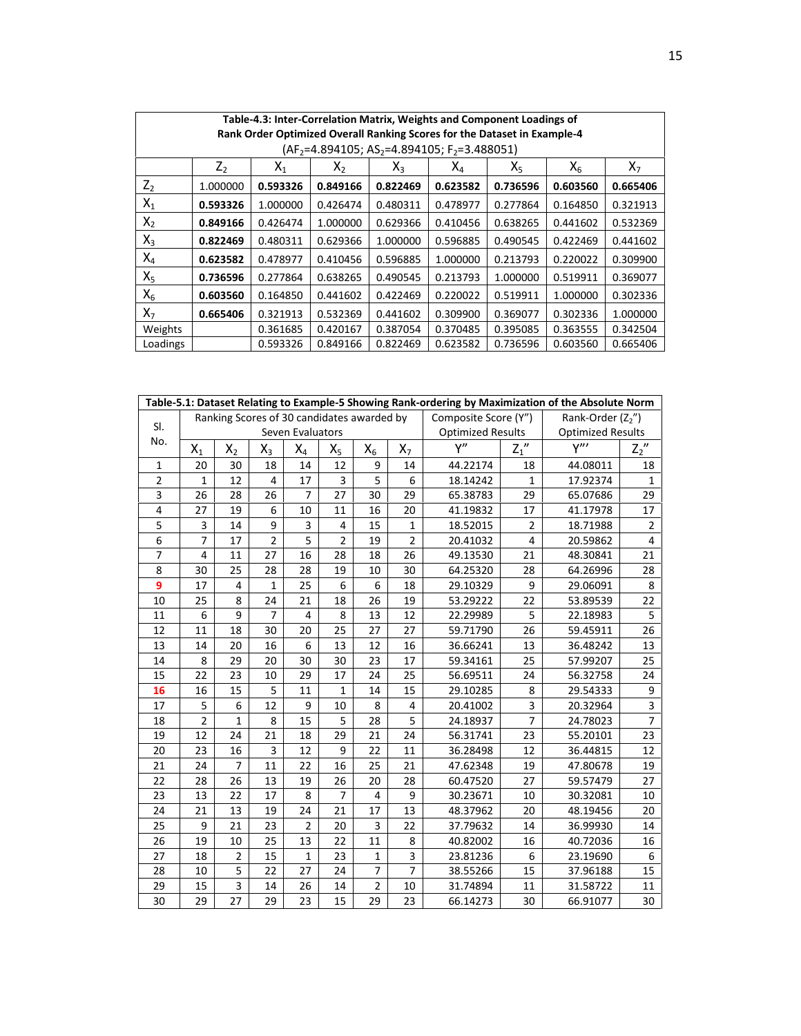| Table-4.3: Inter-Correlation Matrix, Weights and Component Loadings of Rank Order Optimized Overall Ranking Scores for the Dataset in Example-4 ($AF_2$=4.894105; $AS_2$=4.894105; $F_2$=3.488051) | | | | | | | | |
|---|---|---|---|---|---|---|---|---|
| | $Z_2$ | $X_1$ | $X_2$ | $X_3$ | $X_4$ | $X_5$ | $X_6$ | $X_7$ |
| $Z_2$ | 1.000000 | **0.593326** | **0.849166** | **0.822469** | **0.623582** | **0.736596** | **0.603560** | **0.665406** |
| $X_1$ | **0.593326** | 1.000000 | 0.426474 | 0.480311 | 0.478977 | 0.277864 | 0.164850 | 0.321913 |
| $X_2$ | **0.849166** | 0.426474 | 1.000000 | 0.629366 | 0.410456 | 0.638265 | 0.441602 | 0.532369 |
| $X_3$ | **0.822469** | 0.480311 | 0.629366 | 1.000000 | 0.596885 | 0.490545 | 0.422469 | 0.441602 |
| $X_4$ | **0.623582** | 0.478977 | 0.410456 | 0.596885 | 1.000000 | 0.213793 | 0.220022 | 0.309900 |
| $X_5$ | **0.736596** | 0.277864 | 0.638265 | 0.490545 | 0.213793 | 1.000000 | 0.519911 | 0.369077 |
| $X_6$ | **0.603560** | 0.164850 | 0.441602 | 0.422469 | 0.220022 | 0.519911 | 1.000000 | 0.302336 |
| $X_7$ | **0.665406** | 0.321913 | 0.532369 | 0.441602 | 0.309900 | 0.369077 | 0.302336 | 1.000000 |
| Weights | | 0.361685 | 0.420167 | 0.387054 | 0.370485 | 0.395085 | 0.363555 | 0.342504 |
| Loadings | | 0.593326 | 0.849166 | 0.822469 | 0.623582 | 0.736596 | 0.603560 | 0.665406 |

| Table-5.1: Dataset Relating to Example-5 Showing Rank-ordering by Maximization of the Absolute Norm | | | | | | | | | | | |
|---|---|---|---|---|---|---|---|---|---|---|---|
| Sl. No. | Ranking Scores of 30 candidates awarded by Seven Evaluators | | | | | | | Composite Score (Y″) Optimized Results | | Rank-Order ($Z_2$″) Optimized Results | |
| | $X_1$ | $X_2$ | $X_3$ | $X_4$ | $X_5$ | $X_6$ | $X_7$ | Y″ | $Z_1$″ | Y‴ | $Z_2$″ |
| 1 | 20 | 30 | 18 | 14 | 12 | 9 | 14 | 44.22174 | 18 | 44.08011 | 18 |
| 2 | 1 | 12 | 4 | 17 | 3 | 5 | 6 | 18.14242 | 1 | 17.92374 | 1 |
| 3 | 26 | 28 | 26 | 7 | 27 | 30 | 29 | 65.38783 | 29 | 65.07686 | 29 |
| 4 | 27 | 19 | 6 | 10 | 11 | 16 | 20 | 41.19832 | 17 | 41.17978 | 17 |
| 5 | 3 | 14 | 9 | 3 | 4 | 15 | 1 | 18.52015 | 2 | 18.71988 | 2 |
| 6 | 7 | 17 | 2 | 5 | 2 | 19 | 2 | 20.41032 | 4 | 20.59862 | 4 |
| 7 | 4 | 11 | 27 | 16 | 28 | 18 | 26 | 49.13530 | 21 | 48.30841 | 21 |
| 8 | 30 | 25 | 28 | 28 | 19 | 10 | 30 | 64.25320 | 28 | 64.26996 | 28 |
| 9 | 17 | 4 | 1 | 25 | 6 | 6 | 18 | 29.10329 | 9 | 29.06091 | 8 |
| 10 | 25 | 8 | 24 | 21 | 18 | 26 | 19 | 53.29222 | 22 | 53.89539 | 22 |
| 11 | 6 | 9 | 7 | 4 | 8 | 13 | 12 | 22.29989 | 5 | 22.18983 | 5 |
| 12 | 11 | 18 | 30 | 20 | 25 | 27 | 27 | 59.71790 | 26 | 59.45911 | 26 |
| 13 | 14 | 20 | 16 | 6 | 13 | 12 | 16 | 36.66241 | 13 | 36.48242 | 13 |
| 14 | 8 | 29 | 20 | 30 | 30 | 23 | 17 | 59.34161 | 25 | 57.99207 | 25 |
| 15 | 22 | 23 | 10 | 29 | 17 | 24 | 25 | 56.69511 | 24 | 56.32758 | 24 |
| 16 | 16 | 15 | 5 | 11 | 1 | 14 | 15 | 29.10285 | 8 | 29.54333 | 9 |
| 17 | 5 | 6 | 12 | 9 | 10 | 8 | 4 | 20.41002 | 3 | 20.32964 | 3 |
| 18 | 2 | 1 | 8 | 15 | 5 | 28 | 5 | 24.18937 | 7 | 24.78023 | 7 |
| 19 | 12 | 24 | 21 | 18 | 29 | 21 | 24 | 56.31741 | 23 | 55.20101 | 23 |
| 20 | 23 | 16 | 3 | 12 | 9 | 22 | 11 | 36.28498 | 12 | 36.44815 | 12 |
| 21 | 24 | 7 | 11 | 22 | 16 | 25 | 21 | 47.62348 | 19 | 47.80678 | 19 |
| 22 | 28 | 26 | 13 | 19 | 26 | 20 | 28 | 60.47520 | 27 | 59.57479 | 27 |
| 23 | 13 | 22 | 17 | 8 | 7 | 4 | 9 | 30.23671 | 10 | 30.32081 | 10 |
| 24 | 21 | 13 | 19 | 24 | 21 | 17 | 13 | 48.37962 | 20 | 48.19456 | 20 |
| 25 | 9 | 21 | 23 | 2 | 20 | 3 | 22 | 37.79632 | 14 | 36.99930 | 14 |
| 26 | 19 | 10 | 25 | 13 | 22 | 11 | 8 | 40.82002 | 16 | 40.72036 | 16 |
| 27 | 18 | 2 | 15 | 1 | 23 | 1 | 3 | 23.81236 | 6 | 23.19690 | 6 |
| 28 | 10 | 5 | 22 | 27 | 24 | 7 | 7 | 38.55266 | 15 | 37.96188 | 15 |
| 29 | 15 | 3 | 14 | 26 | 14 | 2 | 10 | 31.74894 | 11 | 31.58722 | 11 |
| 30 | 29 | 27 | 29 | 23 | 15 | 29 | 23 | 66.14273 | 30 | 66.91077 | 30 |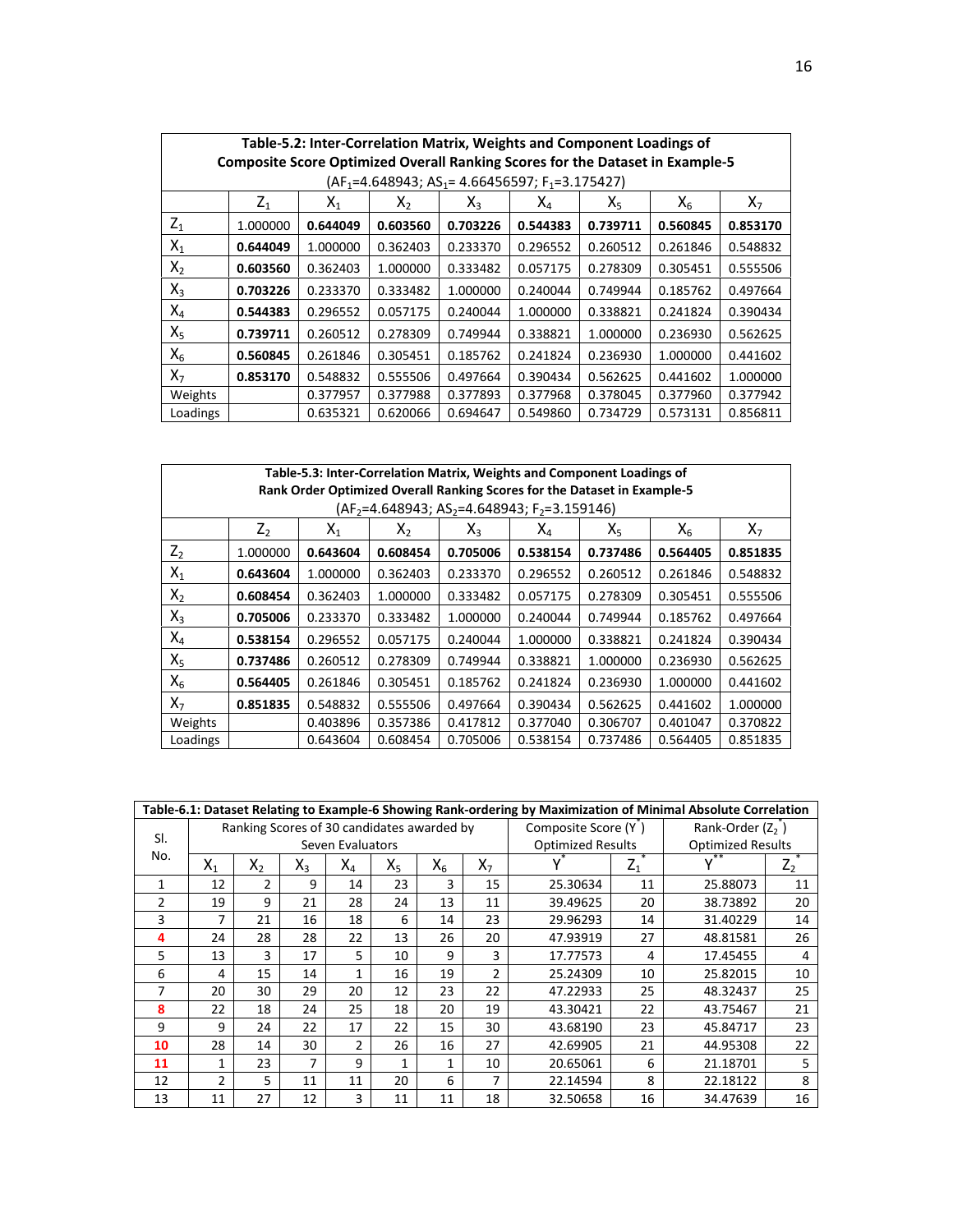**Table-5.2: Inter-Correlation Matrix, Weights and Component Loadings of Composite Score Optimized Overall Ranking Scores for the Dataset in Example-5**
($AF_1$=4.648943; $AS_1$= 4.66456597; $F_1$=3.175427)

| | $Z_1$ | $X_1$ | $X_2$ | $X_3$ | $X_4$ | $X_5$ | $X_6$ | $X_7$ |
|---|---|---|---|---|---|---|---|---|
| $Z_1$ | 1.000000 | **0.644049** | **0.603560** | **0.703226** | **0.544383** | **0.739711** | **0.560845** | **0.853170** |
| $X_1$ | **0.644049** | 1.000000 | 0.362403 | 0.233370 | 0.296552 | 0.260512 | 0.261846 | 0.548832 |
| $X_2$ | **0.603560** | 0.362403 | 1.000000 | 0.333482 | 0.057175 | 0.278309 | 0.305451 | 0.555506 |
| $X_3$ | **0.703226** | 0.233370 | 0.333482 | 1.000000 | 0.240044 | 0.749944 | 0.185762 | 0.497664 |
| $X_4$ | **0.544383** | 0.296552 | 0.057175 | 0.240044 | 1.000000 | 0.338821 | 0.241824 | 0.390434 |
| $X_5$ | **0.739711** | 0.260512 | 0.278309 | 0.749944 | 0.338821 | 1.000000 | 0.236930 | 0.562625 |
| $X_6$ | **0.560845** | 0.261846 | 0.305451 | 0.185762 | 0.241824 | 0.236930 | 1.000000 | 0.441602 |
| $X_7$ | **0.853170** | 0.548832 | 0.555506 | 0.497664 | 0.390434 | 0.562625 | 0.441602 | 1.000000 |
| Weights | | 0.377957 | 0.377988 | 0.377893 | 0.377968 | 0.378045 | 0.377960 | 0.377942 |
| Loadings | | 0.635321 | 0.620066 | 0.694647 | 0.549860 | 0.734729 | 0.573131 | 0.856811 |

**Table-5.3: Inter-Correlation Matrix, Weights and Component Loadings of Rank Order Optimized Overall Ranking Scores for the Dataset in Example-5**
($AF_2$=4.648943; $AS_2$=4.648943; $F_2$=3.159146)

| | $Z_2$ | $X_1$ | $X_2$ | $X_3$ | $X_4$ | $X_5$ | $X_6$ | $X_7$ |
|---|---|---|---|---|---|---|---|---|
| $Z_2$ | 1.000000 | **0.643604** | **0.608454** | **0.705006** | **0.538154** | **0.737486** | **0.564405** | **0.851835** |
| $X_1$ | **0.643604** | 1.000000 | 0.362403 | 0.233370 | 0.296552 | 0.260512 | 0.261846 | 0.548832 |
| $X_2$ | **0.608454** | 0.362403 | 1.000000 | 0.333482 | 0.057175 | 0.278309 | 0.305451 | 0.555506 |
| $X_3$ | **0.705006** | 0.233370 | 0.333482 | 1.000000 | 0.240044 | 0.749944 | 0.185762 | 0.497664 |
| $X_4$ | **0.538154** | 0.296552 | 0.057175 | 0.240044 | 1.000000 | 0.338821 | 0.241824 | 0.390434 |
| $X_5$ | **0.737486** | 0.260512 | 0.278309 | 0.749944 | 0.338821 | 1.000000 | 0.236930 | 0.562625 |
| $X_6$ | **0.564405** | 0.261846 | 0.305451 | 0.185762 | 0.241824 | 0.236930 | 1.000000 | 0.441602 |
| $X_7$ | **0.851835** | 0.548832 | 0.555506 | 0.497664 | 0.390434 | 0.562625 | 0.441602 | 1.000000 |
| Weights | | 0.403896 | 0.357386 | 0.417812 | 0.377040 | 0.306707 | 0.401047 | 0.370822 |
| Loadings | | 0.643604 | 0.608454 | 0.705006 | 0.538154 | 0.737486 | 0.564405 | 0.851835 |

**Table-6.1: Dataset Relating to Example-6 Showing Rank-ordering by Maximization of Minimal Absolute Correlation**

| Sl. No. | Ranking Scores of 30 candidates awarded by Seven Evaluators | | | | | | | Composite Score ($Y^*$) Optimized Results | | Rank-Order ($Z_2^*$) Optimized Results | |
|---|---|---|---|---|---|---|---|---|---|---|---|
| | $X_1$ | $X_2$ | $X_3$ | $X_4$ | $X_5$ | $X_6$ | $X_7$ | $Y^*$ | $Z_1^*$ | $Y^{**}$ | $Z_2^*$ |
| 1 | 12 | 2 | 9 | 14 | 23 | 3 | 15 | 25.30634 | 11 | 25.88073 | 11 |
| 2 | 19 | 9 | 21 | 28 | 24 | 13 | 11 | 39.49625 | 20 | 38.73892 | 20 |
| 3 | 7 | 21 | 16 | 18 | 6 | 14 | 23 | 29.96293 | 14 | 31.40229 | 14 |
| 4 | 24 | 28 | 28 | 22 | 13 | 26 | 20 | 47.93919 | 27 | 48.81581 | 26 |
| 5 | 13 | 3 | 17 | 5 | 10 | 9 | 3 | 17.77573 | 4 | 17.45455 | 4 |
| 6 | 4 | 15 | 14 | 1 | 16 | 19 | 2 | 25.24309 | 10 | 25.82015 | 10 |
| 7 | 20 | 30 | 29 | 20 | 12 | 23 | 22 | 47.22933 | 25 | 48.32437 | 25 |
| 8 | 22 | 18 | 24 | 25 | 18 | 20 | 19 | 43.30421 | 22 | 43.75467 | 21 |
| 9 | 9 | 24 | 22 | 17 | 22 | 15 | 30 | 43.68190 | 23 | 45.84717 | 23 |
| 10 | 28 | 14 | 30 | 2 | 26 | 16 | 27 | 42.69905 | 21 | 44.95308 | 22 |
| 11 | 1 | 23 | 7 | 9 | 1 | 1 | 10 | 20.65061 | 6 | 21.18701 | 5 |
| 12 | 2 | 5 | 11 | 11 | 20 | 6 | 7 | 22.14594 | 8 | 22.18122 | 8 |
| 13 | 11 | 27 | 12 | 3 | 11 | 11 | 18 | 32.50658 | 16 | 34.47639 | 16 |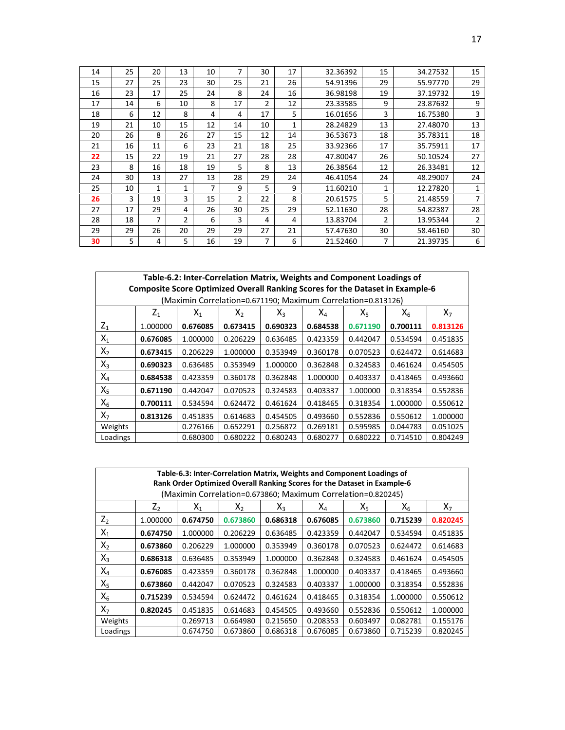| | | | | | | | | | | | |
|---|---|---|---|---|---|---|---|---|---|---|---|
| 14 | 25 | 20 | 13 | 10 | 7 | 30 | 17 | 32.36392 | 15 | 34.27532 | 15 |
| 15 | 27 | 25 | 23 | 30 | 25 | 21 | 26 | 54.91396 | 29 | 55.97770 | 29 |
| 16 | 23 | 17 | 25 | 24 | 8 | 24 | 16 | 36.98198 | 19 | 37.19732 | 19 |
| 17 | 14 | 6 | 10 | 8 | 17 | 2 | 12 | 23.33585 | 9 | 23.87632 | 9 |
| 18 | 6 | 12 | 8 | 4 | 4 | 17 | 5 | 16.01656 | 3 | 16.75380 | 3 |
| 19 | 21 | 10 | 15 | 12 | 14 | 10 | 1 | 28.24829 | 13 | 27.48070 | 13 |
| 20 | 26 | 8 | 26 | 27 | 15 | 12 | 14 | 36.53673 | 18 | 35.78311 | 18 |
| 21 | 16 | 11 | 6 | 23 | 21 | 18 | 25 | 33.92366 | 17 | 35.75911 | 17 |
| **22** | 15 | 22 | 19 | 21 | 27 | 28 | 28 | 47.80047 | 26 | 50.10524 | 27 |
| 23 | 8 | 16 | 18 | 19 | 5 | 8 | 13 | 26.38564 | 12 | 26.33481 | 12 |
| 24 | 30 | 13 | 27 | 13 | 28 | 29 | 24 | 46.41054 | 24 | 48.29007 | 24 |
| 25 | 10 | 1 | 1 | 7 | 9 | 5 | 9 | 11.60210 | 1 | 12.27820 | 1 |
| **26** | 3 | 19 | 3 | 15 | 2 | 22 | 8 | 20.61575 | 5 | 21.48559 | 7 |
| 27 | 17 | 29 | 4 | 26 | 30 | 25 | 29 | 52.11630 | 28 | 54.82387 | 28 |
| 28 | 18 | 7 | 2 | 6 | 3 | 4 | 4 | 13.83704 | 2 | 13.95344 | 2 |
| 29 | 29 | 26 | 20 | 29 | 29 | 27 | 21 | 57.47630 | 30 | 58.46160 | 30 |
| **30** | 5 | 4 | 5 | 16 | 19 | 7 | 6 | 21.52460 | 7 | 21.39735 | 6 |

**Table-6.2: Inter-Correlation Matrix, Weights and Component Loadings of Composite Score Optimized Overall Ranking Scores for the Dataset in Example-6**
(Maximin Correlation=0.671190; Maximum Correlation=0.813126)

| | $Z_1$ | $X_1$ | $X_2$ | $X_3$ | $X_4$ | $X_5$ | $X_6$ | $X_7$ |
|---|---|---|---|---|---|---|---|---|
| $Z_1$ | 1.000000 | **0.676085** | **0.673415** | **0.690323** | **0.684538** | **0.671190** | **0.700111** | **0.813126** |
| $X_1$ | **0.676085** | 1.000000 | 0.206229 | 0.636485 | 0.423359 | 0.442047 | 0.534594 | 0.451835 |
| $X_2$ | **0.673415** | 0.206229 | 1.000000 | 0.353949 | 0.360178 | 0.070523 | 0.624472 | 0.614683 |
| $X_3$ | **0.690323** | 0.636485 | 0.353949 | 1.000000 | 0.362848 | 0.324583 | 0.461624 | 0.454505 |
| $X_4$ | **0.684538** | 0.423359 | 0.360178 | 0.362848 | 1.000000 | 0.403337 | 0.418465 | 0.493660 |
| $X_5$ | **0.671190** | 0.442047 | 0.070523 | 0.324583 | 0.403337 | 1.000000 | 0.318354 | 0.552836 |
| $X_6$ | **0.700111** | 0.534594 | 0.624472 | 0.461624 | 0.418465 | 0.318354 | 1.000000 | 0.550612 |
| $X_7$ | **0.813126** | 0.451835 | 0.614683 | 0.454505 | 0.493660 | 0.552836 | 0.550612 | 1.000000 |
| Weights | | 0.276166 | 0.652291 | 0.256872 | 0.269181 | 0.595985 | 0.044783 | 0.051025 |
| Loadings | | 0.680300 | 0.680222 | 0.680243 | 0.680277 | 0.680222 | 0.714510 | 0.804249 |

**Table-6.3: Inter-Correlation Matrix, Weights and Component Loadings of Rank Order Optimized Overall Ranking Scores for the Dataset in Example-6**
(Maximin Correlation=0.673860; Maximum Correlation=0.820245)

| | $Z_2$ | $X_1$ | $X_2$ | $X_3$ | $X_4$ | $X_5$ | $X_6$ | $X_7$ |
|---|---|---|---|---|---|---|---|---|
| $Z_2$ | 1.000000 | **0.674750** | **0.673860** | **0.686318** | **0.676085** | **0.673860** | **0.715239** | **0.820245** |
| $X_1$ | **0.674750** | 1.000000 | 0.206229 | 0.636485 | 0.423359 | 0.442047 | 0.534594 | 0.451835 |
| $X_2$ | **0.673860** | 0.206229 | 1.000000 | 0.353949 | 0.360178 | 0.070523 | 0.624472 | 0.614683 |
| $X_3$ | **0.686318** | 0.636485 | 0.353949 | 1.000000 | 0.362848 | 0.324583 | 0.461624 | 0.454505 |
| $X_4$ | **0.676085** | 0.423359 | 0.360178 | 0.362848 | 1.000000 | 0.403337 | 0.418465 | 0.493660 |
| $X_5$ | **0.673860** | 0.442047 | 0.070523 | 0.324583 | 0.403337 | 1.000000 | 0.318354 | 0.552836 |
| $X_6$ | **0.715239** | 0.534594 | 0.624472 | 0.461624 | 0.418465 | 0.318354 | 1.000000 | 0.550612 |
| $X_7$ | **0.820245** | 0.451835 | 0.614683 | 0.454505 | 0.493660 | 0.552836 | 0.550612 | 1.000000 |
| Weights | | 0.269713 | 0.664980 | 0.215650 | 0.208353 | 0.603497 | 0.082781 | 0.155176 |
| Loadings | | 0.674750 | 0.673860 | 0.686318 | 0.676085 | 0.673860 | 0.715239 | 0.820245 |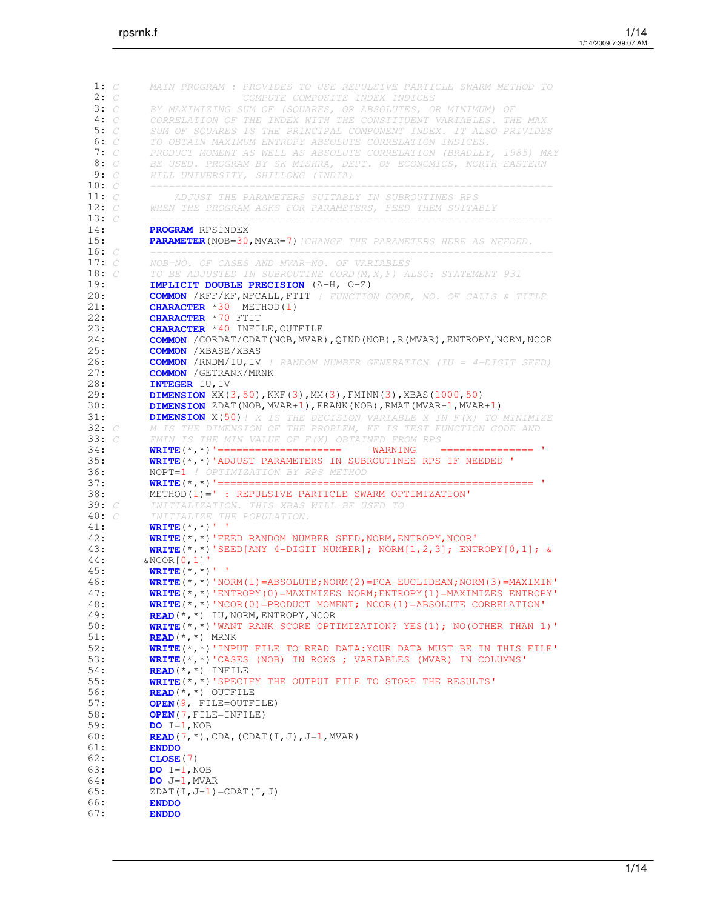```
1: C     MAIN PROGRAM : PROVIDES TO USE REPULSIVE PARTICLE SWARM METHOD TO
2: C                    COMPUTE COMPOSITE INDEX INDICES
3: C     BY MAXIMIZING SUM OF (SQUARES, OR ABSOLUTES, OR MINIMUM) OF
4: C     CORRELATION OF THE INDEX WITH THE CONSTITUENT VARIABLES. THE MAX
5: C     SUM OF SQUARES IS THE PRINCIPAL COMPONENT INDEX. IT ALSO PRIVIDES
6: C     TO OBTAIN MAXIMUM ENTROPY ABSOLUTE CORRELATION INDICES.
7: C     PRODUCT MOMENT AS WELL AS ABSOLUTE CORRELATION (BRADLEY, 1985) MAY
8: C     BE USED. PROGRAM BY SK MISHRA, DEPT. OF ECONOMICS, NORTH-EASTERN
9: C     HILL UNIVERSITY, SHILLONG (INDIA)
10: C     -----------------------------------------------------------------
11: C         ADJUST THE PARAMETERS SUITABLY IN SUBROUTINES RPS
12: C     WHEN THE PROGRAM ASKS FOR PARAMETERS, FEED THEM SUITABLY
13: C     -----------------------------------------------------------------
14:       PROGRAM RPSINDEX
15:       PARAMETER(NOB=30,MVAR=7)!CHANGE THE PARAMETERS HERE AS NEEDED.
16: C     -----------------------------------------------------------------
17: C     NOB=NO. OF CASES AND MVAR=NO. OF VARIABLES
18: C     TO BE ADJUSTED IN SUBROUTINE CORD(M,X,F) ALSO: STATEMENT 931
19:       IMPLICIT DOUBLE PRECISION (A-H, O-Z)
20:       COMMON /KFF/KF,NFCALL,FTIT ! FUNCTION CODE, NO. OF CALLS & TITLE
21:       CHARACTER *30  METHOD(1)
22:       CHARACTER *70 FTIT
23:       CHARACTER *40 INFILE,OUTFILE
24:       COMMON /CORDAT/CDAT(NOB,MVAR),QIND(NOB),R(MVAR),ENTROPY,NORM,NCOR
25:       COMMON /XBASE/XBAS
26:       COMMON /RNDM/IU,IV ! RANDOM NUMBER GENERATION (IU = 4-DIGIT SEED)
27:       COMMON /GETRANK/MRNK
28:       INTEGER IU,IV
29:       DIMENSION XX(3,50),KKF(3),MM(3),FMINN(3),XBAS(1000,50)
30:       DIMENSION ZDAT(NOB,MVAR+1),FRANK(NOB),RMAT(MVAR+1,MVAR+1)
31:       DIMENSION X(50)! X IS THE DECISION VARIABLE X IN F(X) TO MINIMIZE
32: C     M IS THE DIMENSION OF THE PROBLEM, KF IS TEST FUNCTION CODE AND
33: C     FMIN IS THE MIN VALUE OF F(X) OBTAINED FROM RPS
34:       WRITE(*,*)'====================     WARNING    =============== '
35:       WRITE(*,*)'ADJUST PARAMETERS IN SUBROUTINES RPS IF NEEDED '
36:       NOPT=1 ! OPTIMIZATION BY RPS METHOD
37:       WRITE(*,*)'================================================== '
38:       METHOD(1)=' : REPULSIVE PARTICLE SWARM OPTIMIZATION'
39: C     INITIALIZATION. THIS XBAS WILL BE USED TO
40: C     INITIALIZE THE POPULATION.
41:       WRITE(*,*)' '
42:       WRITE(*,*)'FEED RANDOM NUMBER SEED,NORM,ENTROPY,NCOR'
43:       WRITE(*,*)'SEED[ANY 4-DIGIT NUMBER]; NORM[1,2,3]; ENTROPY[0,1]; &
44:      &NCOR[0,1]'
45:       WRITE(*,*)' '
46:       WRITE(*,*)'NORM(1)=ABSOLUTE;NORM(2)=PCA-EUCLIDEAN;NORM(3)=MAXIMIN'
47:       WRITE(*,*)'ENTROPY(0)=MAXIMIZES NORM;ENTROPY(1)=MAXIMIZES ENTROPY'
48:       WRITE(*,*)'NCOR(0)=PRODUCT MOMENT; NCOR(1)=ABSOLUTE CORRELATION'
49:       READ(*,*) IU,NORM,ENTROPY,NCOR
50:       WRITE(*,*)'WANT RANK SCORE OPTIMIZATION? YES(1); NO(OTHER THAN 1)'
51:       READ(*,*) MRNK
52:       WRITE(*,*)'INPUT FILE TO READ DATA:YOUR DATA MUST BE IN THIS FILE'
53:       WRITE(*,*)'CASES (NOB) IN ROWS ; VARIABLES (MVAR) IN COLUMNS'
54:       READ(*,*) INFILE
55:       WRITE(*,*)'SPECIFY THE OUTPUT FILE TO STORE THE RESULTS'
56:       READ(*,*) OUTFILE
57:       OPEN(9, FILE=OUTFILE)
58:       OPEN(7,FILE=INFILE)
59:       DO I=1,NOB
60:       READ(7,*),CDA,(CDAT(I,J),J=1,MVAR)
61:       ENDDO
62:       CLOSE(7)
63:       DO I=1,NOB
64:       DO J=1,MVAR
65:       ZDAT(I,J+1)=CDAT(I,J)
66:       ENDDO
67:       ENDDO
```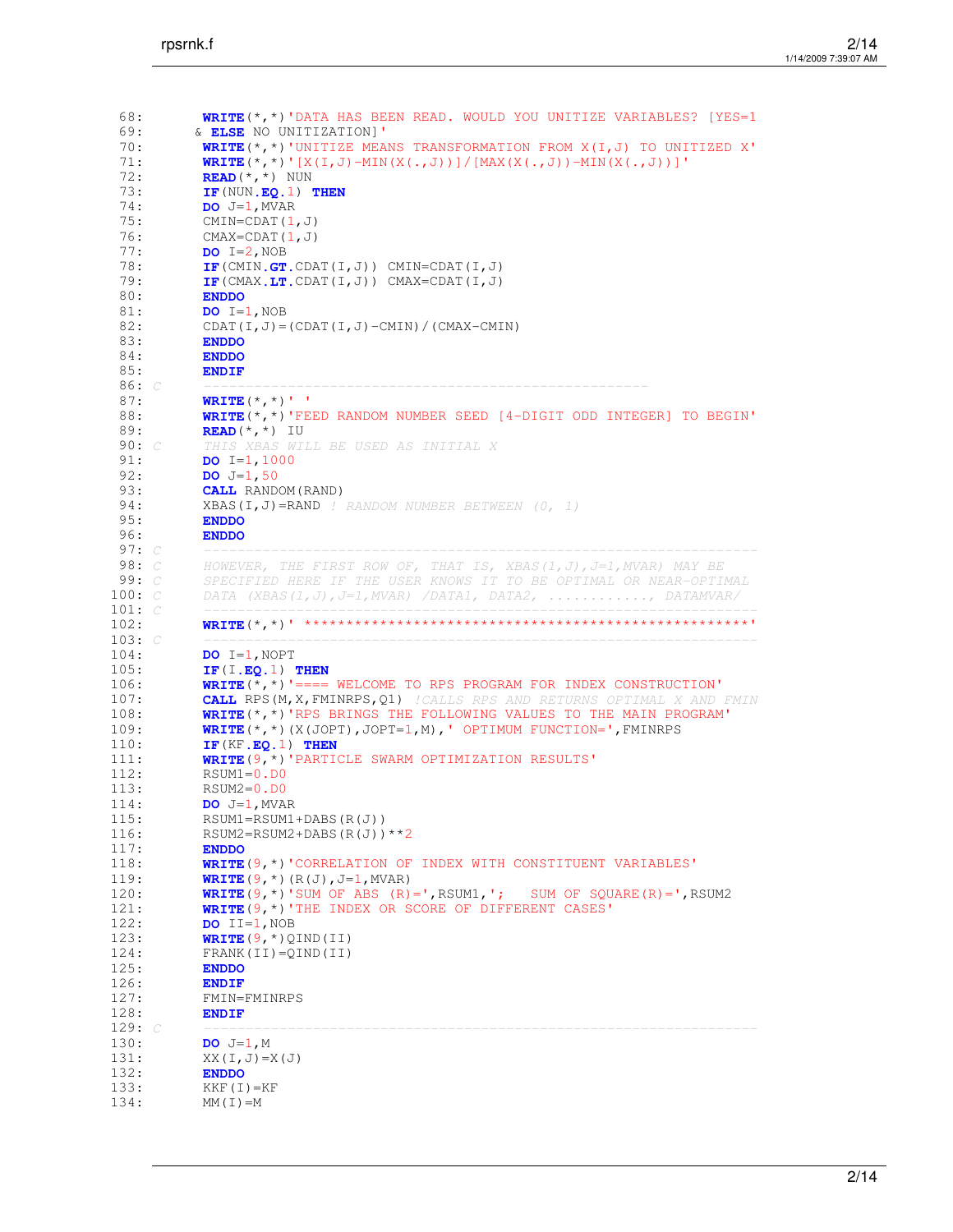```fortran
68:       WRITE(*,*)'DATA HAS BEEN READ. WOULD YOU UNITIZE VARIABLES? [YES=1
69:      & ELSE NO UNITIZATION]'
70:       WRITE(*,*)'UNITIZE MEANS TRANSFORMATION FROM X(I,J) TO UNITIZED X'
71:       WRITE(*,*)'[X(I,J)-MIN(X(.,J))]/[MAX(X(.,J))-MIN(X(.,J))]'
72:       READ(*,*) NUN
73:       IF(NUN.EQ.1) THEN
74:       DO J=1,MVAR
75:       CMIN=CDAT(1,J)
76:       CMAX=CDAT(1,J)
77:       DO I=2,NOB
78:       IF(CMIN.GT.CDAT(I,J)) CMIN=CDAT(I,J)
79:       IF(CMAX.LT.CDAT(I,J)) CMAX=CDAT(I,J)
80:       ENDDO
81:       DO I=1,NOB
82:       CDAT(I,J)=(CDAT(I,J)-CMIN)/(CMAX-CMIN)
83:       ENDDO
84:       ENDDO
85:       ENDIF
86: C     -----------------------------------------------------
87:       WRITE(*,*)' '
88:       WRITE(*,*)'FEED RANDOM NUMBER SEED [4-DIGIT ODD INTEGER] TO BEGIN'
89:       READ(*,*) IU
90: C     THIS XBAS WILL BE USED AS INITIAL X
91:       DO I=1,1000
92:       DO J=1,50
93:       CALL RANDOM(RAND)
94:       XBAS(I,J)=RAND ! RANDOM NUMBER BETWEEN (0, 1)
95:       ENDDO
96:       ENDDO
97: C     ------------------------------------------------------------------
98: C     HOWEVER, THE FIRST ROW OF, THAT IS, XBAS(1,J),J=1,MVAR) MAY BE
99: C     SPECIFIED HERE IF THE USER KNOWS IT TO BE OPTIMAL OR NEAR-OPTIMAL
100: C    DATA (XBAS(1,J),J=1,MVAR) /DATA1, DATA2, ............, DATAMVAR/
101: C    ------------------------------------------------------------------
102:      WRITE(*,*)' *****************************************************'
103: C    ------------------------------------------------------------------
104:      DO I=1,NOPT
105:      IF(I.EQ.1) THEN
106:      WRITE(*,*)'==== WELCOME TO RPS PROGRAM FOR INDEX CONSTRUCTION'
107:      CALL RPS(M,X,FMINRPS,Q1) !CALLS RPS AND RETURNS OPTIMAL X AND FMIN
108:      WRITE(*,*)'RPS BRINGS THE FOLLOWING VALUES TO THE MAIN PROGRAM'
109:      WRITE(*,*)(X(JOPT),JOPT=1,M),' OPTIMUM FUNCTION=',FMINRPS
110:      IF(KF.EQ.1) THEN
111:      WRITE(9,*)'PARTICLE SWARM OPTIMIZATION RESULTS'
112:      RSUM1=0.D0
113:      RSUM2=0.D0
114:      DO J=1,MVAR
115:      RSUM1=RSUM1+DABS(R(J))
116:      RSUM2=RSUM2+DABS(R(J))**2
117:      ENDDO
118:      WRITE(9,*)'CORRELATION OF INDEX WITH CONSTITUENT VARIABLES'
119:      WRITE(9,*)(R(J),J=1,MVAR)
120:      WRITE(9,*)'SUM OF ABS (R)=',RSUM1,';   SUM OF SQUARE(R)=',RSUM2
121:      WRITE(9,*)'THE INDEX OR SCORE OF DIFFERENT CASES'
122:      DO II=1,NOB
123:      WRITE(9,*)QIND(II)
124:      FRANK(II)=QIND(II)
125:      ENDDO
126:      ENDIF
127:      FMIN=FMINRPS
128:      ENDIF
129: C    ------------------------------------------------------------------
130:      DO J=1,M
131:      XX(I,J)=X(J)
132:      ENDDO
133:      KKF(I)=KF
134:      MM(I)=M
```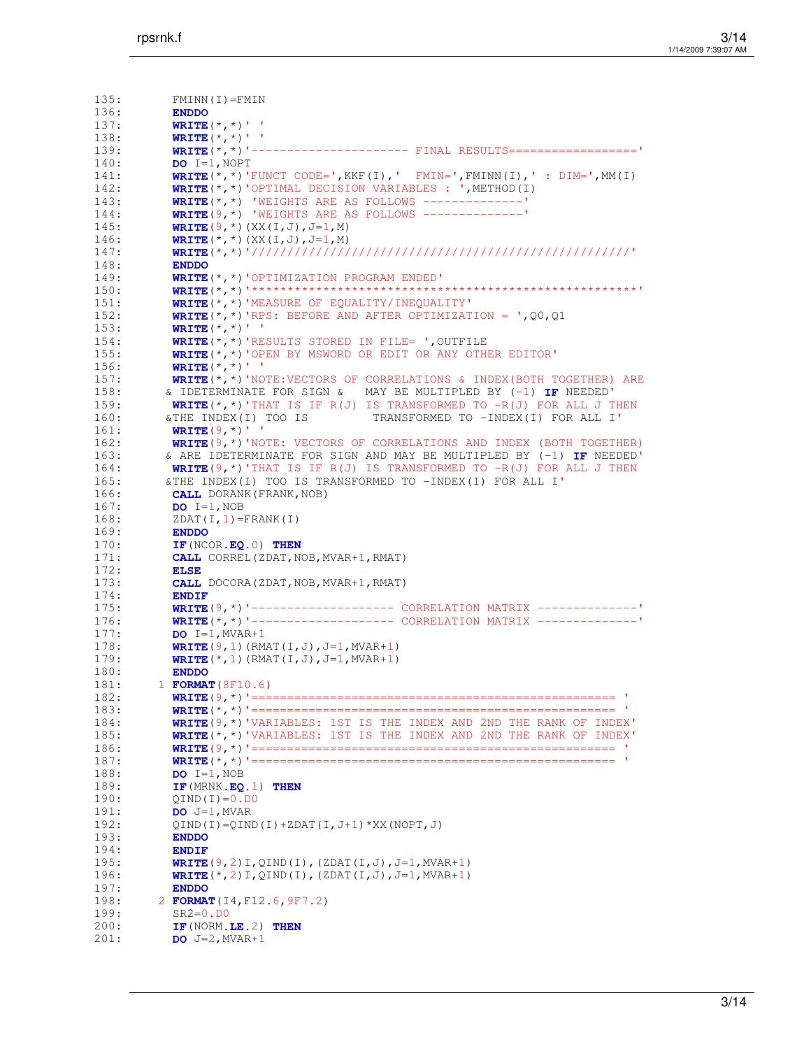```
135:       FMINN(I)=FMIN
136:       ENDDO
137:       WRITE(*,*)' '
138:       WRITE(*,*)' '
139:       WRITE(*,*)'---------------------- FINAL RESULTS=================='
140:       DO I=1,NOPT
141:       WRITE(*,*)'FUNCT CODE=',KKF(I),'  FMIN=',FMINN(I),' : DIM=',MM(I)
142:       WRITE(*,*)'OPTIMAL DECISION VARIABLES : ',METHOD(I)
143:       WRITE(*,*) 'WEIGHTS ARE AS FOLLOWS --------------'
144:       WRITE(9,*) 'WEIGHTS ARE AS FOLLOWS --------------'
145:       WRITE(9,*)(XX(I,J),J=1,M)
146:       WRITE(*,*)(XX(I,J),J=1,M)
147:       WRITE(*,*)'////////////////////////////////////////////////////'
148:       ENDDO
149:       WRITE(*,*)'OPTIMIZATION PROGRAM ENDED'
150:       WRITE(*,*)'******************************************************'
151:       WRITE(*,*)'MEASURE OF EQUALITY/INEQUALITY'
152:       WRITE(*,*)'RPS: BEFORE AND AFTER OPTIMIZATION = ',Q0,Q1
153:       WRITE(*,*)' '
154:       WRITE(*,*)'RESULTS STORED IN FILE= ',OUTFILE
155:       WRITE(*,*)'OPEN BY MSWORD OR EDIT OR ANY OTHER EDITOR'
156:       WRITE(*,*)' '
157:       WRITE(*,*)'NOTE:VECTORS OF CORRELATIONS & INDEX(BOTH TOGETHER) ARE
158:      & IDETERMINATE FOR SIGN &   MAY BE MULTIPLED BY (-1) IF NEEDED'
159:       WRITE(*,*)'THAT IS IF R(J) IS TRANSFORMED TO -R(J) FOR ALL J THEN
160:      &THE INDEX(I) TOO IS         TRANSFORMED TO -INDEX(I) FOR ALL I'
161:       WRITE(9,*)' '
162:       WRITE(9,*)'NOTE: VECTORS OF CORRELATIONS AND INDEX (BOTH TOGETHER)
163:      & ARE IDETERMINATE FOR SIGN AND MAY BE MULTIPLED BY (-1) IF NEEDED'
164:       WRITE(9,*)'THAT IS IF R(J) IS TRANSFORMED TO -R(J) FOR ALL J THEN
165:      &THE INDEX(I) TOO IS TRANSFORMED TO -INDEX(I) FOR ALL I'
166:       CALL DORANK(FRANK,NOB)
167:       DO I=1,NOB
168:       ZDAT(I,1)=FRANK(I)
169:       ENDDO
170:       IF(NCOR.EQ.0) THEN
171:       CALL CORREL(ZDAT,NOB,MVAR+1,RMAT)
172:       ELSE
173:       CALL DOCORA(ZDAT,NOB,MVAR+1,RMAT)
174:       ENDIF
175:       WRITE(9,*)'-------------------- CORRELATION MATRIX -------------'
176:       WRITE(*,*)'-------------------- CORRELATION MATRIX -------------'
177:       DO I=1,MVAR+1
178:       WRITE(9,1)(RMAT(I,J),J=1,MVAR+1)
179:       WRITE(*,1)(RMAT(I,J),J=1,MVAR+1)
180:       ENDDO
181:     1 FORMAT(8F10.6)
182:       WRITE(9,*)'================================================= '
183:       WRITE(*,*)'================================================= '
184:       WRITE(9,*)'VARIABLES: 1ST IS THE INDEX AND 2ND THE RANK OF INDEX'
185:       WRITE(*,*)'VARIABLES: 1ST IS THE INDEX AND 2ND THE RANK OF INDEX'
186:       WRITE(9,*)'================================================= '
187:       WRITE(*,*)'================================================= '
188:       DO I=1,NOB
189:       IF(MRNK.EQ.1) THEN
190:       QIND(I)=0.D0
191:       DO J=1,MVAR
192:       QIND(I)=QIND(I)+ZDAT(I,J+1)*XX(NOPT,J)
193:       ENDDO
194:       ENDIF
195:       WRITE(9,2)I,QIND(I),(ZDAT(I,J),J=1,MVAR+1)
196:       WRITE(*,2)I,QIND(I),(ZDAT(I,J),J=1,MVAR+1)
197:       ENDDO
198:     2 FORMAT(I4,F12.6,9F7.2)
199:       SR2=0.D0
200:       IF(NORM.LE.2) THEN
201:       DO J=2,MVAR+1
```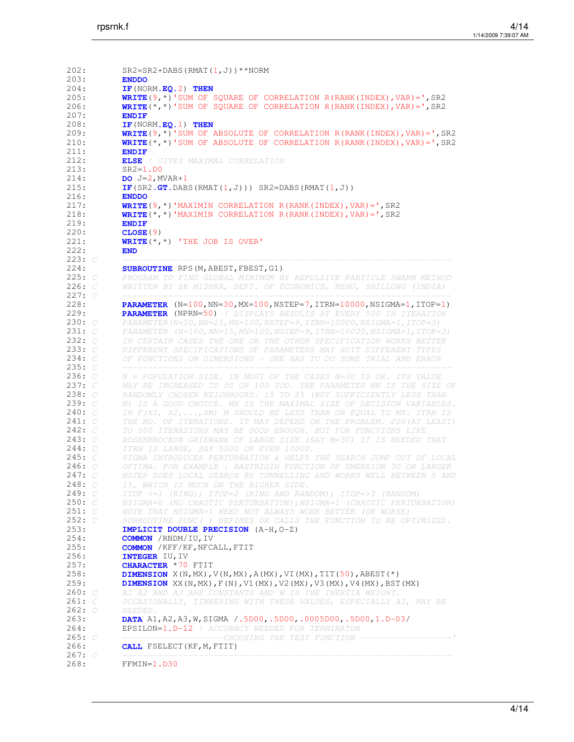```fortran
202:        SR2=SR2+DABS(RMAT(1,J))**NORM
203:        ENDDO
204:        IF(NORM.EQ.2) THEN
205:        WRITE(9,*)'SUM OF SQUARE OF CORRELATION R(RANK(INDEX),VAR)=',SR2
206:        WRITE(*,*)'SUM OF SQUARE OF CORRELATION R(RANK(INDEX),VAR)=',SR2
207:        ENDIF
208:        IF(NORM.EQ.1) THEN
209:        WRITE(9,*)'SUM OF ABSOLUTE OF CORRELATION R(RANK(INDEX),VAR)=',SR2
210:        WRITE(*,*)'SUM OF ABSOLUTE OF CORRELATION R(RANK(INDEX),VAR)=',SR2
211:        ENDIF
212:        ELSE ! GIVES MAXIMAL CORRELATION
213:        SR2=1.D0
214:        DO J=2,MVAR+1
215:        IF(SR2.GT.DABS(RMAT(1,J))) SR2=DABS(RMAT(1,J))
216:        ENDDO
217:        WRITE(9,*)'MAXIMIN CORRELATION R(RANK(INDEX),VAR)=',SR2
218:        WRITE(*,*)'MAXIMIN CORRELATION R(RANK(INDEX),VAR)=',SR2
219:        ENDIF
220:        CLOSE(9)
221:        WRITE(*,*) 'THE JOB IS OVER'
222:        END
223: C      -----------------------------------------------------------------
224:        SUBROUTINE RPS(M,ABEST,FBEST,G1)
225: C      PROGRAM TO FIND GLOBAL MINIMUM BY REPULSIVE PARTICLE SWARM METHOD
226: C      WRITTEN BY SK MISHRA, DEPT. OF ECONOMICS, NEHU, SHILLONG (INDIA)
227: C      -----------------------------------------------------------------
228:        PARAMETER (N=100,NN=30,MX=100,NSTEP=7,ITRN=10000,NSIGMA=1,ITOP=1)
229:        PARAMETER (NPRN=50) ! DISPLAYS RESULTS AT EVERY 500 TH ITERATION
230: C      PARAMETER(N=50,NN=25,MX=100,NSTEP=9,ITRN=10000,NSIGMA=1,ITOP=3)
231: C      PARAMETER (N=100,NN=15,MX=100,NSTEP=9,ITRN=10000,NSIGMA=1,ITOP=3)
232: C      IN CERTAIN CASES THE ONE OR THE OTHER SPECIFICATION WORKS BETTER
233: C      DIFFERENT SPECIFICATIONS OF PARAMETERS MAY SUIT DIFFERENT TYPES
234: C      OF FUNCTIONS OR DIMENSIONS - ONE HAS TO DO SOME TRIAL AND ERROR
235: C      -----------------------------------------------------------------
236: C      N = POPULATION SIZE. IN MOST OF THE CASES N=30 IS OK. ITS VALUE
237: C      MAY BE INCREASED TO 50 OR 100 TOO. THE PARAMETER NN IS THE SIZE OF
238: C      RANDOMLY CHOSEN NEIGHBOURS. 15 TO 25 (BUT SUFFICIENTLY LESS THAN
239: C      N) IS A GOOD CHOICE. MX IS THE MAXIMAL SIZE OF DECISION VARIABLES.
240: C      IN F(X1, X2,...,XM) M SHOULD BE LESS THAN OR EQUAL TO MX. ITRN IS
241: C      THE NO. OF ITERATIONS. IT MAY DEPEND ON THE PROBLEM. 200(AT LEAST)
242: C      TO 500 ITERATIONS MAY BE GOOD ENOUGH. BUT FOR FUNCTIONS LIKE
243: C      ROSENBROCKOR GRIEWANK OF LARGE SIZE (SAY M=30) IT IS NEEDED THAT
244: C      ITRN IS LARGE, SAY 5000 OR EVEN 10000.
245: C      SIGMA INTRODUCES PERTURBATION & HELPS THE SEARCH JUMP OUT OF LOCAL
246: C      OPTIMA. FOR EXAMPLE : RASTRIGIN FUNCTION OF DMENSION 3O OR LARGER
247: C      NSTEP DOES LOCAL SEARCH BY TUNNELLING AND WORKS WELL BETWEEN 5 AND
248: C      15, WHICH IS MUCH ON THE HIGHER SIDE.
249: C      ITOP <=1 (RING); ITOP=2 (RING AND RANDOM); ITOP=>3 (RANDOM)
250: C      NSIGMA=0 (NO CHAOTIC PERTURBATION);NSIGMA=1 (CHAOTIC PERTURBATION)
251: C      NOTE THAT NSIGMA=1 NEED NOT ALWAYS WORK BETTER (OR WORSE)
252: C      SUBROUTINE FUNC( ) DEFINES OR CALLS THE FUNCTION TO BE OPTIMIZED.
253:        IMPLICIT DOUBLE PRECISION (A-H,O-Z)
254:        COMMON /RNDM/IU,IV
255:        COMMON /KFF/KF,NFCALL,FTIT
256:        INTEGER IU,IV
257:        CHARACTER *70 FTIT
258:        DIMENSION X(N,MX),V(N,MX),A(MX),VI(MX),TIT(50),ABEST(*)
259:        DIMENSION XX(N,MX),F(N),V1(MX),V2(MX),V3(MX),V4(MX),BST(MX)
260: C      A1 A2 AND A3 ARE CONSTANTS AND W IS THE INERTIA WEIGHT.
261: C      OCCASIONALLY, TINKERING WITH THESE VALUES, ESPECIALLY A3, MAY BE
262: C      NEEDED.
263:        DATA A1,A2,A3,W,SIGMA /.5D00,.5D00,.0005D00,.5D00,1.D-03/
264:        EPSILON=1.D-12 ! ACCURACY NEEDED FOR TERMINATON
265: C      --------------------CHOOSING THE TEST FUNCTION ------------------'
266:        CALL FSELECT(KF,M,FTIT)
267: C      -----------------------------------------------------------------
268:        FFMIN=1.D30
```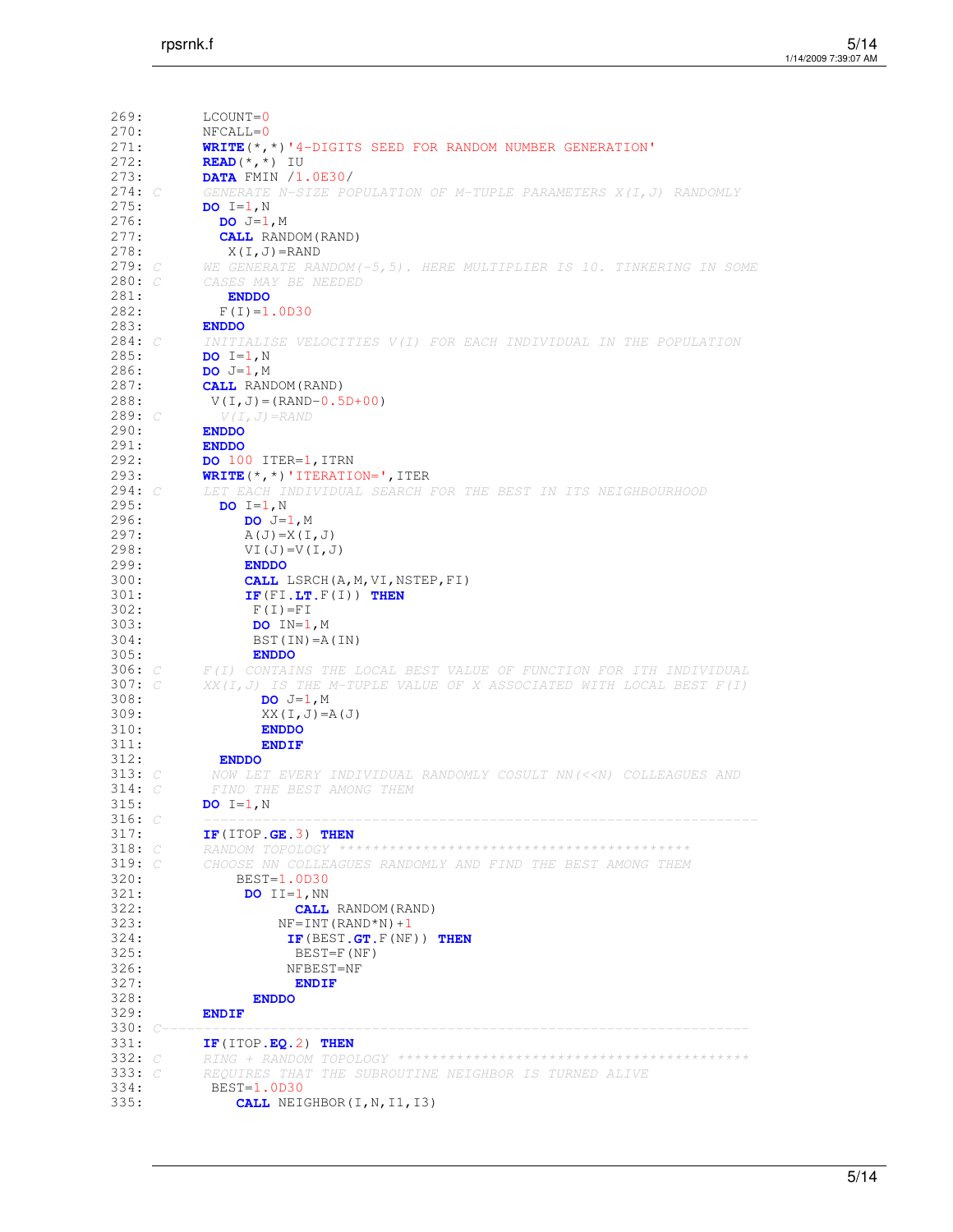```
269:       LCOUNT=0
270:       NFCALL=0
271:       WRITE(*,*)'4-DIGITS SEED FOR RANDOM NUMBER GENERATION'
272:       READ(*,*) IU
273:       DATA FMIN /1.0E30/
274: C     GENERATE N-SIZE POPULATION OF M-TUPLE PARAMETERS X(I,J) RANDOMLY
275:       DO I=1,N
276:         DO J=1,M
277:         CALL RANDOM(RAND)
278:          X(I,J)=RAND
279: C     WE GENERATE RANDOM(-5,5). HERE MULTIPLIER IS 10. TINKERING IN SOME
280: C     CASES MAY BE NEEDED
281:          ENDDO
282:         F(I)=1.0D30
283:       ENDDO
284: C     INITIALISE VELOCITIES V(I) FOR EACH INDIVIDUAL IN THE POPULATION
285:       DO I=1,N
286:       DO J=1,M
287:       CALL RANDOM(RAND)
288:        V(I,J)=(RAND-0.5D+00)
289: C       V(I,J)=RAND
290:       ENDDO
291:       ENDDO
292:       DO 100 ITER=1,ITRN
293:       WRITE(*,*)'ITERATION=',ITER
294: C     LET EACH INDIVIDUAL SEARCH FOR THE BEST IN ITS NEIGHBOURHOOD
295:         DO I=1,N
296:            DO J=1,M
297:            A(J)=X(I,J)
298:            VI(J)=V(I,J)
299:            ENDDO
300:            CALL LSRCH(A,M,VI,NSTEP,FI)
301:            IF(FI.LT.F(I)) THEN
302:             F(I)=FI
303:             DO IN=1,M
304:             BST(IN)=A(IN)
305:             ENDDO
306: C     F(I) CONTAINS THE LOCAL BEST VALUE OF FUNCTION FOR ITH INDIVIDUAL
307: C     XX(I,J) IS THE M-TUPLE VALUE OF X ASSOCIATED WITH LOCAL BEST F(I)
308:              DO J=1,M
309:              XX(I,J)=A(J)
310:              ENDDO
311:              ENDIF
312:         ENDDO
313: C      NOW LET EVERY INDIVIDUAL RANDOMLY COSULT NN(<<N) COLLEAGUES AND
314: C      FIND THE BEST AMONG THEM
315:       DO I=1,N
316: C     ------------------------------------------------------------------
317:       IF(ITOP.GE.3) THEN
318: C     RANDOM TOPOLOGY ******************************************
319: C     CHOOSE NN COLLEAGUES RANDOMLY AND FIND THE BEST AMONG THEM
320:           BEST=1.0D30
321:            DO II=1,NN
322:                  CALL RANDOM(RAND)
323:                NF=INT(RAND*N)+1
324:                 IF(BEST.GT.F(NF)) THEN
325:                  BEST=F(NF)
326:                 NFBEST=NF
327:                  ENDIF
328:             ENDDO
329:       ENDIF
330: C------------------------------------------------------------------
331:       IF(ITOP.EQ.2) THEN
332: C     RING + RANDOM TOPOLOGY ******************************************
333: C     REQUIRES THAT THE SUBROUTINE NEIGHBOR IS TURNED ALIVE
334:        BEST=1.0D30
335:          CALL NEIGHBOR(I,N,I1,I3)
```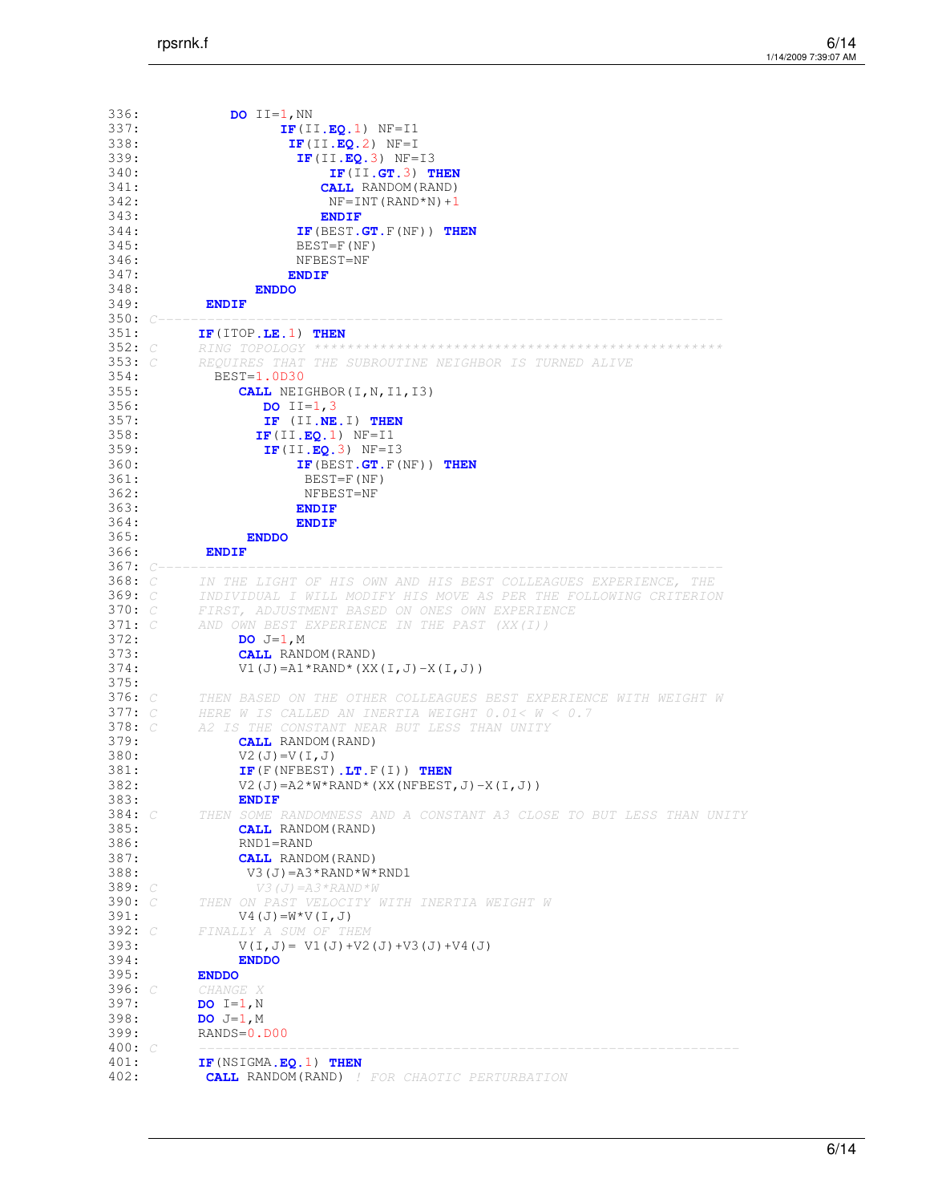```
336:          DO II=1,NN
337:                IF(II.EQ.1) NF=I1
338:                 IF(II.EQ.2) NF=I
339:                  IF(II.EQ.3) NF=I3
340:                      IF(II.GT.3) THEN
341:                     CALL RANDOM(RAND)
342:                      NF=INT(RAND*N)+1
343:                     ENDIF
344:                  IF(BEST.GT.F(NF)) THEN
345:                  BEST=F(NF)
346:                  NFBEST=NF
347:                 ENDIF
348:             ENDDO
349:       ENDIF
350: C-----------------------------------------------------------------------
351:      IF(ITOP.LE.1) THEN
352: C     RING TOPOLOGY **************************************************
353: C     REQUIRES THAT THE SUBROUTINE NEIGHBOR IS TURNED ALIVE
354:        BEST=1.0D30
355:           CALL NEIGHBOR(I,N,I1,I3)
356:             DO II=1,3
357:             IF (II.NE.I) THEN
358:            IF(II.EQ.1) NF=I1
359:             IF(II.EQ.3) NF=I3
360:                 IF(BEST.GT.F(NF)) THEN
361:                  BEST=F(NF)
362:                  NFBEST=NF
363:                 ENDIF
364:                 ENDIF
365:            ENDDO
366:       ENDIF
367: C-----------------------------------------------------------------------
368: C     IN THE LIGHT OF HIS OWN AND HIS BEST COLLEAGUES EXPERIENCE, THE
369: C     INDIVIDUAL I WILL MODIFY HIS MOVE AS PER THE FOLLOWING CRITERION
370: C     FIRST, ADJUSTMENT BASED ON ONES OWN EXPERIENCE
371: C     AND OWN BEST EXPERIENCE IN THE PAST (XX(I))
372:           DO J=1,M
373:           CALL RANDOM(RAND)
374:           V1(J)=A1*RAND*(XX(I,J)-X(I,J))
375:
376: C     THEN BASED ON THE OTHER COLLEAGUES BEST EXPERIENCE WITH WEIGHT W
377: C     HERE W IS CALLED AN INERTIA WEIGHT 0.01< W < 0.7
378: C     A2 IS THE CONSTANT NEAR BUT LESS THAN UNITY
379:           CALL RANDOM(RAND)
380:           V2(J)=V(I,J)
381:           IF(F(NFBEST).LT.F(I)) THEN
382:           V2(J)=A2*W*RAND*(XX(NFBEST,J)-X(I,J))
383:           ENDIF
384: C     THEN SOME RANDOMNESS AND A CONSTANT A3 CLOSE TO BUT LESS THAN UNITY
385:           CALL RANDOM(RAND)
386:           RND1=RAND
387:           CALL RANDOM(RAND)
388:            V3(J)=A3*RAND*W*RND1
389: C           V3(J)=A3*RAND*W
390: C     THEN ON PAST VELOCITY WITH INERTIA WEIGHT W
391:           V4(J)=W*V(I,J)
392: C     FINALLY A SUM OF THEM
393:           V(I,J)= V1(J)+V2(J)+V3(J)+V4(J)
394:           ENDDO
395:      ENDDO
396: C     CHANGE X
397:      DO I=1,N
398:      DO J=1,M
399:      RANDS=0.D00
400: C     -------------------------------------------------------------------
401:      IF(NSIGMA.EQ.1) THEN
402:       CALL RANDOM(RAND) ! FOR CHAOTIC PERTURBATION
```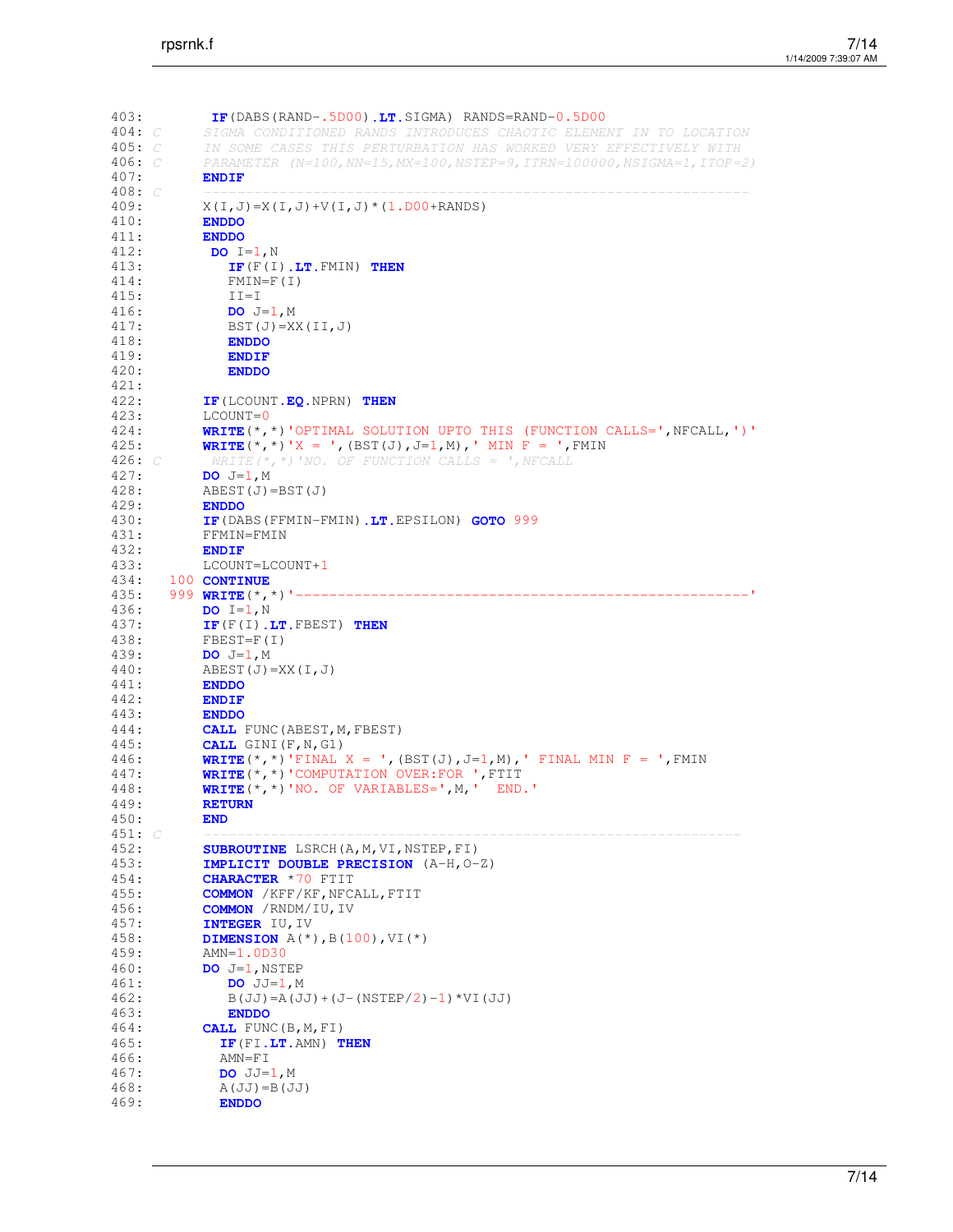```fortran
403:        IF(DABS(RAND-.5D00).LT.SIGMA) RANDS=RAND-0.5D00
404: C      SIGMA CONDITIONED RANDS INTRODUCES CHAOTIC ELEMENT IN TO LOCATION
405: C      IN SOME CASES THIS PERTURBATION HAS WORKED VERY EFFECTIVELY WITH
406: C      PARAMETER (N=100,NN=15,MX=100,NSTEP=9,ITRN=100000,NSIGMA=1,ITOP=2)
407:       ENDIF
408: C     -----------------------------------------------------------------
409:       X(I,J)=X(I,J)+V(I,J)*(1.D00+RANDS)
410:       ENDDO
411:       ENDDO
412:        DO I=1,N
413:          IF(F(I).LT.FMIN) THEN
414:          FMIN=F(I)
415:          II=I
416:          DO J=1,M
417:          BST(J)=XX(II,J)
418:          ENDDO
419:          ENDIF
420:          ENDDO
421:
422:       IF(LCOUNT.EQ.NPRN) THEN
423:       LCOUNT=0
424:       WRITE(*,*)'OPTIMAL SOLUTION UPTO THIS (FUNCTION CALLS=',NFCALL,')'
425:       WRITE(*,*)'X = ',(BST(J),J=1,M),' MIN F = ',FMIN
426: C       WRITE(*,*)'NO. OF FUNCTION CALLS = ',NFCALL
427:       DO J=1,M
428:       ABEST(J)=BST(J)
429:       ENDDO
430:       IF(DABS(FFMIN-FMIN).LT.EPSILON) GOTO 999
431:       FFMIN=FMIN
432:       ENDIF
433:       LCOUNT=LCOUNT+1
434:   100 CONTINUE
435:   999 WRITE(*,*)'------------------------------------------------------'
436:       DO I=1,N
437:       IF(F(I).LT.FBEST) THEN
438:       FBEST=F(I)
439:       DO J=1,M
440:       ABEST(J)=XX(I,J)
441:       ENDDO
442:       ENDIF
443:       ENDDO
444:       CALL FUNC(ABEST,M,FBEST)
445:       CALL GINI(F,N,G1)
446:       WRITE(*,*)'FINAL X = ',(BST(J),J=1,M),' FINAL MIN F = ',FMIN
447:       WRITE(*,*)'COMPUTATION OVER:FOR ',FTIT
448:       WRITE(*,*)'NO. OF VARIABLES=',M,'  END.'
449:       RETURN
450:       END
451: C     -----------------------------------------------------------------
452:       SUBROUTINE LSRCH(A,M,VI,NSTEP,FI)
453:       IMPLICIT DOUBLE PRECISION (A-H,O-Z)
454:       CHARACTER *70 FTIT
455:       COMMON /KFF/KF,NFCALL,FTIT
456:       COMMON /RNDM/IU,IV
457:       INTEGER IU,IV
458:       DIMENSION A(*),B(100),VI(*)
459:       AMN=1.0D30
460:       DO J=1,NSTEP
461:          DO JJ=1,M
462:          B(JJ)=A(JJ)+(J-(NSTEP/2)-1)*VI(JJ)
463:          ENDDO
464:       CALL FUNC(B,M,FI)
465:         IF(FI.LT.AMN) THEN
466:         AMN=FI
467:         DO JJ=1,M
468:         A(JJ)=B(JJ)
469:         ENDDO
```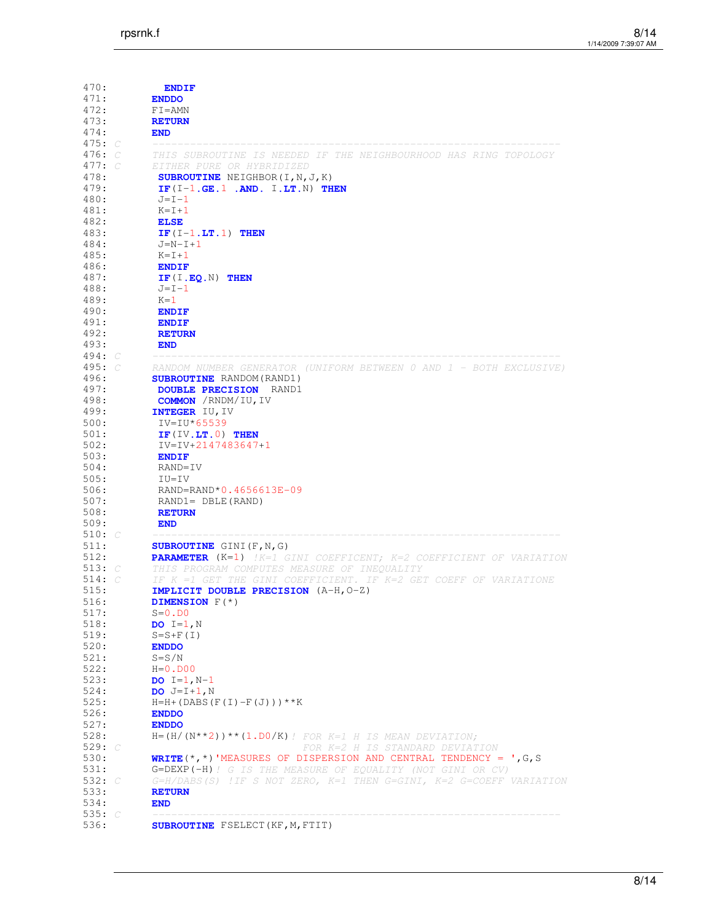```fortran
470:          ENDIF
471:        ENDDO
472:        FI=AMN
473:        RETURN
474:        END
475: C      -----------------------------------------------------------------
476: C      THIS SUBROUTINE IS NEEDED IF THE NEIGHBOURHOOD HAS RING TOPOLOGY
477: C      EITHER PURE OR HYBRIDIZED
478:         SUBROUTINE NEIGHBOR(I,N,J,K)
479:         IF(I-1.GE.1 .AND. I.LT.N) THEN
480:         J=I-1
481:         K=I+1
482:         ELSE
483:         IF(I-1.LT.1) THEN
484:         J=N-I+1
485:         K=I+1
486:         ENDIF
487:         IF(I.EQ.N) THEN
488:         J=I-1
489:         K=1
490:         ENDIF
491:         ENDIF
492:         RETURN
493:         END
494: C      -----------------------------------------------------------------
495: C      RANDOM NUMBER GENERATOR (UNIFORM BETWEEN 0 AND 1 - BOTH EXCLUSIVE)
496:        SUBROUTINE RANDOM(RAND1)
497:         DOUBLE PRECISION  RAND1
498:         COMMON /RNDM/IU,IV
499:        INTEGER IU,IV
500:         IV=IU*65539
501:         IF(IV.LT.0) THEN
502:         IV=IV+2147483647+1
503:         ENDIF
504:         RAND=IV
505:         IU=IV
506:         RAND=RAND*0.4656613E-09
507:         RAND1= DBLE(RAND)
508:         RETURN
509:         END
510: C      -----------------------------------------------------------------
511:        SUBROUTINE GINI(F,N,G)
512:        PARAMETER (K=1) !K=1 GINI COEFFICENT; K=2 COEFFICIENT OF VARIATION
513: C      THIS PROGRAM COMPUTES MEASURE OF INEQUALITY
514: C      IF K =1 GET THE GINI COEFFICIENT. IF K=2 GET COEFF OF VARIATIONE
515:        IMPLICIT DOUBLE PRECISION (A-H,O-Z)
516:        DIMENSION F(*)
517:        S=0.D0
518:        DO I=1,N
519:        S=S+F(I)
520:        ENDDO
521:        S=S/N
522:        H=0.D00
523:        DO I=1,N-1
524:        DO J=I+1,N
525:        H=H+(DABS(F(I)-F(J)))**K
526:        ENDDO
527:        ENDDO
528:        H=(H/(N**2))**(1.D0/K)! FOR K=1 H IS MEAN DEVIATION;
529: C                               FOR K=2 H IS STANDARD DEVIATION
530:        WRITE(*,*)'MEASURES OF DISPERSION AND CENTRAL TENDENCY = ',G,S
531:        G=DEXP(-H)! G IS THE MEASURE OF EQUALITY (NOT GINI OR CV)
532: C      G=H/DABS(S) !IF S NOT ZERO, K=1 THEN G=GINI, K=2 G=COEFF VARIATION
533:        RETURN
534:        END
535: C      -----------------------------------------------------------------
536:        SUBROUTINE FSELECT(KF,M,FTIT)
```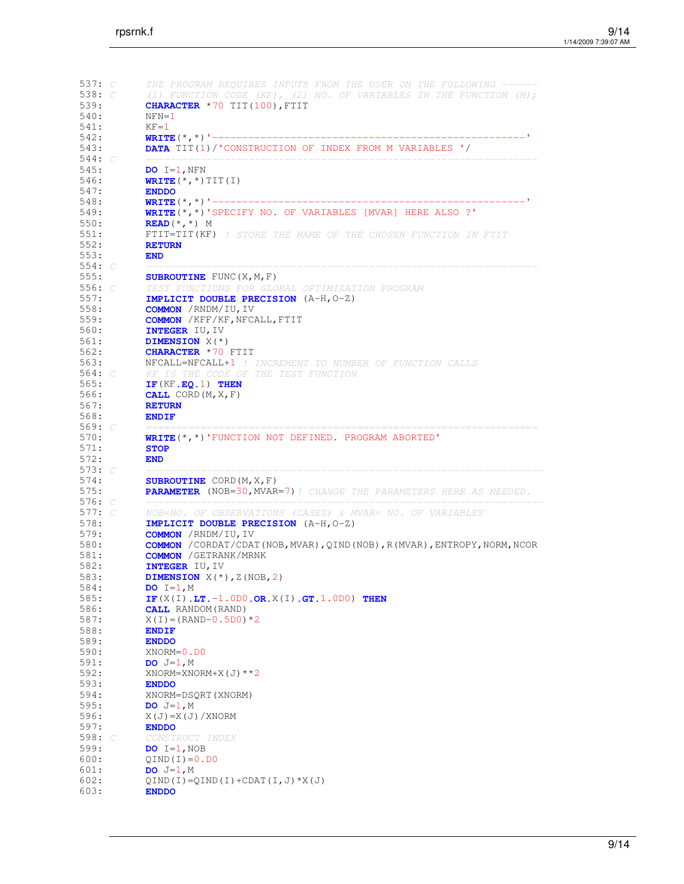```fortran
537: C     THE PROGRAM REQUIRES INPUTS FROM THE USER ON THE FOLLOWING ------
538: C     (1) FUNCTION CODE (KF), (2) NO. OF VARIABLES IN THE FUNCTION (M);
539:       CHARACTER *70 TIT(100),FTIT
540:       NFN=1
541:       KF=1
542:       WRITE(*,*)'----------------------------------------------------'
543:       DATA TIT(1)/'CONSTRUCTION OF INDEX FROM M VARIABLES '/
544: C     -----------------------------------------------------------------
545:       DO I=1,NFN
546:       WRITE(*,*)TIT(I)
547:       ENDDO
548:       WRITE(*,*)'----------------------------------------------------'
549:       WRITE(*,*)'SPECIFY NO. OF VARIABLES [MVAR] HERE ALSO ?'
550:       READ(*,*) M
551:       FTIT=TIT(KF) ! STORE THE NAME OF THE CHOSEN FUNCTION IN FTIT
552:       RETURN
553:       END
554: C     -----------------------------------------------------------------
555:       SUBROUTINE FUNC(X,M,F)
556: C     TEST FUNCTIONS FOR GLOBAL OPTIMIZATION PROGRAM
557:       IMPLICIT DOUBLE PRECISION (A-H,O-Z)
558:       COMMON /RNDM/IU,IV
559:       COMMON /KFF/KF,NFCALL,FTIT
560:       INTEGER IU,IV
561:       DIMENSION X(*)
562:       CHARACTER *70 FTIT
563:       NFCALL=NFCALL+1 ! INCREMENT TO NUMBER OF FUNCTION CALLS
564: C     KF IS THE CODE OF THE TEST FUNCTION
565:       IF(KF.EQ.1) THEN
566:       CALL CORD(M,X,F)
567:       RETURN
568:       ENDIF
569: C     =================================================================
570:       WRITE(*,*)'FUNCTION NOT DEFINED. PROGRAM ABORTED'
571:       STOP
572:       END
573: C     ------------------------------------------------------------------
574:       SUBROUTINE CORD(M,X,F)
575:       PARAMETER (NOB=30,MVAR=7)! CHANGE THE PARAMETERS HERE AS NEEDED.
576: C     ------------------------------------------------------------------
577: C     NOB=NO. OF OBSERVATIONS (CASES) & MVAR= NO. OF VARIABLES
578:       IMPLICIT DOUBLE PRECISION (A-H,O-Z)
579:       COMMON /RNDM/IU,IV
580:       COMMON /CORDAT/CDAT(NOB,MVAR),QIND(NOB),R(MVAR),ENTROPY,NORM,NCOR
581:       COMMON /GETRANK/MRNK
582:       INTEGER IU,IV
583:       DIMENSION X(*),Z(NOB,2)
584:       DO I=1,M
585:       IF(X(I).LT.-1.0D0.OR.X(I).GT.1.0D0) THEN
586:       CALL RANDOM(RAND)
587:       X(I)=(RAND-0.5D0)*2
588:       ENDIF
589:       ENDDO
590:       XNORM=0.D0
591:       DO J=1,M
592:       XNORM=XNORM+X(J)**2
593:       ENDDO
594:       XNORM=DSQRT(XNORM)
595:       DO J=1,M
596:       X(J)=X(J)/XNORM
597:       ENDDO
598: C     CONSTRUCT INDEX
599:       DO I=1,NOB
600:       QIND(I)=0.D0
601:       DO J=1,M
602:       QIND(I)=QIND(I)+CDAT(I,J)*X(J)
603:       ENDDO
```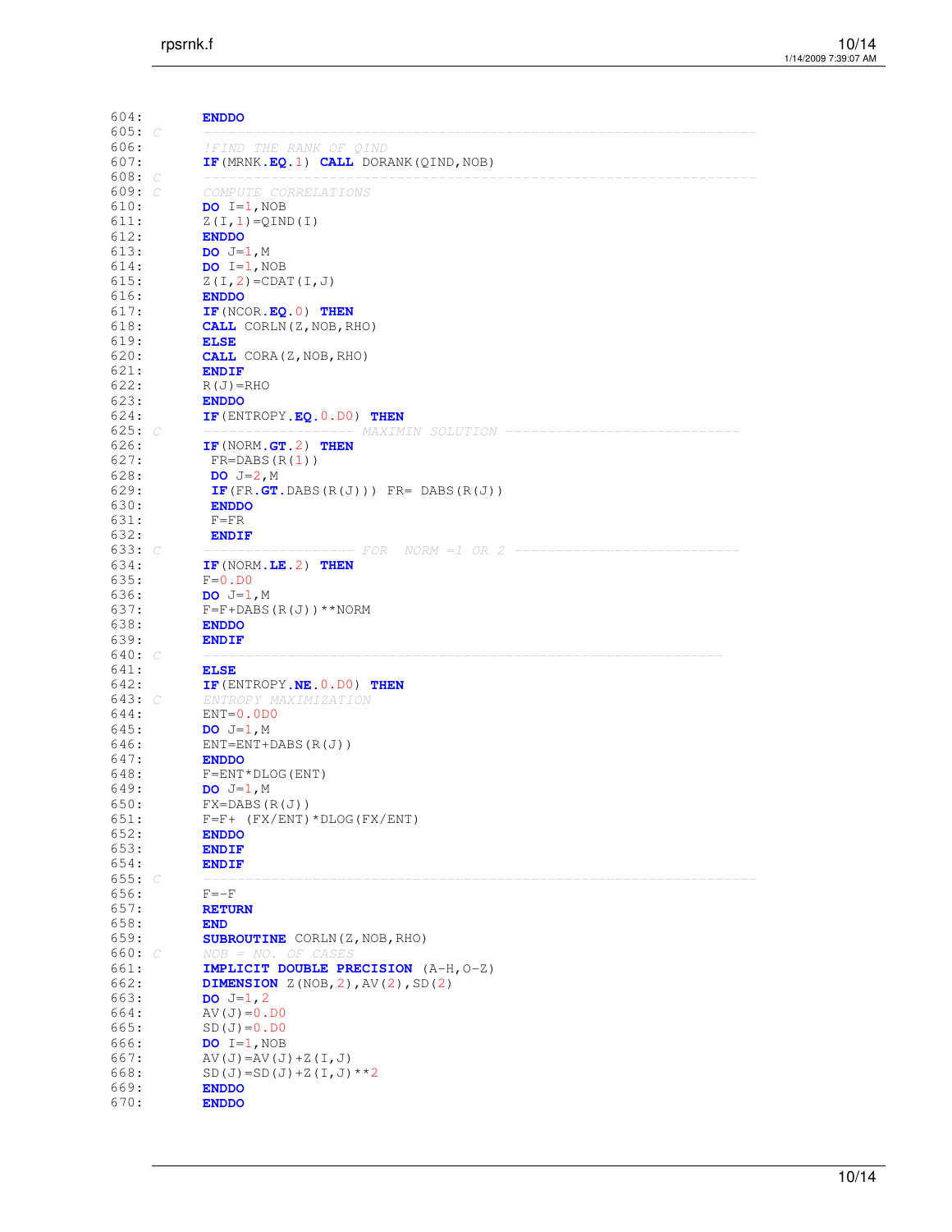```fortran
604:       ENDDO
605: C     ------------------------------------------------------------------
606:       !FIND THE RANK OF QIND
607:       IF(MRNK.EQ.1) CALL DORANK(QIND,NOB)
608: C     ------------------------------------------------------------------
609: C     COMPUTE CORRELATIONS
610:       DO I=1,NOB
611:       Z(I,1)=QIND(I)
612:       ENDDO
613:       DO J=1,M
614:       DO I=1,NOB
615:       Z(I,2)=CDAT(I,J)
616:       ENDDO
617:       IF(NCOR.EQ.0) THEN
618:       CALL CORLN(Z,NOB,RHO)
619:       ELSE
620:       CALL CORA(Z,NOB,RHO)
621:       ENDIF
622:       R(J)=RHO
623:       ENDDO
624:       IF(ENTROPY.EQ.0.D0) THEN
625: C     ------------------ MAXIMIN SOLUTION ----------------------------
626:       IF(NORM.GT.2) THEN
627:        FR=DABS(R(1))
628:        DO J=2,M
629:        IF(FR.GT.DABS(R(J))) FR= DABS(R(J))
630:        ENDDO
631:        F=FR
632:        ENDIF
633: C     ------------------ FOR  NORM =1 OR 2 ---------------------------
634:       IF(NORM.LE.2) THEN
635:       F=0.D0
636:       DO J=1,M
637:       F=F+DABS(R(J))**NORM
638:       ENDDO
639:       ENDIF
640: C     --------------------------------------------------------------
641:       ELSE
642:       IF(ENTROPY.NE.0.D0) THEN
643: C     ENTROPY MAXIMIZATION
644:       ENT=0.0D0
645:       DO J=1,M
646:       ENT=ENT+DABS(R(J))
647:       ENDDO
648:       F=ENT*DLOG(ENT)
649:       DO J=1,M
650:       FX=DABS(R(J))
651:       F=F+ (FX/ENT)*DLOG(FX/ENT)
652:       ENDDO
653:       ENDIF
654:       ENDIF
655: C     ------------------------------------------------------------------
656:       F=-F
657:       RETURN
658:       END
659:       SUBROUTINE CORLN(Z,NOB,RHO)
660: C     NOB = NO. OF CASES
661:       IMPLICIT DOUBLE PRECISION (A-H,O-Z)
662:       DIMENSION Z(NOB,2),AV(2),SD(2)
663:       DO J=1,2
664:       AV(J)=0.D0
665:       SD(J)=0.D0
666:       DO I=1,NOB
667:       AV(J)=AV(J)+Z(I,J)
668:       SD(J)=SD(J)+Z(I,J)**2
669:       ENDDO
670:       ENDDO
```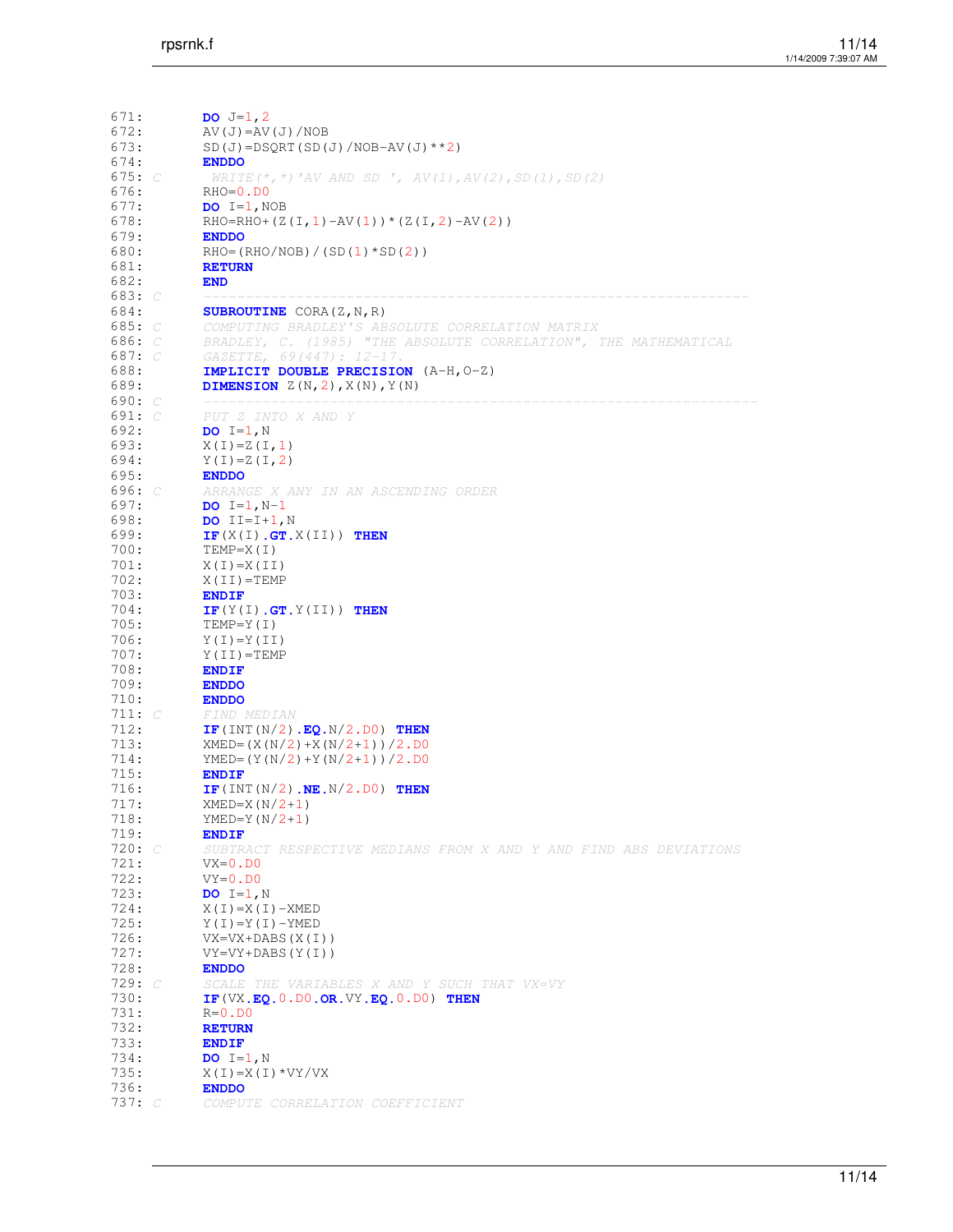```
671:       DO J=1,2
672:       AV(J)=AV(J)/NOB
673:       SD(J)=DSQRT(SD(J)/NOB-AV(J)**2)
674:       ENDDO
675: C       WRITE(*,*)'AV AND SD ', AV(1),AV(2),SD(1),SD(2)
676:       RHO=0.D0
677:       DO I=1,NOB
678:       RHO=RHO+(Z(I,1)-AV(1))*(Z(I,2)-AV(2))
679:       ENDDO
680:       RHO=(RHO/NOB)/(SD(1)*SD(2))
681:       RETURN
682:       END
683: C     -----------------------------------------------------------------
684:       SUBROUTINE CORA(Z,N,R)
685: C     COMPUTING BRADLEY'S ABSOLUTE CORRELATION MATRIX
686: C     BRADLEY, C. (1985) "THE ABSOLUTE CORRELATION", THE MATHEMATICAL
687: C     GAZETTE, 69(447): 12-17.
688:       IMPLICIT DOUBLE PRECISION (A-H,O-Z)
689:       DIMENSION Z(N,2),X(N),Y(N)
690: C     ------------------------------------------------------------------
691: C     PUT Z INTO X AND Y
692:       DO I=1,N
693:       X(I)=Z(I,1)
694:       Y(I)=Z(I,2)
695:       ENDDO
696: C     ARRANGE X ANY IN AN ASCENDING ORDER
697:       DO I=1,N-1
698:       DO II=I+1,N
699:       IF(X(I).GT.X(II)) THEN
700:       TEMP=X(I)
701:       X(I)=X(II)
702:       X(II)=TEMP
703:       ENDIF
704:       IF(Y(I).GT.Y(II)) THEN
705:       TEMP=Y(I)
706:       Y(I)=Y(II)
707:       Y(II)=TEMP
708:       ENDIF
709:       ENDDO
710:       ENDDO
711: C     FIND MEDIAN
712:       IF(INT(N/2).EQ.N/2.D0) THEN
713:       XMED=(X(N/2)+X(N/2+1))/2.D0
714:       YMED=(Y(N/2)+Y(N/2+1))/2.D0
715:       ENDIF
716:       IF(INT(N/2).NE.N/2.D0) THEN
717:       XMED=X(N/2+1)
718:       YMED=Y(N/2+1)
719:       ENDIF
720: C     SUBTRACT RESPECTIVE MEDIANS FROM X AND Y AND FIND ABS DEVIATIONS
721:       VX=0.D0
722:       VY=0.D0
723:       DO I=1,N
724:       X(I)=X(I)-XMED
725:       Y(I)=Y(I)-YMED
726:       VX=VX+DABS(X(I))
727:       VY=VY+DABS(Y(I))
728:       ENDDO
729: C     SCALE THE VARIABLES X AND Y SUCH THAT VX=VY
730:       IF(VX.EQ.0.D0.OR.VY.EQ.0.D0) THEN
731:       R=0.D0
732:       RETURN
733:       ENDIF
734:       DO I=1,N
735:       X(I)=X(I)*VY/VX
736:       ENDDO
737: C     COMPUTE CORRELATION COEFFICIENT
```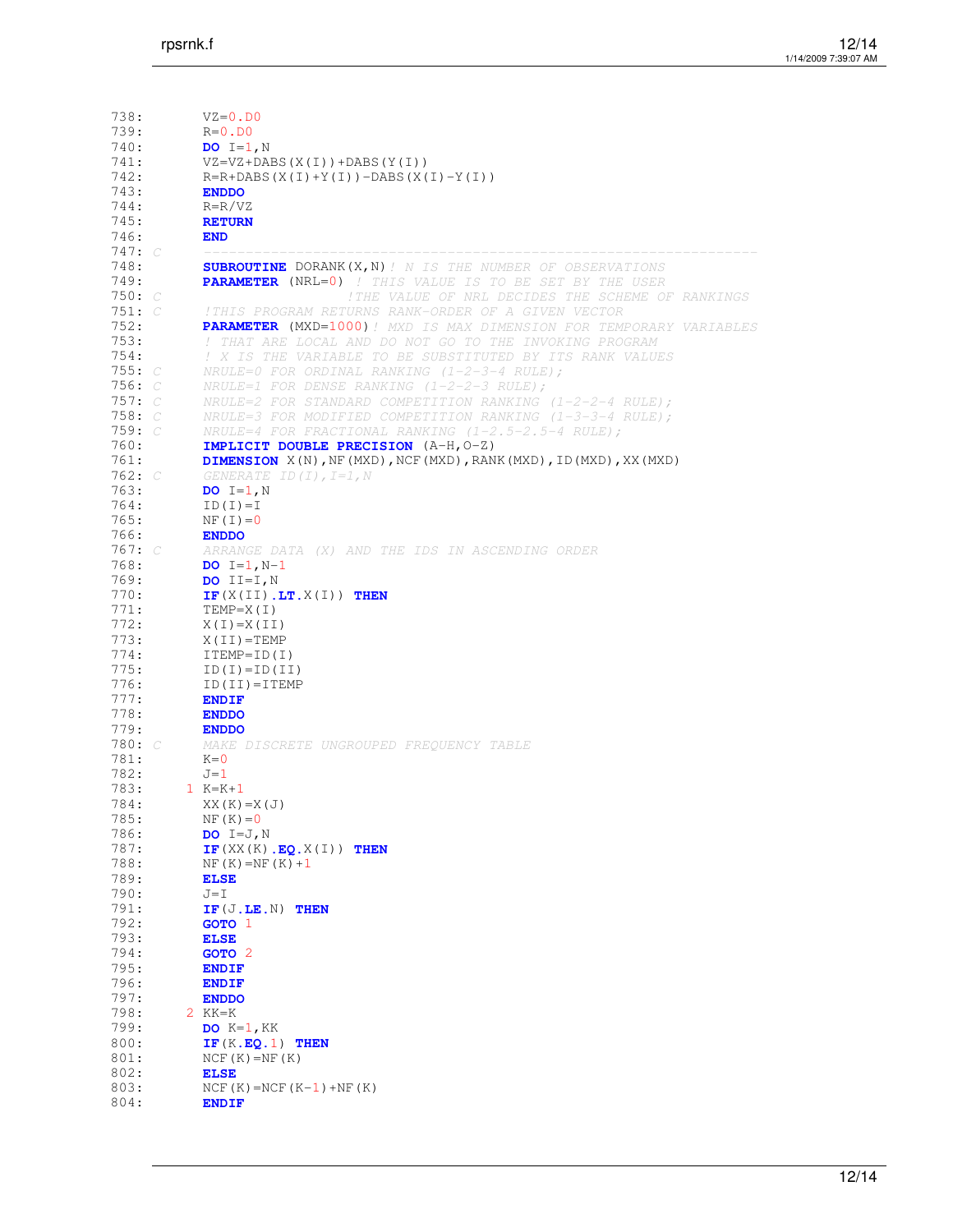```fortran
738:       VZ=0.D0
739:       R=0.D0
740:       DO I=1,N
741:       VZ=VZ+DABS(X(I))+DABS(Y(I))
742:       R=R+DABS(X(I)+Y(I))-DABS(X(I)-Y(I))
743:       ENDDO
744:       R=R/VZ
745:       RETURN
746:       END
747: C     -----------------------------------------------------------------
748:       SUBROUTINE DORANK(X,N)! N IS THE NUMBER OF OBSERVATIONS
749:       PARAMETER (NRL=0) ! THIS VALUE IS TO BE SET BY THE USER
750: C                       !THE VALUE OF NRL DECIDES THE SCHEME OF RANKINGS
751: C     !THIS PROGRAM RETURNS RANK-ORDER OF A GIVEN VECTOR
752:       PARAMETER (MXD=1000)! MXD IS MAX DIMENSION FOR TEMPORARY VARIABLES
753:       ! THAT ARE LOCAL AND DO NOT GO TO THE INVOKING PROGRAM
754:       ! X IS THE VARIABLE TO BE SUBSTITUTED BY ITS RANK VALUES
755: C     NRULE=0 FOR ORDINAL RANKING (1-2-3-4 RULE);
756: C     NRULE=1 FOR DENSE RANKING (1-2-2-3 RULE);
757: C     NRULE=2 FOR STANDARD COMPETITION RANKING (1-2-2-4 RULE);
758: C     NRULE=3 FOR MODIFIED COMPETITION RANKING (1-3-3-4 RULE);
759: C     NRULE=4 FOR FRACTIONAL RANKING (1-2.5-2.5-4 RULE);
760:       IMPLICIT DOUBLE PRECISION (A-H,O-Z)
761:       DIMENSION X(N),NF(MXD),NCF(MXD),RANK(MXD),ID(MXD),XX(MXD)
762: C     GENERATE ID(I),I=1,N
763:       DO I=1,N
764:       ID(I)=I
765:       NF(I)=0
766:       ENDDO
767: C     ARRANGE DATA (X) AND THE IDS IN ASCENDING ORDER
768:       DO I=1,N-1
769:       DO II=I,N
770:       IF(X(II).LT.X(I)) THEN
771:       TEMP=X(I)
772:       X(I)=X(II)
773:       X(II)=TEMP
774:       ITEMP=ID(I)
775:       ID(I)=ID(II)
776:       ID(II)=ITEMP
777:       ENDIF
778:       ENDDO
779:       ENDDO
780: C     MAKE DISCRETE UNGROUPED FREQUENCY TABLE
781:       K=0
782:       J=1
783:     1 K=K+1
784:       XX(K)=X(J)
785:       NF(K)=0
786:       DO I=J,N
787:       IF(XX(K).EQ.X(I)) THEN
788:       NF(K)=NF(K)+1
789:       ELSE
790:       J=I
791:       IF(J.LE.N) THEN
792:       GOTO 1
793:       ELSE
794:       GOTO 2
795:       ENDIF
796:       ENDIF
797:       ENDDO
798:     2 KK=K
799:       DO K=1,KK
800:       IF(K.EQ.1) THEN
801:       NCF(K)=NF(K)
802:       ELSE
803:       NCF(K)=NCF(K-1)+NF(K)
804:       ENDIF
```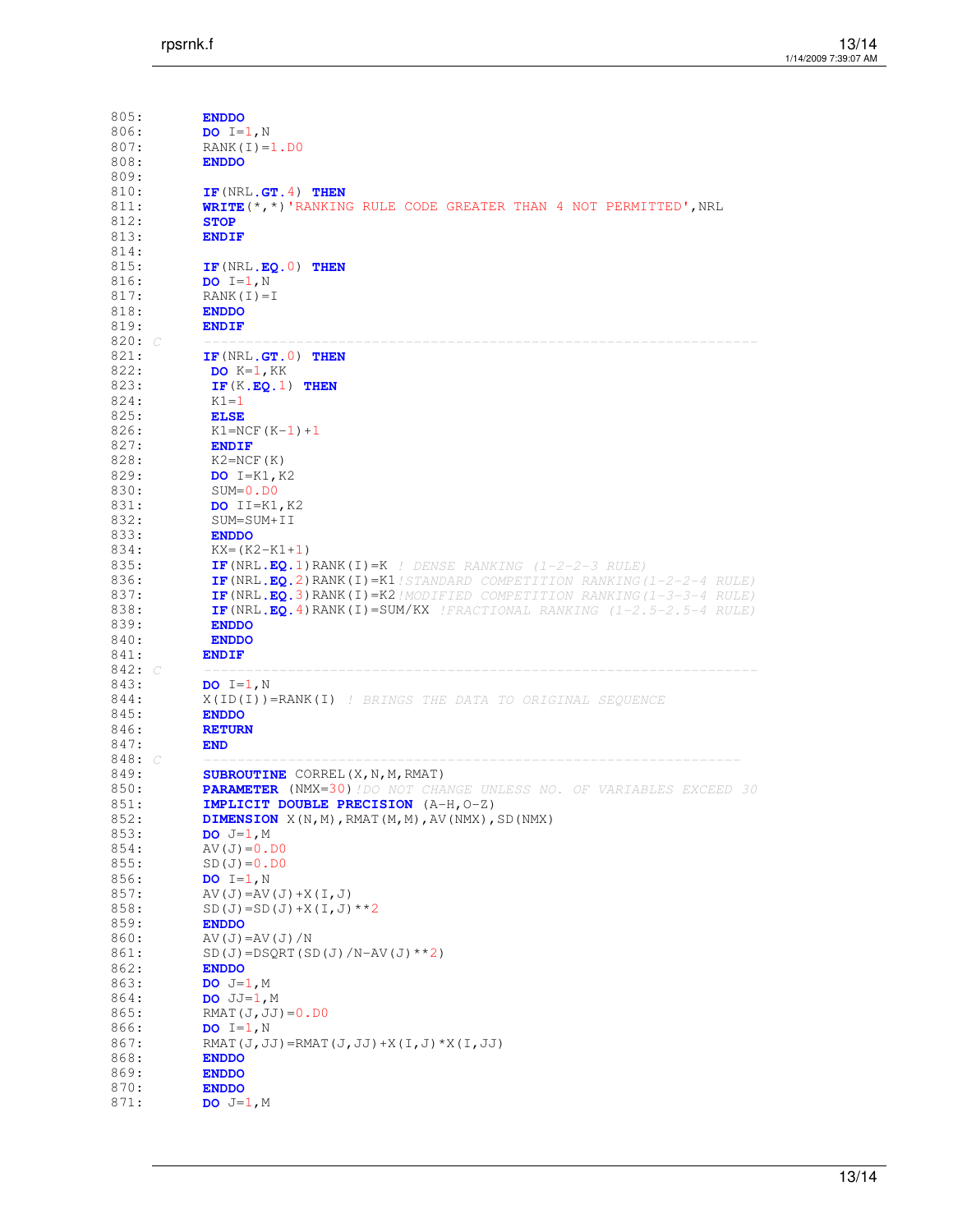```
805:       ENDDO
806:       DO I=1,N
807:       RANK(I)=1.D0
808:       ENDDO
809:
810:       IF(NRL.GT.4) THEN
811:       WRITE(*,*)'RANKING RULE CODE GREATER THAN 4 NOT PERMITTED',NRL
812:       STOP
813:       ENDIF
814:
815:       IF(NRL.EQ.0) THEN
816:       DO I=1,N
817:       RANK(I)=I
818:       ENDDO
819:       ENDIF
820: C     -----------------------------------------------------------------
821:       IF(NRL.GT.0) THEN
822:        DO K=1,KK
823:        IF(K.EQ.1) THEN
824:        K1=1
825:        ELSE
826:        K1=NCF(K-1)+1
827:        ENDIF
828:        K2=NCF(K)
829:        DO I=K1,K2
830:        SUM=0.D0
831:        DO II=K1,K2
832:        SUM=SUM+II
833:        ENDDO
834:        KX=(K2-K1+1)
835:        IF(NRL.EQ.1)RANK(I)=K ! DENSE RANKING (1-2-2-3 RULE)
836:        IF(NRL.EQ.2)RANK(I)=K1!STANDARD COMPETITION RANKING(1-2-2-4 RULE)
837:        IF(NRL.EQ.3)RANK(I)=K2!MODIFIED COMPETITION RANKING(1-3-3-4 RULE)
838:        IF(NRL.EQ.4)RANK(I)=SUM/KX !FRACTIONAL RANKING (1-2.5-2.5-4 RULE)
839:        ENDDO
840:        ENDDO
841:       ENDIF
842: C     -----------------------------------------------------------------
843:       DO I=1,N
844:       X(ID(I))=RANK(I) ! BRINGS THE DATA TO ORIGINAL SEQUENCE
845:       ENDDO
846:       RETURN
847:       END
848: C     ----------------------------------------------------------------
849:       SUBROUTINE CORREL(X,N,M,RMAT)
850:       PARAMETER (NMX=30)!DO NOT CHANGE UNLESS NO. OF VARIABLES EXCEED 30
851:       IMPLICIT DOUBLE PRECISION (A-H,O-Z)
852:       DIMENSION X(N,M),RMAT(M,M),AV(NMX),SD(NMX)
853:       DO J=1,M
854:       AV(J)=0.D0
855:       SD(J)=0.D0
856:       DO I=1,N
857:       AV(J)=AV(J)+X(I,J)
858:       SD(J)=SD(J)+X(I,J)**2
859:       ENDDO
860:       AV(J)=AV(J)/N
861:       SD(J)=DSQRT(SD(J)/N-AV(J)**2)
862:       ENDDO
863:       DO J=1,M
864:       DO JJ=1,M
865:       RMAT(J,JJ)=0.D0
866:       DO I=1,N
867:       RMAT(J,JJ)=RMAT(J,JJ)+X(I,J)*X(I,JJ)
868:       ENDDO
869:       ENDDO
870:       ENDDO
871:       DO J=1,M
```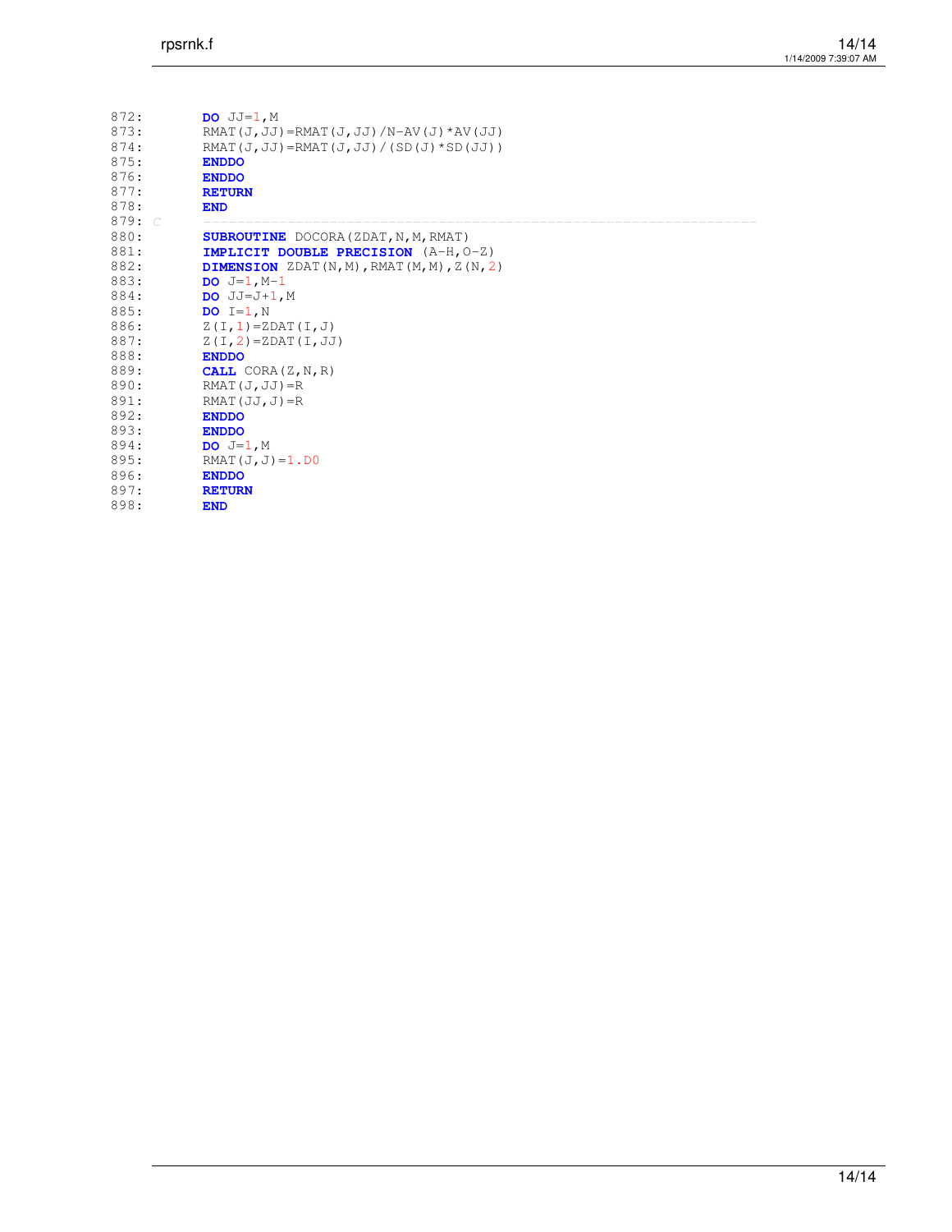```
872:       DO JJ=1,M
873:       RMAT(J,JJ)=RMAT(J,JJ)/N-AV(J)*AV(JJ)
874:       RMAT(J,JJ)=RMAT(J,JJ)/(SD(J)*SD(JJ))
875:       ENDDO
876:       ENDDO
877:       RETURN
878:       END
879: C     ----------------------------------------------------------------
880:       SUBROUTINE DOCORA(ZDAT,N,M,RMAT)
881:       IMPLICIT DOUBLE PRECISION (A-H,O-Z)
882:       DIMENSION ZDAT(N,M),RMAT(M,M),Z(N,2)
883:       DO J=1,M-1
884:       DO JJ=J+1,M
885:       DO I=1,N
886:       Z(I,1)=ZDAT(I,J)
887:       Z(I,2)=ZDAT(I,JJ)
888:       ENDDO
889:       CALL CORA(Z,N,R)
890:       RMAT(J,JJ)=R
891:       RMAT(JJ,J)=R
892:       ENDDO
893:       ENDDO
894:       DO J=1,M
895:       RMAT(J,J)=1.D0
896:       ENDDO
897:       RETURN
898:       END
```